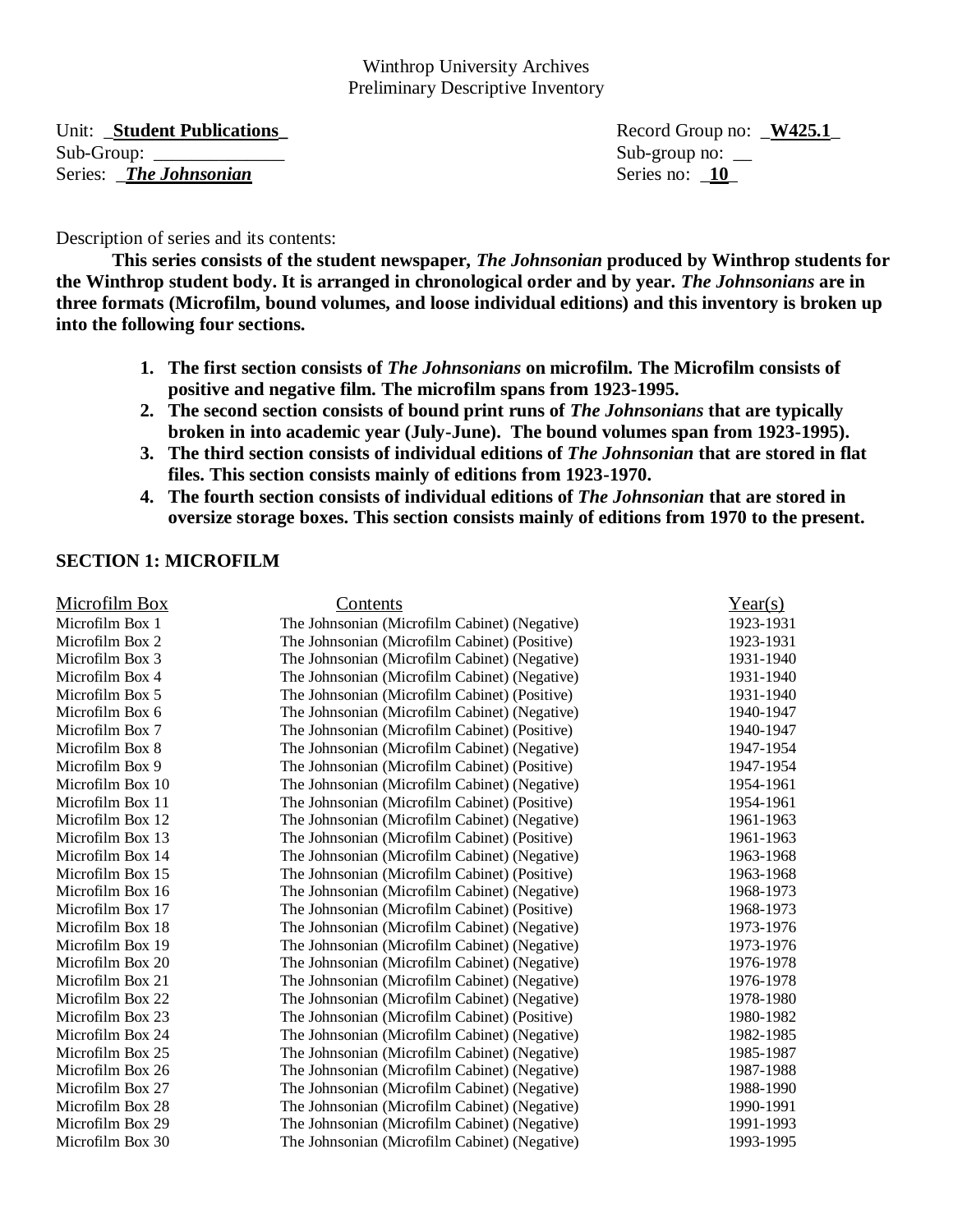Winthrop University Archives
Preliminary Descriptive Inventory

Unit: _**Student Publications**_ Record Group no: _**W425.1**_
Sub-Group: ______________ Sub-group no: __
Series: _***The Johnsonian***_ Series no: _**10**_

Description of series and its contents:

**This series consists of the student newspaper, *The Johnsonian* produced by Winthrop students for the Winthrop student body. It is arranged in chronological order and by year. *The Johnsonians* are in three formats (Microfilm, bound volumes, and loose individual editions) and this inventory is broken up into the following four sections.**

1. **The first section consists of *The Johnsonians* on microfilm. The Microfilm consists of positive and negative film. The microfilm spans from 1923-1995.**
2. **The second section consists of bound print runs of *The Johnsonians* that are typically broken in into academic year (July-June). The bound volumes span from 1923-1995).**
3. **The third section consists of individual editions of *The Johnsonian* that are stored in flat files. This section consists mainly of editions from 1923-1970.**
4. **The fourth section consists of individual editions of *The Johnsonian* that are stored in oversize storage boxes. This section consists mainly of editions from 1970 to the present.**

## SECTION 1: MICROFILM

| Microfilm Box | Contents | Year(s) |
|---|---|---|
| Microfilm Box 1 | The Johnsonian (Microfilm Cabinet) (Negative) | 1923-1931 |
| Microfilm Box 2 | The Johnsonian (Microfilm Cabinet) (Positive) | 1923-1931 |
| Microfilm Box 3 | The Johnsonian (Microfilm Cabinet) (Negative) | 1931-1940 |
| Microfilm Box 4 | The Johnsonian (Microfilm Cabinet) (Negative) | 1931-1940 |
| Microfilm Box 5 | The Johnsonian (Microfilm Cabinet) (Positive) | 1931-1940 |
| Microfilm Box 6 | The Johnsonian (Microfilm Cabinet) (Negative) | 1940-1947 |
| Microfilm Box 7 | The Johnsonian (Microfilm Cabinet) (Positive) | 1940-1947 |
| Microfilm Box 8 | The Johnsonian (Microfilm Cabinet) (Negative) | 1947-1954 |
| Microfilm Box 9 | The Johnsonian (Microfilm Cabinet) (Positive) | 1947-1954 |
| Microfilm Box 10 | The Johnsonian (Microfilm Cabinet) (Negative) | 1954-1961 |
| Microfilm Box 11 | The Johnsonian (Microfilm Cabinet) (Positive) | 1954-1961 |
| Microfilm Box 12 | The Johnsonian (Microfilm Cabinet) (Negative) | 1961-1963 |
| Microfilm Box 13 | The Johnsonian (Microfilm Cabinet) (Positive) | 1961-1963 |
| Microfilm Box 14 | The Johnsonian (Microfilm Cabinet) (Negative) | 1963-1968 |
| Microfilm Box 15 | The Johnsonian (Microfilm Cabinet) (Positive) | 1963-1968 |
| Microfilm Box 16 | The Johnsonian (Microfilm Cabinet) (Negative) | 1968-1973 |
| Microfilm Box 17 | The Johnsonian (Microfilm Cabinet) (Positive) | 1968-1973 |
| Microfilm Box 18 | The Johnsonian (Microfilm Cabinet) (Negative) | 1973-1976 |
| Microfilm Box 19 | The Johnsonian (Microfilm Cabinet) (Negative) | 1973-1976 |
| Microfilm Box 20 | The Johnsonian (Microfilm Cabinet) (Negative) | 1976-1978 |
| Microfilm Box 21 | The Johnsonian (Microfilm Cabinet) (Negative) | 1976-1978 |
| Microfilm Box 22 | The Johnsonian (Microfilm Cabinet) (Negative) | 1978-1980 |
| Microfilm Box 23 | The Johnsonian (Microfilm Cabinet) (Positive) | 1980-1982 |
| Microfilm Box 24 | The Johnsonian (Microfilm Cabinet) (Negative) | 1982-1985 |
| Microfilm Box 25 | The Johnsonian (Microfilm Cabinet) (Negative) | 1985-1987 |
| Microfilm Box 26 | The Johnsonian (Microfilm Cabinet) (Negative) | 1987-1988 |
| Microfilm Box 27 | The Johnsonian (Microfilm Cabinet) (Negative) | 1988-1990 |
| Microfilm Box 28 | The Johnsonian (Microfilm Cabinet) (Negative) | 1990-1991 |
| Microfilm Box 29 | The Johnsonian (Microfilm Cabinet) (Negative) | 1991-1993 |
| Microfilm Box 30 | The Johnsonian (Microfilm Cabinet) (Negative) | 1993-1995 |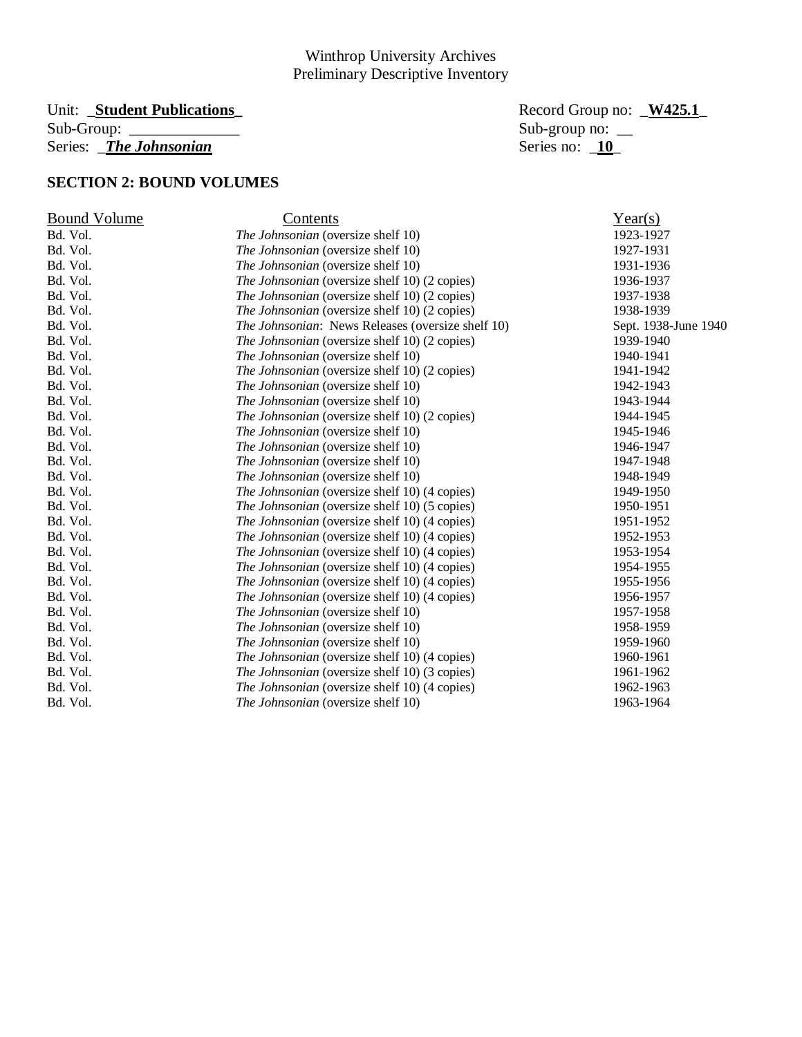Winthrop University Archives
Preliminary Descriptive Inventory

Unit: **Student Publications** | Record Group no: **W425.1**

Sub-Group: ______________ | Sub-group no: __

Series: ***The Johnsonian*** | Series no: **10**

## SECTION 2: BOUND VOLUMES

| Bound Volume | Contents | Year(s) |
|---|---|---|
| Bd. Vol. | *The Johnsonian* (oversize shelf 10) | 1923-1927 |
| Bd. Vol. | *The Johnsonian* (oversize shelf 10) | 1927-1931 |
| Bd. Vol. | *The Johnsonian* (oversize shelf 10) | 1931-1936 |
| Bd. Vol. | *The Johnsonian* (oversize shelf 10) (2 copies) | 1936-1937 |
| Bd. Vol. | *The Johnsonian* (oversize shelf 10) (2 copies) | 1937-1938 |
| Bd. Vol. | *The Johnsonian* (oversize shelf 10) (2 copies) | 1938-1939 |
| Bd. Vol. | *The Johnsonian*: News Releases (oversize shelf 10) | Sept. 1938-June 1940 |
| Bd. Vol. | *The Johnsonian* (oversize shelf 10) (2 copies) | 1939-1940 |
| Bd. Vol. | *The Johnsonian* (oversize shelf 10) | 1940-1941 |
| Bd. Vol. | *The Johnsonian* (oversize shelf 10) (2 copies) | 1941-1942 |
| Bd. Vol. | *The Johnsonian* (oversize shelf 10) | 1942-1943 |
| Bd. Vol. | *The Johnsonian* (oversize shelf 10) | 1943-1944 |
| Bd. Vol. | *The Johnsonian* (oversize shelf 10) (2 copies) | 1944-1945 |
| Bd. Vol. | *The Johnsonian* (oversize shelf 10) | 1945-1946 |
| Bd. Vol. | *The Johnsonian* (oversize shelf 10) | 1946-1947 |
| Bd. Vol. | *The Johnsonian* (oversize shelf 10) | 1947-1948 |
| Bd. Vol. | *The Johnsonian* (oversize shelf 10) | 1948-1949 |
| Bd. Vol. | *The Johnsonian* (oversize shelf 10) (4 copies) | 1949-1950 |
| Bd. Vol. | *The Johnsonian* (oversize shelf 10) (5 copies) | 1950-1951 |
| Bd. Vol. | *The Johnsonian* (oversize shelf 10) (4 copies) | 1951-1952 |
| Bd. Vol. | *The Johnsonian* (oversize shelf 10) (4 copies) | 1952-1953 |
| Bd. Vol. | *The Johnsonian* (oversize shelf 10) (4 copies) | 1953-1954 |
| Bd. Vol. | *The Johnsonian* (oversize shelf 10) (4 copies) | 1954-1955 |
| Bd. Vol. | *The Johnsonian* (oversize shelf 10) (4 copies) | 1955-1956 |
| Bd. Vol. | *The Johnsonian* (oversize shelf 10) (4 copies) | 1956-1957 |
| Bd. Vol. | *The Johnsonian* (oversize shelf 10) | 1957-1958 |
| Bd. Vol. | *The Johnsonian* (oversize shelf 10) | 1958-1959 |
| Bd. Vol. | *The Johnsonian* (oversize shelf 10) | 1959-1960 |
| Bd. Vol. | *The Johnsonian* (oversize shelf 10) (4 copies) | 1960-1961 |
| Bd. Vol. | *The Johnsonian* (oversize shelf 10) (3 copies) | 1961-1962 |
| Bd. Vol. | *The Johnsonian* (oversize shelf 10) (4 copies) | 1962-1963 |
| Bd. Vol. | *The Johnsonian* (oversize shelf 10) | 1963-1964 |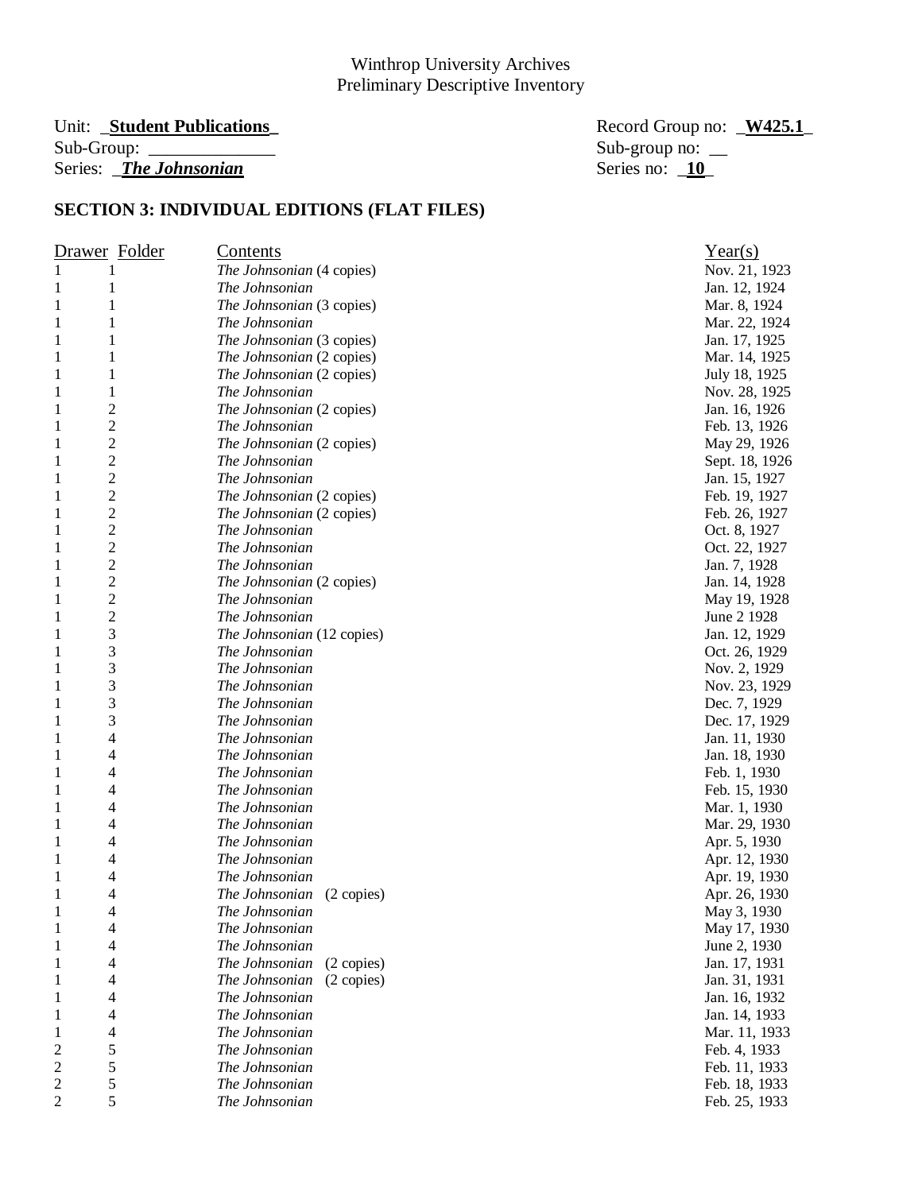Winthrop University Archives
Preliminary Descriptive Inventory

Unit: **Student Publications** Record Group no: **W425.1**
Sub-Group: ______________ Sub-group no: __
Series: ***The Johnsonian*** Series no: **10**

## SECTION 3: INDIVIDUAL EDITIONS (FLAT FILES)

| Drawer | Folder | Contents | Year(s) |
|---|---|---|---|
| 1 | 1 | *The Johnsonian* (4 copies) | Nov. 21, 1923 |
| 1 | 1 | *The Johnsonian* | Jan. 12, 1924 |
| 1 | 1 | *The Johnsonian* (3 copies) | Mar. 8, 1924 |
| 1 | 1 | *The Johnsonian* | Mar. 22, 1924 |
| 1 | 1 | *The Johnsonian* (3 copies) | Jan. 17, 1925 |
| 1 | 1 | *The Johnsonian* (2 copies) | Mar. 14, 1925 |
| 1 | 1 | *The Johnsonian* (2 copies) | July 18, 1925 |
| 1 | 1 | *The Johnsonian* | Nov. 28, 1925 |
| 1 | 2 | *The Johnsonian* (2 copies) | Jan. 16, 1926 |
| 1 | 2 | *The Johnsonian* | Feb. 13, 1926 |
| 1 | 2 | *The Johnsonian* (2 copies) | May 29, 1926 |
| 1 | 2 | *The Johnsonian* | Sept. 18, 1926 |
| 1 | 2 | *The Johnsonian* | Jan. 15, 1927 |
| 1 | 2 | *The Johnsonian* (2 copies) | Feb. 19, 1927 |
| 1 | 2 | *The Johnsonian* (2 copies) | Feb. 26, 1927 |
| 1 | 2 | *The Johnsonian* | Oct. 8, 1927 |
| 1 | 2 | *The Johnsonian* | Oct. 22, 1927 |
| 1 | 2 | *The Johnsonian* | Jan. 7, 1928 |
| 1 | 2 | *The Johnsonian* (2 copies) | Jan. 14, 1928 |
| 1 | 2 | *The Johnsonian* | May 19, 1928 |
| 1 | 2 | *The Johnsonian* | June 2 1928 |
| 1 | 3 | *The Johnsonian* (12 copies) | Jan. 12, 1929 |
| 1 | 3 | *The Johnsonian* | Oct. 26, 1929 |
| 1 | 3 | *The Johnsonian* | Nov. 2, 1929 |
| 1 | 3 | *The Johnsonian* | Nov. 23, 1929 |
| 1 | 3 | *The Johnsonian* | Dec. 7, 1929 |
| 1 | 3 | *The Johnsonian* | Dec. 17, 1929 |
| 1 | 4 | *The Johnsonian* | Jan. 11, 1930 |
| 1 | 4 | *The Johnsonian* | Jan. 18, 1930 |
| 1 | 4 | *The Johnsonian* | Feb. 1, 1930 |
| 1 | 4 | *The Johnsonian* | Feb. 15, 1930 |
| 1 | 4 | *The Johnsonian* | Mar. 1, 1930 |
| 1 | 4 | *The Johnsonian* | Mar. 29, 1930 |
| 1 | 4 | *The Johnsonian* | Apr. 5, 1930 |
| 1 | 4 | *The Johnsonian* | Apr. 12, 1930 |
| 1 | 4 | *The Johnsonian* | Apr. 19, 1930 |
| 1 | 4 | *The Johnsonian* (2 copies) | Apr. 26, 1930 |
| 1 | 4 | *The Johnsonian* | May 3, 1930 |
| 1 | 4 | *The Johnsonian* | May 17, 1930 |
| 1 | 4 | *The Johnsonian* | June 2, 1930 |
| 1 | 4 | *The Johnsonian* (2 copies) | Jan. 17, 1931 |
| 1 | 4 | *The Johnsonian* (2 copies) | Jan. 31, 1931 |
| 1 | 4 | *The Johnsonian* | Jan. 16, 1932 |
| 1 | 4 | *The Johnsonian* | Jan. 14, 1933 |
| 1 | 4 | *The Johnsonian* | Mar. 11, 1933 |
| 2 | 5 | *The Johnsonian* | Feb. 4, 1933 |
| 2 | 5 | *The Johnsonian* | Feb. 11, 1933 |
| 2 | 5 | *The Johnsonian* | Feb. 18, 1933 |
| 2 | 5 | *The Johnsonian* | Feb. 25, 1933 |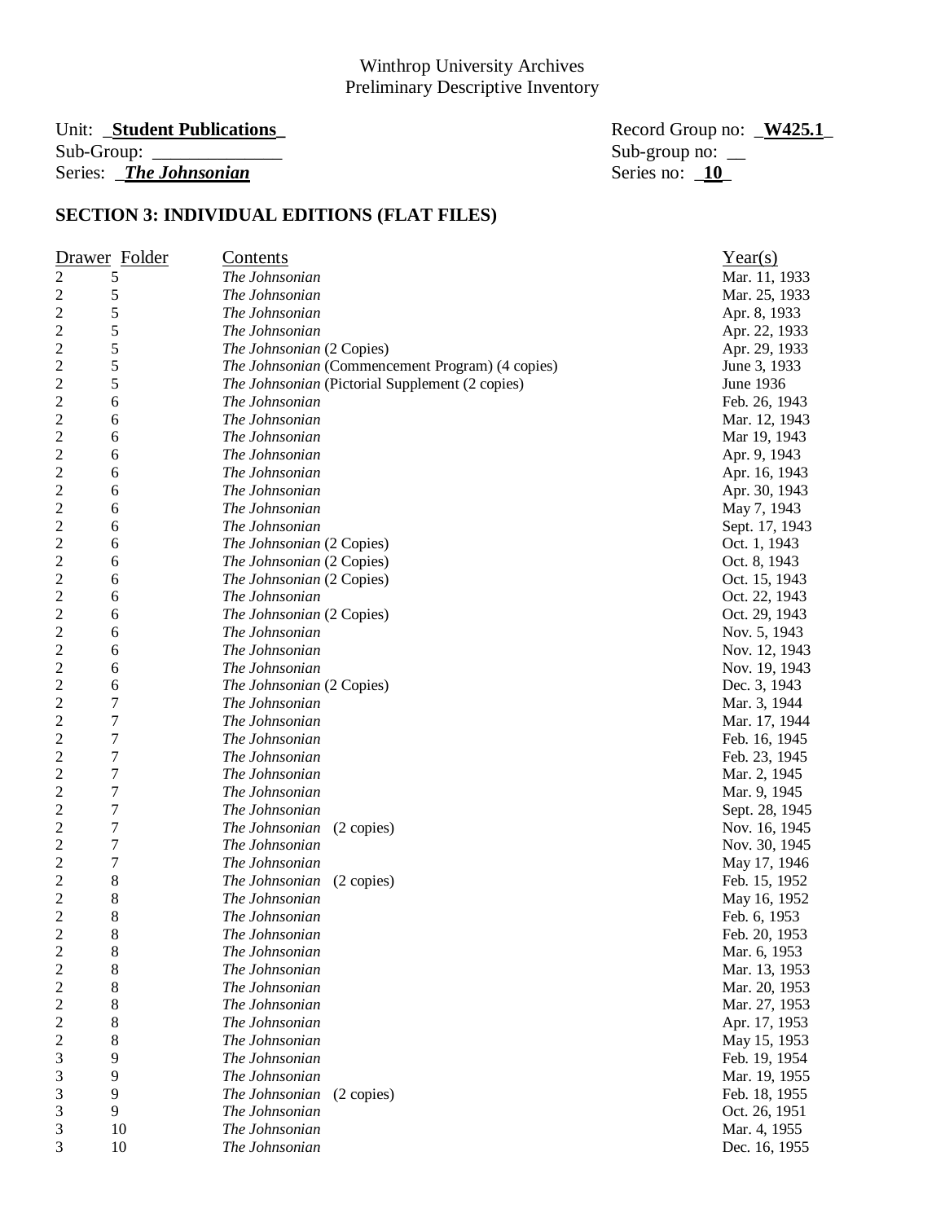Winthrop University Archives
Preliminary Descriptive Inventory

Unit: _**Student Publications**_ Record Group no: _**W425.1**_
Sub-Group: ______________ Sub-group no: __
Series: _***The Johnsonian*** Series no: _**10**_

## SECTION 3: INDIVIDUAL EDITIONS (FLAT FILES)

| Drawer | Folder | Contents | Year(s) |
|---|---|---|---|
| 2 | 5 | *The Johnsonian* | Mar. 11, 1933 |
| 2 | 5 | *The Johnsonian* | Mar. 25, 1933 |
| 2 | 5 | *The Johnsonian* | Apr. 8, 1933 |
| 2 | 5 | *The Johnsonian* | Apr. 22, 1933 |
| 2 | 5 | *The Johnsonian* (2 Copies) | Apr. 29, 1933 |
| 2 | 5 | *The Johnsonian* (Commencement Program) (4 copies) | June 3, 1933 |
| 2 | 5 | *The Johnsonian* (Pictorial Supplement (2 copies) | June 1936 |
| 2 | 6 | *The Johnsonian* | Feb. 26, 1943 |
| 2 | 6 | *The Johnsonian* | Mar. 12, 1943 |
| 2 | 6 | *The Johnsonian* | Mar 19, 1943 |
| 2 | 6 | *The Johnsonian* | Apr. 9, 1943 |
| 2 | 6 | *The Johnsonian* | Apr. 16, 1943 |
| 2 | 6 | *The Johnsonian* | Apr. 30, 1943 |
| 2 | 6 | *The Johnsonian* | May 7, 1943 |
| 2 | 6 | *The Johnsonian* | Sept. 17, 1943 |
| 2 | 6 | *The Johnsonian* (2 Copies) | Oct. 1, 1943 |
| 2 | 6 | *The Johnsonian* (2 Copies) | Oct. 8, 1943 |
| 2 | 6 | *The Johnsonian* (2 Copies) | Oct. 15, 1943 |
| 2 | 6 | *The Johnsonian* | Oct. 22, 1943 |
| 2 | 6 | *The Johnsonian* (2 Copies) | Oct. 29, 1943 |
| 2 | 6 | *The Johnsonian* | Nov. 5, 1943 |
| 2 | 6 | *The Johnsonian* | Nov. 12, 1943 |
| 2 | 6 | *The Johnsonian* | Nov. 19, 1943 |
| 2 | 6 | *The Johnsonian* (2 Copies) | Dec. 3, 1943 |
| 2 | 7 | *The Johnsonian* | Mar. 3, 1944 |
| 2 | 7 | *The Johnsonian* | Mar. 17, 1944 |
| 2 | 7 | *The Johnsonian* | Feb. 16, 1945 |
| 2 | 7 | *The Johnsonian* | Feb. 23, 1945 |
| 2 | 7 | *The Johnsonian* | Mar. 2, 1945 |
| 2 | 7 | *The Johnsonian* | Mar. 9, 1945 |
| 2 | 7 | *The Johnsonian* | Sept. 28, 1945 |
| 2 | 7 | *The Johnsonian* (2 copies) | Nov. 16, 1945 |
| 2 | 7 | *The Johnsonian* | Nov. 30, 1945 |
| 2 | 7 | *The Johnsonian* | May 17, 1946 |
| 2 | 8 | *The Johnsonian* (2 copies) | Feb. 15, 1952 |
| 2 | 8 | *The Johnsonian* | May 16, 1952 |
| 2 | 8 | *The Johnsonian* | Feb. 6, 1953 |
| 2 | 8 | *The Johnsonian* | Feb. 20, 1953 |
| 2 | 8 | *The Johnsonian* | Mar. 6, 1953 |
| 2 | 8 | *The Johnsonian* | Mar. 13, 1953 |
| 2 | 8 | *The Johnsonian* | Mar. 20, 1953 |
| 2 | 8 | *The Johnsonian* | Mar. 27, 1953 |
| 2 | 8 | *The Johnsonian* | Apr. 17, 1953 |
| 2 | 8 | *The Johnsonian* | May 15, 1953 |
| 3 | 9 | *The Johnsonian* | Feb. 19, 1954 |
| 3 | 9 | *The Johnsonian* | Mar. 19, 1955 |
| 3 | 9 | *The Johnsonian* (2 copies) | Feb. 18, 1955 |
| 3 | 9 | *The Johnsonian* | Oct. 26, 1951 |
| 3 | 10 | *The Johnsonian* | Mar. 4, 1955 |
| 3 | 10 | *The Johnsonian* | Dec. 16, 1955 |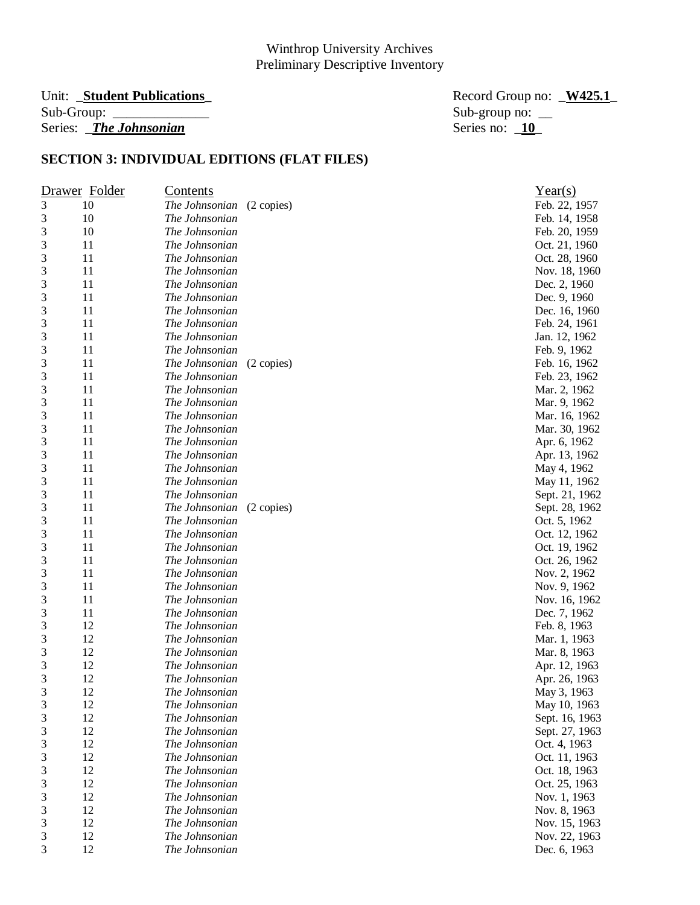Winthrop University Archives
Preliminary Descriptive Inventory

Unit: _**Student Publications**_ Record Group no: _**W425.1**_
Sub-Group: ______________ Sub-group no: __
Series: _***The Johnsonian*** Series no: _**10**_

## SECTION 3: INDIVIDUAL EDITIONS (FLAT FILES)

| Drawer | Folder | Contents | Year(s) |
|---|---|---|---|
| 3 | 10 | *The Johnsonian* (2 copies) | Feb. 22, 1957 |
| 3 | 10 | *The Johnsonian* | Feb. 14, 1958 |
| 3 | 10 | *The Johnsonian* | Feb. 20, 1959 |
| 3 | 11 | *The Johnsonian* | Oct. 21, 1960 |
| 3 | 11 | *The Johnsonian* | Oct. 28, 1960 |
| 3 | 11 | *The Johnsonian* | Nov. 18, 1960 |
| 3 | 11 | *The Johnsonian* | Dec. 2, 1960 |
| 3 | 11 | *The Johnsonian* | Dec. 9, 1960 |
| 3 | 11 | *The Johnsonian* | Dec. 16, 1960 |
| 3 | 11 | *The Johnsonian* | Feb. 24, 1961 |
| 3 | 11 | *The Johnsonian* | Jan. 12, 1962 |
| 3 | 11 | *The Johnsonian* | Feb. 9, 1962 |
| 3 | 11 | *The Johnsonian* (2 copies) | Feb. 16, 1962 |
| 3 | 11 | *The Johnsonian* | Feb. 23, 1962 |
| 3 | 11 | *The Johnsonian* | Mar. 2, 1962 |
| 3 | 11 | *The Johnsonian* | Mar. 9, 1962 |
| 3 | 11 | *The Johnsonian* | Mar. 16, 1962 |
| 3 | 11 | *The Johnsonian* | Mar. 30, 1962 |
| 3 | 11 | *The Johnsonian* | Apr. 6, 1962 |
| 3 | 11 | *The Johnsonian* | Apr. 13, 1962 |
| 3 | 11 | *The Johnsonian* | May 4, 1962 |
| 3 | 11 | *The Johnsonian* | May 11, 1962 |
| 3 | 11 | *The Johnsonian* | Sept. 21, 1962 |
| 3 | 11 | *The Johnsonian* (2 copies) | Sept. 28, 1962 |
| 3 | 11 | *The Johnsonian* | Oct. 5, 1962 |
| 3 | 11 | *The Johnsonian* | Oct. 12, 1962 |
| 3 | 11 | *The Johnsonian* | Oct. 19, 1962 |
| 3 | 11 | *The Johnsonian* | Oct. 26, 1962 |
| 3 | 11 | *The Johnsonian* | Nov. 2, 1962 |
| 3 | 11 | *The Johnsonian* | Nov. 9, 1962 |
| 3 | 11 | *The Johnsonian* | Nov. 16, 1962 |
| 3 | 11 | *The Johnsonian* | Dec. 7, 1962 |
| 3 | 12 | *The Johnsonian* | Feb. 8, 1963 |
| 3 | 12 | *The Johnsonian* | Mar. 1, 1963 |
| 3 | 12 | *The Johnsonian* | Mar. 8, 1963 |
| 3 | 12 | *The Johnsonian* | Apr. 12, 1963 |
| 3 | 12 | *The Johnsonian* | Apr. 26, 1963 |
| 3 | 12 | *The Johnsonian* | May 3, 1963 |
| 3 | 12 | *The Johnsonian* | May 10, 1963 |
| 3 | 12 | *The Johnsonian* | Sept. 16, 1963 |
| 3 | 12 | *The Johnsonian* | Sept. 27, 1963 |
| 3 | 12 | *The Johnsonian* | Oct. 4, 1963 |
| 3 | 12 | *The Johnsonian* | Oct. 11, 1963 |
| 3 | 12 | *The Johnsonian* | Oct. 18, 1963 |
| 3 | 12 | *The Johnsonian* | Oct. 25, 1963 |
| 3 | 12 | *The Johnsonian* | Nov. 1, 1963 |
| 3 | 12 | *The Johnsonian* | Nov. 8, 1963 |
| 3 | 12 | *The Johnsonian* | Nov. 15, 1963 |
| 3 | 12 | *The Johnsonian* | Nov. 22, 1963 |
| 3 | 12 | *The Johnsonian* | Dec. 6, 1963 |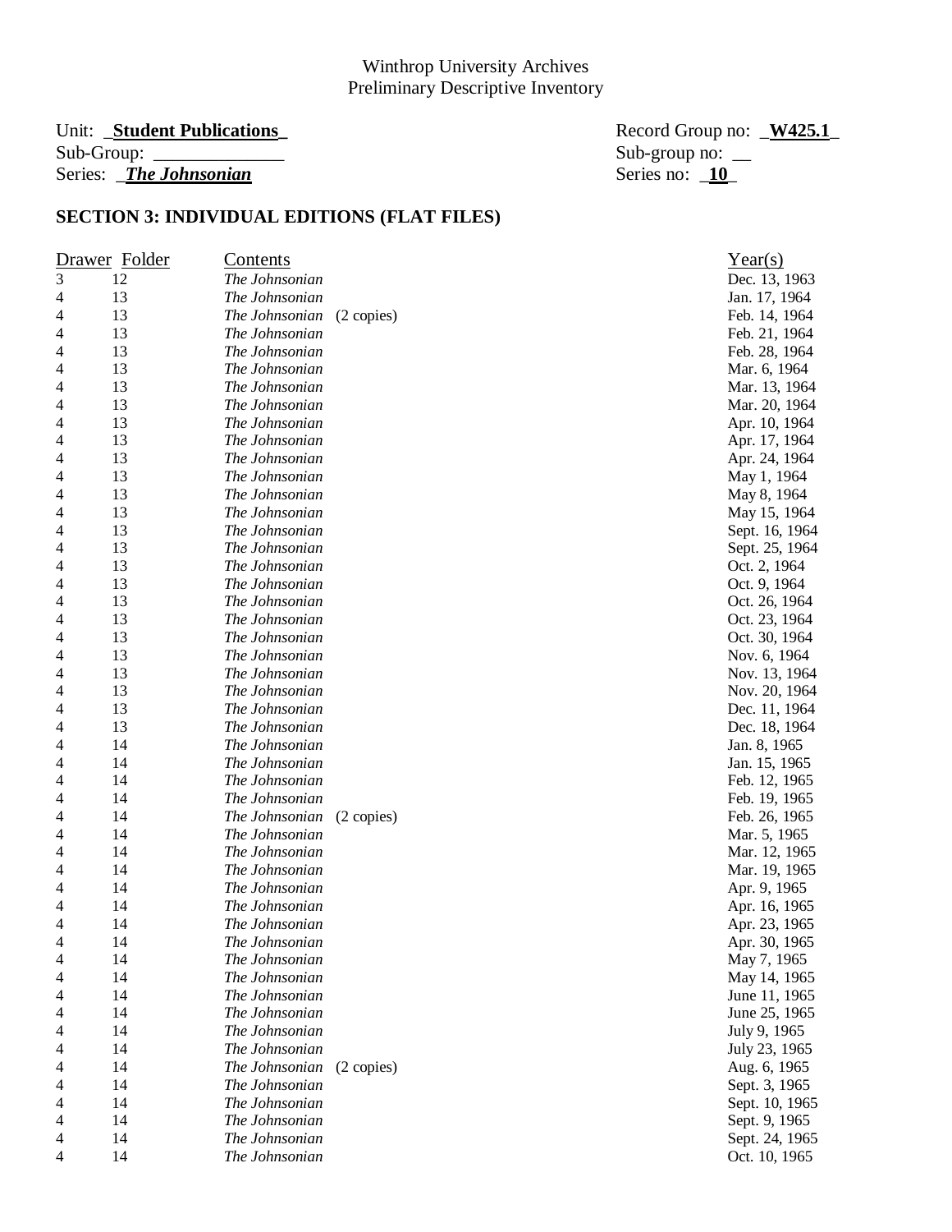Winthrop University Archives
Preliminary Descriptive Inventory

Unit: **Student Publications** | Record Group no: **W425.1**
Sub-Group: ______________ | Sub-group no: __
Series: ***The Johnsonian*** | Series no: **10**

## SECTION 3: INDIVIDUAL EDITIONS (FLAT FILES)

| Drawer | Folder | Contents | Year(s) |
|---|---|---|---|
| 3 | 12 | *The Johnsonian* | Dec. 13, 1963 |
| 4 | 13 | *The Johnsonian* | Jan. 17, 1964 |
| 4 | 13 | *The Johnsonian* (2 copies) | Feb. 14, 1964 |
| 4 | 13 | *The Johnsonian* | Feb. 21, 1964 |
| 4 | 13 | *The Johnsonian* | Feb. 28, 1964 |
| 4 | 13 | *The Johnsonian* | Mar. 6, 1964 |
| 4 | 13 | *The Johnsonian* | Mar. 13, 1964 |
| 4 | 13 | *The Johnsonian* | Mar. 20, 1964 |
| 4 | 13 | *The Johnsonian* | Apr. 10, 1964 |
| 4 | 13 | *The Johnsonian* | Apr. 17, 1964 |
| 4 | 13 | *The Johnsonian* | Apr. 24, 1964 |
| 4 | 13 | *The Johnsonian* | May 1, 1964 |
| 4 | 13 | *The Johnsonian* | May 8, 1964 |
| 4 | 13 | *The Johnsonian* | May 15, 1964 |
| 4 | 13 | *The Johnsonian* | Sept. 16, 1964 |
| 4 | 13 | *The Johnsonian* | Sept. 25, 1964 |
| 4 | 13 | *The Johnsonian* | Oct. 2, 1964 |
| 4 | 13 | *The Johnsonian* | Oct. 9, 1964 |
| 4 | 13 | *The Johnsonian* | Oct. 26, 1964 |
| 4 | 13 | *The Johnsonian* | Oct. 23, 1964 |
| 4 | 13 | *The Johnsonian* | Oct. 30, 1964 |
| 4 | 13 | *The Johnsonian* | Nov. 6, 1964 |
| 4 | 13 | *The Johnsonian* | Nov. 13, 1964 |
| 4 | 13 | *The Johnsonian* | Nov. 20, 1964 |
| 4 | 13 | *The Johnsonian* | Dec. 11, 1964 |
| 4 | 13 | *The Johnsonian* | Dec. 18, 1964 |
| 4 | 14 | *The Johnsonian* | Jan. 8, 1965 |
| 4 | 14 | *The Johnsonian* | Jan. 15, 1965 |
| 4 | 14 | *The Johnsonian* | Feb. 12, 1965 |
| 4 | 14 | *The Johnsonian* | Feb. 19, 1965 |
| 4 | 14 | *The Johnsonian* (2 copies) | Feb. 26, 1965 |
| 4 | 14 | *The Johnsonian* | Mar. 5, 1965 |
| 4 | 14 | *The Johnsonian* | Mar. 12, 1965 |
| 4 | 14 | *The Johnsonian* | Mar. 19, 1965 |
| 4 | 14 | *The Johnsonian* | Apr. 9, 1965 |
| 4 | 14 | *The Johnsonian* | Apr. 16, 1965 |
| 4 | 14 | *The Johnsonian* | Apr. 23, 1965 |
| 4 | 14 | *The Johnsonian* | Apr. 30, 1965 |
| 4 | 14 | *The Johnsonian* | May 7, 1965 |
| 4 | 14 | *The Johnsonian* | May 14, 1965 |
| 4 | 14 | *The Johnsonian* | June 11, 1965 |
| 4 | 14 | *The Johnsonian* | June 25, 1965 |
| 4 | 14 | *The Johnsonian* | July 9, 1965 |
| 4 | 14 | *The Johnsonian* | July 23, 1965 |
| 4 | 14 | *The Johnsonian* (2 copies) | Aug. 6, 1965 |
| 4 | 14 | *The Johnsonian* | Sept. 3, 1965 |
| 4 | 14 | *The Johnsonian* | Sept. 10, 1965 |
| 4 | 14 | *The Johnsonian* | Sept. 9, 1965 |
| 4 | 14 | *The Johnsonian* | Sept. 24, 1965 |
| 4 | 14 | *The Johnsonian* | Oct. 10, 1965 |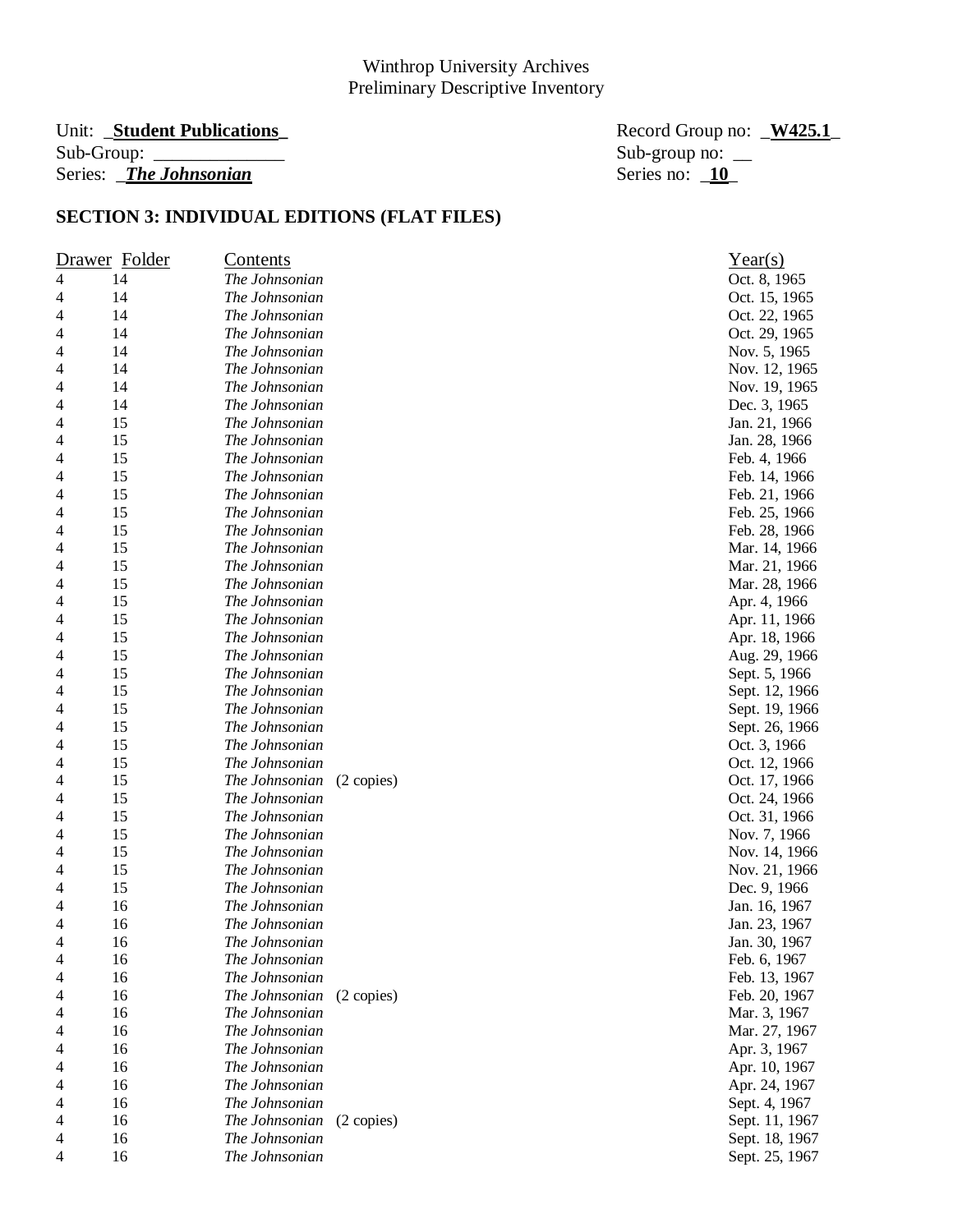Winthrop University Archives
Preliminary Descriptive Inventory

Unit: **Student Publications** Record Group no: **W425.1**
Sub-Group: ______________ Sub-group no: __
Series: ***The Johnsonian*** Series no: **10**

## SECTION 3: INDIVIDUAL EDITIONS (FLAT FILES)

| Drawer | Folder | Contents | Year(s) |
|---|---|---|---|
| 4 | 14 | *The Johnsonian* | Oct. 8, 1965 |
| 4 | 14 | *The Johnsonian* | Oct. 15, 1965 |
| 4 | 14 | *The Johnsonian* | Oct. 22, 1965 |
| 4 | 14 | *The Johnsonian* | Oct. 29, 1965 |
| 4 | 14 | *The Johnsonian* | Nov. 5, 1965 |
| 4 | 14 | *The Johnsonian* | Nov. 12, 1965 |
| 4 | 14 | *The Johnsonian* | Nov. 19, 1965 |
| 4 | 14 | *The Johnsonian* | Dec. 3, 1965 |
| 4 | 15 | *The Johnsonian* | Jan. 21, 1966 |
| 4 | 15 | *The Johnsonian* | Jan. 28, 1966 |
| 4 | 15 | *The Johnsonian* | Feb. 4, 1966 |
| 4 | 15 | *The Johnsonian* | Feb. 14, 1966 |
| 4 | 15 | *The Johnsonian* | Feb. 21, 1966 |
| 4 | 15 | *The Johnsonian* | Feb. 25, 1966 |
| 4 | 15 | *The Johnsonian* | Feb. 28, 1966 |
| 4 | 15 | *The Johnsonian* | Mar. 14, 1966 |
| 4 | 15 | *The Johnsonian* | Mar. 21, 1966 |
| 4 | 15 | *The Johnsonian* | Mar. 28, 1966 |
| 4 | 15 | *The Johnsonian* | Apr. 4, 1966 |
| 4 | 15 | *The Johnsonian* | Apr. 11, 1966 |
| 4 | 15 | *The Johnsonian* | Apr. 18, 1966 |
| 4 | 15 | *The Johnsonian* | Aug. 29, 1966 |
| 4 | 15 | *The Johnsonian* | Sept. 5, 1966 |
| 4 | 15 | *The Johnsonian* | Sept. 12, 1966 |
| 4 | 15 | *The Johnsonian* | Sept. 19, 1966 |
| 4 | 15 | *The Johnsonian* | Sept. 26, 1966 |
| 4 | 15 | *The Johnsonian* | Oct. 3, 1966 |
| 4 | 15 | *The Johnsonian* | Oct. 12, 1966 |
| 4 | 15 | *The Johnsonian* (2 copies) | Oct. 17, 1966 |
| 4 | 15 | *The Johnsonian* | Oct. 24, 1966 |
| 4 | 15 | *The Johnsonian* | Oct. 31, 1966 |
| 4 | 15 | *The Johnsonian* | Nov. 7, 1966 |
| 4 | 15 | *The Johnsonian* | Nov. 14, 1966 |
| 4 | 15 | *The Johnsonian* | Nov. 21, 1966 |
| 4 | 15 | *The Johnsonian* | Dec. 9, 1966 |
| 4 | 16 | *The Johnsonian* | Jan. 16, 1967 |
| 4 | 16 | *The Johnsonian* | Jan. 23, 1967 |
| 4 | 16 | *The Johnsonian* | Jan. 30, 1967 |
| 4 | 16 | *The Johnsonian* | Feb. 6, 1967 |
| 4 | 16 | *The Johnsonian* | Feb. 13, 1967 |
| 4 | 16 | *The Johnsonian* (2 copies) | Feb. 20, 1967 |
| 4 | 16 | *The Johnsonian* | Mar. 3, 1967 |
| 4 | 16 | *The Johnsonian* | Mar. 27, 1967 |
| 4 | 16 | *The Johnsonian* | Apr. 3, 1967 |
| 4 | 16 | *The Johnsonian* | Apr. 10, 1967 |
| 4 | 16 | *The Johnsonian* | Apr. 24, 1967 |
| 4 | 16 | *The Johnsonian* | Sept. 4, 1967 |
| 4 | 16 | *The Johnsonian* (2 copies) | Sept. 11, 1967 |
| 4 | 16 | *The Johnsonian* | Sept. 18, 1967 |
| 4 | 16 | *The Johnsonian* | Sept. 25, 1967 |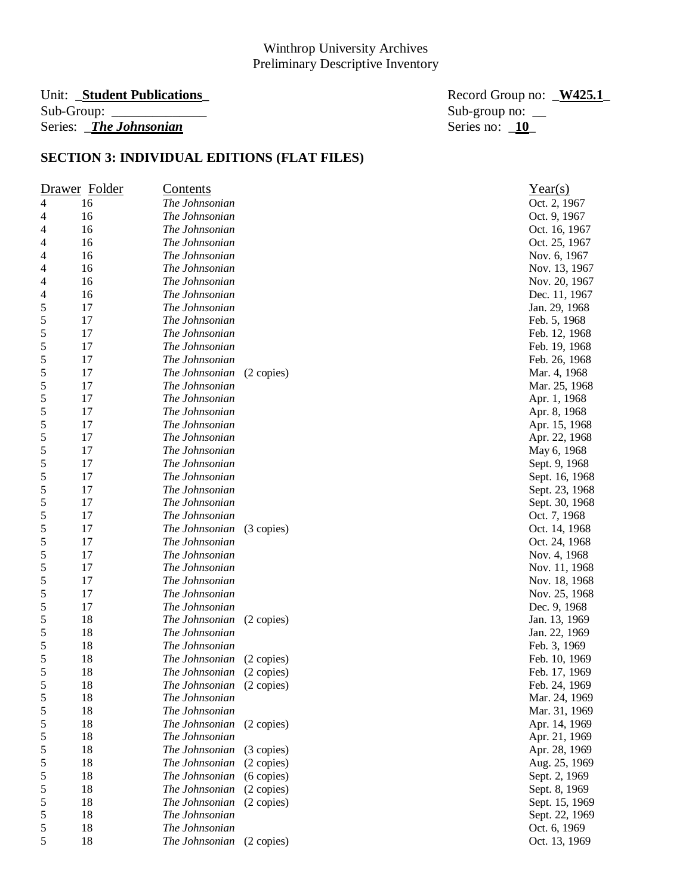Winthrop University Archives
Preliminary Descriptive Inventory

Unit: _**Student Publications**_ Record Group no: _**W425.1**_
Sub-Group: ______________ Sub-group no: __
Series: _***The Johnsonian*** Series no: _**10**_

## SECTION 3: INDIVIDUAL EDITIONS (FLAT FILES)

| Drawer | Folder | Contents | Year(s) |
|---|---|---|---|
| 4 | 16 | *The Johnsonian* | Oct. 2, 1967 |
| 4 | 16 | *The Johnsonian* | Oct. 9, 1967 |
| 4 | 16 | *The Johnsonian* | Oct. 16, 1967 |
| 4 | 16 | *The Johnsonian* | Oct. 25, 1967 |
| 4 | 16 | *The Johnsonian* | Nov. 6, 1967 |
| 4 | 16 | *The Johnsonian* | Nov. 13, 1967 |
| 4 | 16 | *The Johnsonian* | Nov. 20, 1967 |
| 4 | 16 | *The Johnsonian* | Dec. 11, 1967 |
| 5 | 17 | *The Johnsonian* | Jan. 29, 1968 |
| 5 | 17 | *The Johnsonian* | Feb. 5, 1968 |
| 5 | 17 | *The Johnsonian* | Feb. 12, 1968 |
| 5 | 17 | *The Johnsonian* | Feb. 19, 1968 |
| 5 | 17 | *The Johnsonian* | Feb. 26, 1968 |
| 5 | 17 | *The Johnsonian* (2 copies) | Mar. 4, 1968 |
| 5 | 17 | *The Johnsonian* | Mar. 25, 1968 |
| 5 | 17 | *The Johnsonian* | Apr. 1, 1968 |
| 5 | 17 | *The Johnsonian* | Apr. 8, 1968 |
| 5 | 17 | *The Johnsonian* | Apr. 15, 1968 |
| 5 | 17 | *The Johnsonian* | Apr. 22, 1968 |
| 5 | 17 | *The Johnsonian* | May 6, 1968 |
| 5 | 17 | *The Johnsonian* | Sept. 9, 1968 |
| 5 | 17 | *The Johnsonian* | Sept. 16, 1968 |
| 5 | 17 | *The Johnsonian* | Sept. 23, 1968 |
| 5 | 17 | *The Johnsonian* | Sept. 30, 1968 |
| 5 | 17 | *The Johnsonian* | Oct. 7, 1968 |
| 5 | 17 | *The Johnsonian* (3 copies) | Oct. 14, 1968 |
| 5 | 17 | *The Johnsonian* | Oct. 24, 1968 |
| 5 | 17 | *The Johnsonian* | Nov. 4, 1968 |
| 5 | 17 | *The Johnsonian* | Nov. 11, 1968 |
| 5 | 17 | *The Johnsonian* | Nov. 18, 1968 |
| 5 | 17 | *The Johnsonian* | Nov. 25, 1968 |
| 5 | 17 | *The Johnsonian* | Dec. 9, 1968 |
| 5 | 18 | *The Johnsonian* (2 copies) | Jan. 13, 1969 |
| 5 | 18 | *The Johnsonian* | Jan. 22, 1969 |
| 5 | 18 | *The Johnsonian* | Feb. 3, 1969 |
| 5 | 18 | *The Johnsonian* (2 copies) | Feb. 10, 1969 |
| 5 | 18 | *The Johnsonian* (2 copies) | Feb. 17, 1969 |
| 5 | 18 | *The Johnsonian* (2 copies) | Feb. 24, 1969 |
| 5 | 18 | *The Johnsonian* | Mar. 24, 1969 |
| 5 | 18 | *The Johnsonian* | Mar. 31, 1969 |
| 5 | 18 | *The Johnsonian* (2 copies) | Apr. 14, 1969 |
| 5 | 18 | *The Johnsonian* | Apr. 21, 1969 |
| 5 | 18 | *The Johnsonian* (3 copies) | Apr. 28, 1969 |
| 5 | 18 | *The Johnsonian* (2 copies) | Aug. 25, 1969 |
| 5 | 18 | *The Johnsonian* (6 copies) | Sept. 2, 1969 |
| 5 | 18 | *The Johnsonian* (2 copies) | Sept. 8, 1969 |
| 5 | 18 | *The Johnsonian* (2 copies) | Sept. 15, 1969 |
| 5 | 18 | *The Johnsonian* | Sept. 22, 1969 |
| 5 | 18 | *The Johnsonian* | Oct. 6, 1969 |
| 5 | 18 | *The Johnsonian* (2 copies) | Oct. 13, 1969 |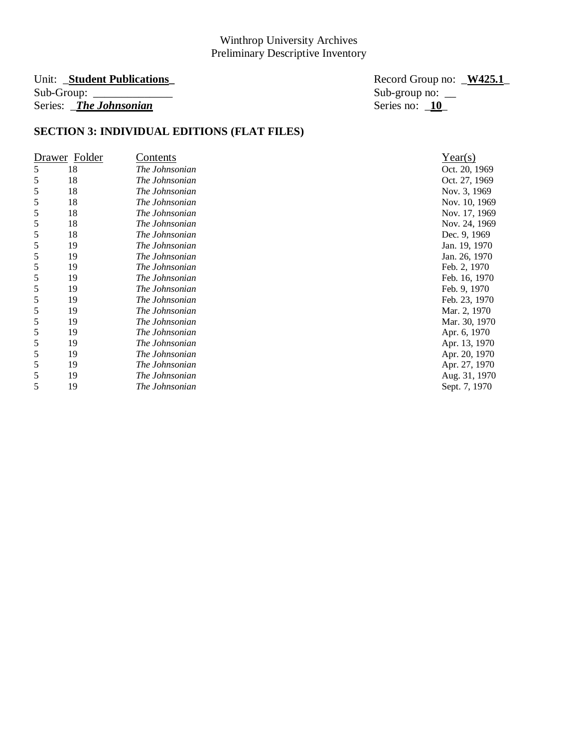Winthrop University Archives
Preliminary Descriptive Inventory

Unit: **Student Publications** Record Group no: **W425.1**
Sub-Group: ______________ Sub-group no: __
Series: ***The Johnsonian*** Series no: **10**

## SECTION 3: INDIVIDUAL EDITIONS (FLAT FILES)

| Drawer | Folder | Contents | Year(s) |
|---|---|---|---|
| 5 | 18 | *The Johnsonian* | Oct. 20, 1969 |
| 5 | 18 | *The Johnsonian* | Oct. 27, 1969 |
| 5 | 18 | *The Johnsonian* | Nov. 3, 1969 |
| 5 | 18 | *The Johnsonian* | Nov. 10, 1969 |
| 5 | 18 | *The Johnsonian* | Nov. 17, 1969 |
| 5 | 18 | *The Johnsonian* | Nov. 24, 1969 |
| 5 | 18 | *The Johnsonian* | Dec. 9, 1969 |
| 5 | 19 | *The Johnsonian* | Jan. 19, 1970 |
| 5 | 19 | *The Johnsonian* | Jan. 26, 1970 |
| 5 | 19 | *The Johnsonian* | Feb. 2, 1970 |
| 5 | 19 | *The Johnsonian* | Feb. 16, 1970 |
| 5 | 19 | *The Johnsonian* | Feb. 9, 1970 |
| 5 | 19 | *The Johnsonian* | Feb. 23, 1970 |
| 5 | 19 | *The Johnsonian* | Mar. 2, 1970 |
| 5 | 19 | *The Johnsonian* | Mar. 30, 1970 |
| 5 | 19 | *The Johnsonian* | Apr. 6, 1970 |
| 5 | 19 | *The Johnsonian* | Apr. 13, 1970 |
| 5 | 19 | *The Johnsonian* | Apr. 20, 1970 |
| 5 | 19 | *The Johnsonian* | Apr. 27, 1970 |
| 5 | 19 | *The Johnsonian* | Aug. 31, 1970 |
| 5 | 19 | *The Johnsonian* | Sept. 7, 1970 |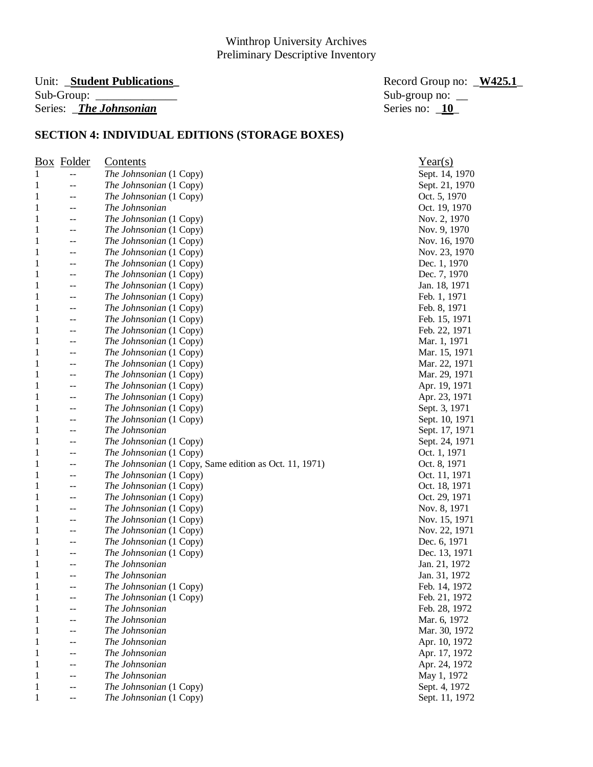Winthrop University Archives
Preliminary Descriptive Inventory

Unit: _**Student Publications**_ Record Group no: _**W425.1**_
Sub-Group: ______________ Sub-group no: __
Series: _***The Johnsonian***_ Series no: _**10**_

## SECTION 4: INDIVIDUAL EDITIONS (STORAGE BOXES)

| Box | Folder | Contents | Year(s) |
|---|---|---|---|
| 1 | -- | *The Johnsonian* (1 Copy) | Sept. 14, 1970 |
| 1 | -- | *The Johnsonian* (1 Copy) | Sept. 21, 1970 |
| 1 | -- | *The Johnsonian* (1 Copy) | Oct. 5, 1970 |
| 1 | -- | *The Johnsonian* | Oct. 19, 1970 |
| 1 | -- | *The Johnsonian* (1 Copy) | Nov. 2, 1970 |
| 1 | -- | *The Johnsonian* (1 Copy) | Nov. 9, 1970 |
| 1 | -- | *The Johnsonian* (1 Copy) | Nov. 16, 1970 |
| 1 | -- | *The Johnsonian* (1 Copy) | Nov. 23, 1970 |
| 1 | -- | *The Johnsonian* (1 Copy) | Dec. 1, 1970 |
| 1 | -- | *The Johnsonian* (1 Copy) | Dec. 7, 1970 |
| 1 | -- | *The Johnsonian* (1 Copy) | Jan. 18, 1971 |
| 1 | -- | *The Johnsonian* (1 Copy) | Feb. 1, 1971 |
| 1 | -- | *The Johnsonian* (1 Copy) | Feb. 8, 1971 |
| 1 | -- | *The Johnsonian* (1 Copy) | Feb. 15, 1971 |
| 1 | -- | *The Johnsonian* (1 Copy) | Feb. 22, 1971 |
| 1 | -- | *The Johnsonian* (1 Copy) | Mar. 1, 1971 |
| 1 | -- | *The Johnsonian* (1 Copy) | Mar. 15, 1971 |
| 1 | -- | *The Johnsonian* (1 Copy) | Mar. 22, 1971 |
| 1 | -- | *The Johnsonian* (1 Copy) | Mar. 29, 1971 |
| 1 | -- | *The Johnsonian* (1 Copy) | Apr. 19, 1971 |
| 1 | -- | *The Johnsonian* (1 Copy) | Apr. 23, 1971 |
| 1 | -- | *The Johnsonian* (1 Copy) | Sept. 3, 1971 |
| 1 | -- | *The Johnsonian* (1 Copy) | Sept. 10, 1971 |
| 1 | -- | *The Johnsonian* | Sept. 17, 1971 |
| 1 | -- | *The Johnsonian* (1 Copy) | Sept. 24, 1971 |
| 1 | -- | *The Johnsonian* (1 Copy) | Oct. 1, 1971 |
| 1 | -- | *The Johnsonian* (1 Copy, Same edition as Oct. 11, 1971) | Oct. 8, 1971 |
| 1 | -- | *The Johnsonian* (1 Copy) | Oct. 11, 1971 |
| 1 | -- | *The Johnsonian* (1 Copy) | Oct. 18, 1971 |
| 1 | -- | *The Johnsonian* (1 Copy) | Oct. 29, 1971 |
| 1 | -- | *The Johnsonian* (1 Copy) | Nov. 8, 1971 |
| 1 | -- | *The Johnsonian* (1 Copy) | Nov. 15, 1971 |
| 1 | -- | *The Johnsonian* (1 Copy) | Nov. 22, 1971 |
| 1 | -- | *The Johnsonian* (1 Copy) | Dec. 6, 1971 |
| 1 | -- | *The Johnsonian* (1 Copy) | Dec. 13, 1971 |
| 1 | -- | *The Johnsonian* | Jan. 21, 1972 |
| 1 | -- | *The Johnsonian* | Jan. 31, 1972 |
| 1 | -- | *The Johnsonian* (1 Copy) | Feb. 14, 1972 |
| 1 | -- | *The Johnsonian* (1 Copy) | Feb. 21, 1972 |
| 1 | -- | *The Johnsonian* | Feb. 28, 1972 |
| 1 | -- | *The Johnsonian* | Mar. 6, 1972 |
| 1 | -- | *The Johnsonian* | Mar. 30, 1972 |
| 1 | -- | *The Johnsonian* | Apr. 10, 1972 |
| 1 | -- | *The Johnsonian* | Apr. 17, 1972 |
| 1 | -- | *The Johnsonian* | Apr. 24, 1972 |
| 1 | -- | *The Johnsonian* | May 1, 1972 |
| 1 | -- | *The Johnsonian* (1 Copy) | Sept. 4, 1972 |
| 1 | -- | *The Johnsonian* (1 Copy) | Sept. 11, 1972 |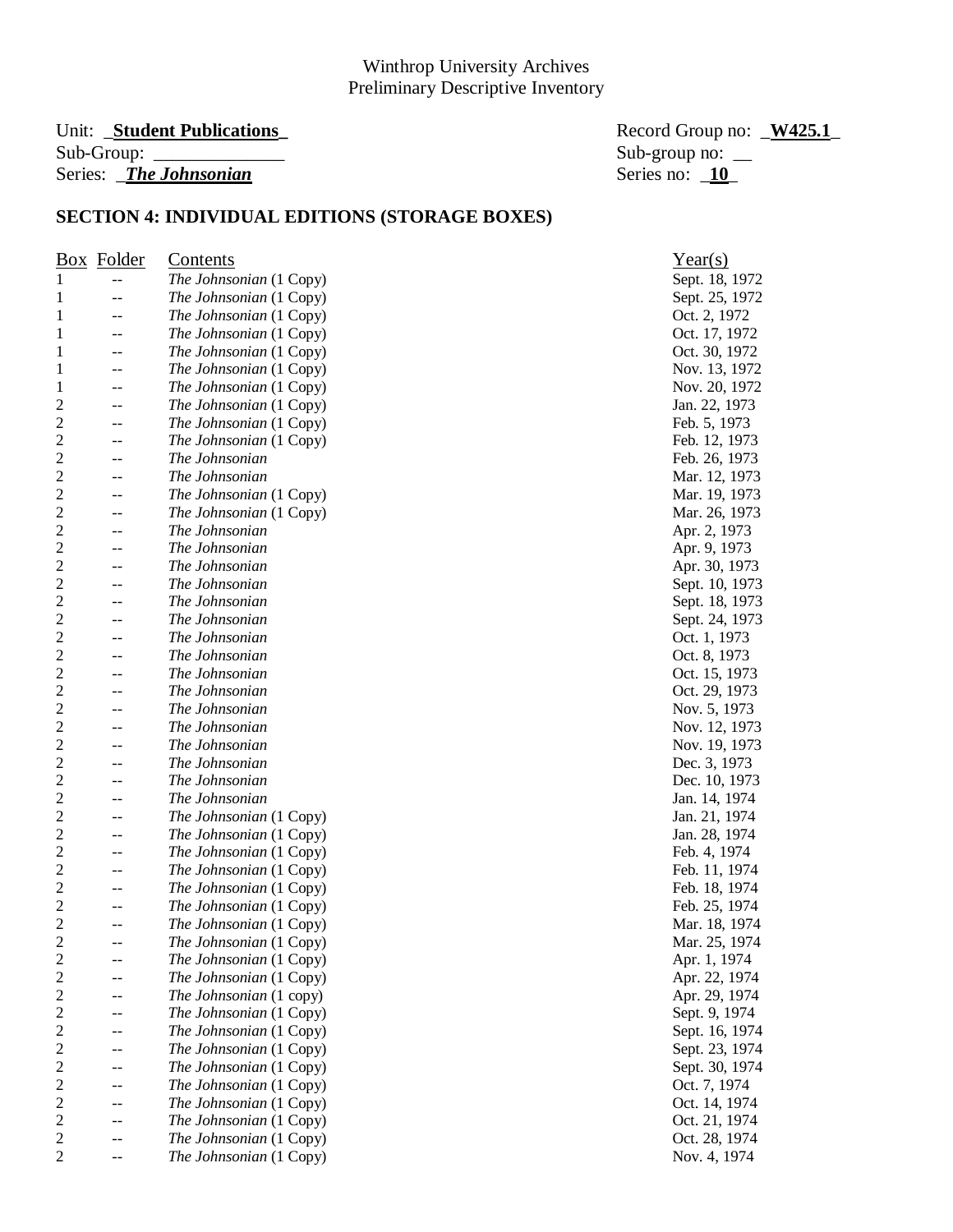Winthrop University Archives
Preliminary Descriptive Inventory

Unit: _**Student Publications**_ Record Group no: _**W425.1**_
Sub-Group: ______________ Sub-group no: __
Series: _***The Johnsonian***_ Series no: _**10**_

## SECTION 4: INDIVIDUAL EDITIONS (STORAGE BOXES)

| Box | Folder | Contents | Year(s) |
|---|---|---|---|
| 1 | -- | *The Johnsonian* (1 Copy) | Sept. 18, 1972 |
| 1 | -- | *The Johnsonian* (1 Copy) | Sept. 25, 1972 |
| 1 | -- | *The Johnsonian* (1 Copy) | Oct. 2, 1972 |
| 1 | -- | *The Johnsonian* (1 Copy) | Oct. 17, 1972 |
| 1 | -- | *The Johnsonian* (1 Copy) | Oct. 30, 1972 |
| 1 | -- | *The Johnsonian* (1 Copy) | Nov. 13, 1972 |
| 1 | -- | *The Johnsonian* (1 Copy) | Nov. 20, 1972 |
| 2 | -- | *The Johnsonian* (1 Copy) | Jan. 22, 1973 |
| 2 | -- | *The Johnsonian* (1 Copy) | Feb. 5, 1973 |
| 2 | -- | *The Johnsonian* (1 Copy) | Feb. 12, 1973 |
| 2 | -- | *The Johnsonian* | Feb. 26, 1973 |
| 2 | -- | *The Johnsonian* | Mar. 12, 1973 |
| 2 | -- | *The Johnsonian* (1 Copy) | Mar. 19, 1973 |
| 2 | -- | *The Johnsonian* (1 Copy) | Mar. 26, 1973 |
| 2 | -- | *The Johnsonian* | Apr. 2, 1973 |
| 2 | -- | *The Johnsonian* | Apr. 9, 1973 |
| 2 | -- | *The Johnsonian* | Apr. 30, 1973 |
| 2 | -- | *The Johnsonian* | Sept. 10, 1973 |
| 2 | -- | *The Johnsonian* | Sept. 18, 1973 |
| 2 | -- | *The Johnsonian* | Sept. 24, 1973 |
| 2 | -- | *The Johnsonian* | Oct. 1, 1973 |
| 2 | -- | *The Johnsonian* | Oct. 8, 1973 |
| 2 | -- | *The Johnsonian* | Oct. 15, 1973 |
| 2 | -- | *The Johnsonian* | Oct. 29, 1973 |
| 2 | -- | *The Johnsonian* | Nov. 5, 1973 |
| 2 | -- | *The Johnsonian* | Nov. 12, 1973 |
| 2 | -- | *The Johnsonian* | Nov. 19, 1973 |
| 2 | -- | *The Johnsonian* | Dec. 3, 1973 |
| 2 | -- | *The Johnsonian* | Dec. 10, 1973 |
| 2 | -- | *The Johnsonian* | Jan. 14, 1974 |
| 2 | -- | *The Johnsonian* (1 Copy) | Jan. 21, 1974 |
| 2 | -- | *The Johnsonian* (1 Copy) | Jan. 28, 1974 |
| 2 | -- | *The Johnsonian* (1 Copy) | Feb. 4, 1974 |
| 2 | -- | *The Johnsonian* (1 Copy) | Feb. 11, 1974 |
| 2 | -- | *The Johnsonian* (1 Copy) | Feb. 18, 1974 |
| 2 | -- | *The Johnsonian* (1 Copy) | Feb. 25, 1974 |
| 2 | -- | *The Johnsonian* (1 Copy) | Mar. 18, 1974 |
| 2 | -- | *The Johnsonian* (1 Copy) | Mar. 25, 1974 |
| 2 | -- | *The Johnsonian* (1 Copy) | Apr. 1, 1974 |
| 2 | -- | *The Johnsonian* (1 Copy) | Apr. 22, 1974 |
| 2 | -- | *The Johnsonian* (1 copy) | Apr. 29, 1974 |
| 2 | -- | *The Johnsonian* (1 Copy) | Sept. 9, 1974 |
| 2 | -- | *The Johnsonian* (1 Copy) | Sept. 16, 1974 |
| 2 | -- | *The Johnsonian* (1 Copy) | Sept. 23, 1974 |
| 2 | -- | *The Johnsonian* (1 Copy) | Sept. 30, 1974 |
| 2 | -- | *The Johnsonian* (1 Copy) | Oct. 7, 1974 |
| 2 | -- | *The Johnsonian* (1 Copy) | Oct. 14, 1974 |
| 2 | -- | *The Johnsonian* (1 Copy) | Oct. 21, 1974 |
| 2 | -- | *The Johnsonian* (1 Copy) | Oct. 28, 1974 |
| 2 | -- | *The Johnsonian* (1 Copy) | Nov. 4, 1974 |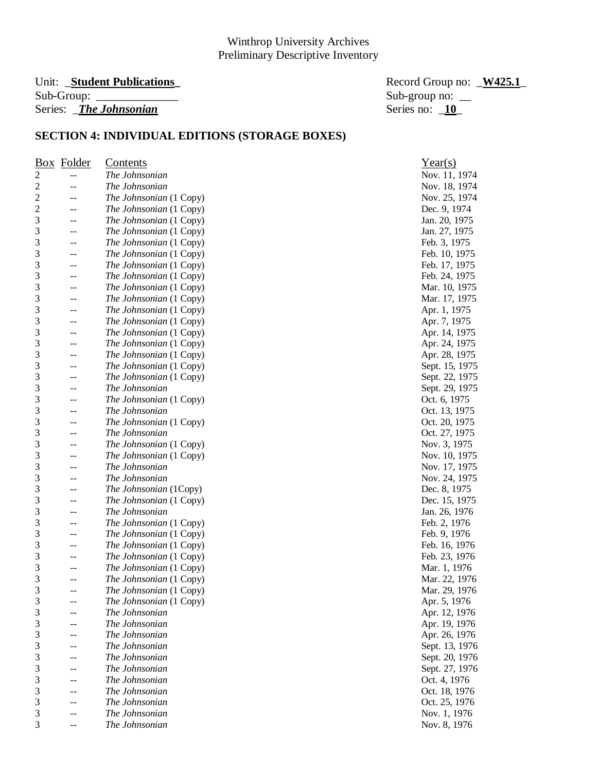Winthrop University Archives
Preliminary Descriptive Inventory

Unit: **Student Publications** Record Group no: **W425.1**
Sub-Group: ______________ Sub-group no: __
Series: ***The Johnsonian*** Series no: **10**

## SECTION 4: INDIVIDUAL EDITIONS (STORAGE BOXES)

| Box | Folder | Contents | Year(s) |
|---|---|---|---|
| 2 | -- | *The Johnsonian* | Nov. 11, 1974 |
| 2 | -- | *The Johnsonian* | Nov. 18, 1974 |
| 2 | -- | *The Johnsonian* (1 Copy) | Nov. 25, 1974 |
| 2 | -- | *The Johnsonian* (1 Copy) | Dec. 9, 1974 |
| 3 | -- | *The Johnsonian* (1 Copy) | Jan. 20, 1975 |
| 3 | -- | *The Johnsonian* (1 Copy) | Jan. 27, 1975 |
| 3 | -- | *The Johnsonian* (1 Copy) | Feb. 3, 1975 |
| 3 | -- | *The Johnsonian* (1 Copy) | Feb. 10, 1975 |
| 3 | -- | *The Johnsonian* (1 Copy) | Feb. 17, 1975 |
| 3 | -- | *The Johnsonian* (1 Copy) | Feb. 24, 1975 |
| 3 | -- | *The Johnsonian* (1 Copy) | Mar. 10, 1975 |
| 3 | -- | *The Johnsonian* (1 Copy) | Mar. 17, 1975 |
| 3 | -- | *The Johnsonian* (1 Copy) | Apr. 1, 1975 |
| 3 | -- | *The Johnsonian* (1 Copy) | Apr. 7, 1975 |
| 3 | -- | *The Johnsonian* (1 Copy) | Apr. 14, 1975 |
| 3 | -- | *The Johnsonian* (1 Copy) | Apr. 24, 1975 |
| 3 | -- | *The Johnsonian* (1 Copy) | Apr. 28, 1975 |
| 3 | -- | *The Johnsonian* (1 Copy) | Sept. 15, 1975 |
| 3 | -- | *The Johnsonian* (1 Copy) | Sept. 22, 1975 |
| 3 | -- | *The Johnsonian* | Sept. 29, 1975 |
| 3 | -- | *The Johnsonian* (1 Copy) | Oct. 6, 1975 |
| 3 | -- | *The Johnsonian* | Oct. 13, 1975 |
| 3 | -- | *The Johnsonian* (1 Copy) | Oct. 20, 1975 |
| 3 | -- | *The Johnsonian* | Oct. 27, 1975 |
| 3 | -- | *The Johnsonian* (1 Copy) | Nov. 3, 1975 |
| 3 | -- | *The Johnsonian* (1 Copy) | Nov. 10, 1975 |
| 3 | -- | *The Johnsonian* | Nov. 17, 1975 |
| 3 | -- | *The Johnsonian* | Nov. 24, 1975 |
| 3 | -- | *The Johnsonian* (1Copy) | Dec. 8, 1975 |
| 3 | -- | *The Johnsonian* (1 Copy) | Dec. 15, 1975 |
| 3 | -- | *The Johnsonian* | Jan. 26, 1976 |
| 3 | -- | *The Johnsonian* (1 Copy) | Feb. 2, 1976 |
| 3 | -- | *The Johnsonian* (1 Copy) | Feb. 9, 1976 |
| 3 | -- | *The Johnsonian* (1 Copy) | Feb. 16, 1976 |
| 3 | -- | *The Johnsonian* (1 Copy) | Feb. 23, 1976 |
| 3 | -- | *The Johnsonian* (1 Copy) | Mar. 1, 1976 |
| 3 | -- | *The Johnsonian* (1 Copy) | Mar. 22, 1976 |
| 3 | -- | *The Johnsonian* (1 Copy) | Mar. 29, 1976 |
| 3 | -- | *The Johnsonian* (1 Copy) | Apr. 5, 1976 |
| 3 | -- | *The Johnsonian* | Apr. 12, 1976 |
| 3 | -- | *The Johnsonian* | Apr. 19, 1976 |
| 3 | -- | *The Johnsonian* | Apr. 26, 1976 |
| 3 | -- | *The Johnsonian* | Sept. 13, 1976 |
| 3 | -- | *The Johnsonian* | Sept. 20, 1976 |
| 3 | -- | *The Johnsonian* | Sept. 27, 1976 |
| 3 | -- | *The Johnsonian* | Oct. 4, 1976 |
| 3 | -- | *The Johnsonian* | Oct. 18, 1976 |
| 3 | -- | *The Johnsonian* | Oct. 25, 1976 |
| 3 | -- | *The Johnsonian* | Nov. 1, 1976 |
| 3 | -- | *The Johnsonian* | Nov. 8, 1976 |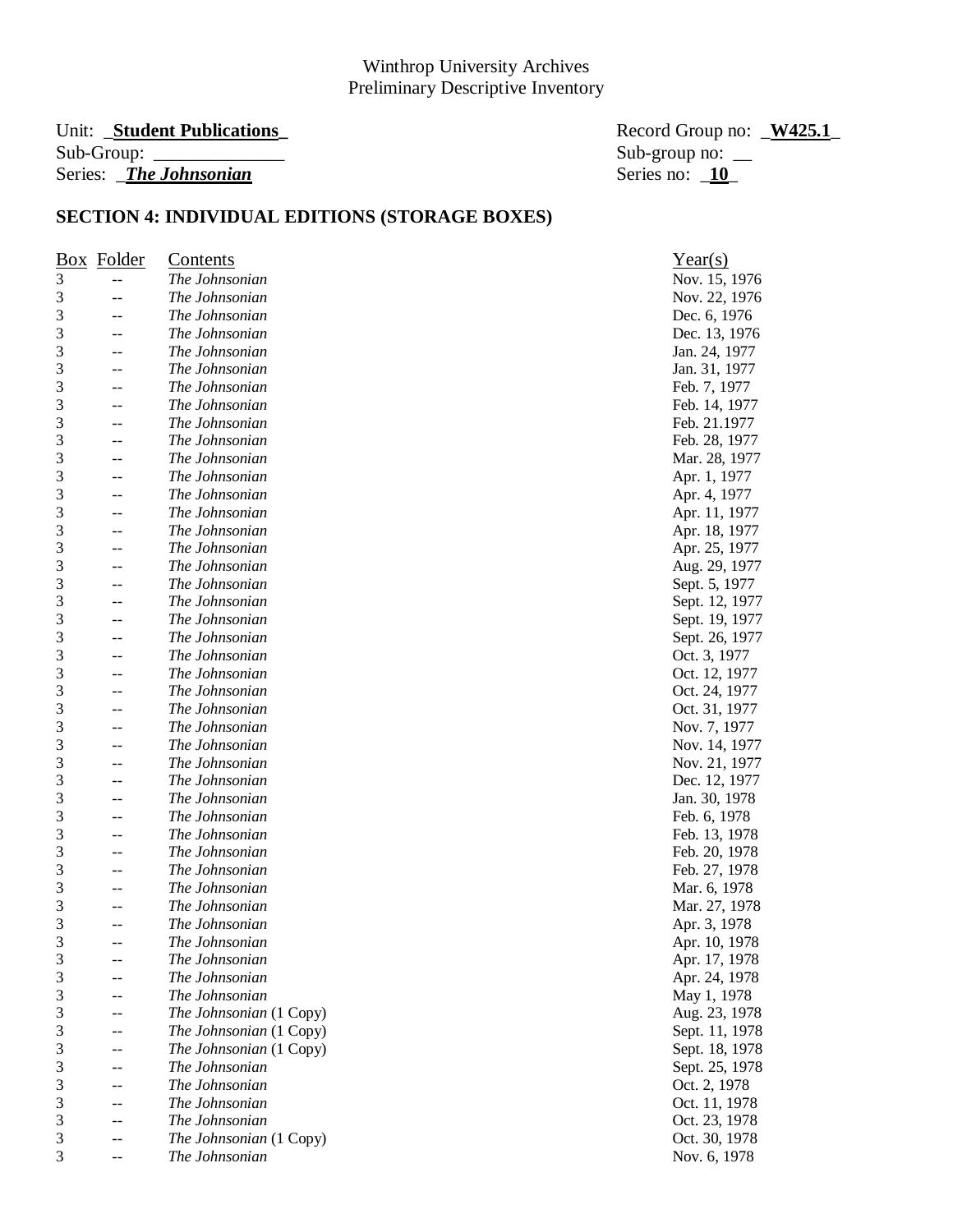Winthrop University Archives
Preliminary Descriptive Inventory

Unit: _**Student Publications**_ Record Group no: _**W425.1**_
Sub-Group: ______________ Sub-group no: __
Series: _***The Johnsonian*** Series no: _**10**_

## SECTION 4: INDIVIDUAL EDITIONS (STORAGE BOXES)

| Box | Folder | Contents | Year(s) |
|---|---|---|---|
| 3 | -- | *The Johnsonian* | Nov. 15, 1976 |
| 3 | -- | *The Johnsonian* | Nov. 22, 1976 |
| 3 | -- | *The Johnsonian* | Dec. 6, 1976 |
| 3 | -- | *The Johnsonian* | Dec. 13, 1976 |
| 3 | -- | *The Johnsonian* | Jan. 24, 1977 |
| 3 | -- | *The Johnsonian* | Jan. 31, 1977 |
| 3 | -- | *The Johnsonian* | Feb. 7, 1977 |
| 3 | -- | *The Johnsonian* | Feb. 14, 1977 |
| 3 | -- | *The Johnsonian* | Feb. 21.1977 |
| 3 | -- | *The Johnsonian* | Feb. 28, 1977 |
| 3 | -- | *The Johnsonian* | Mar. 28, 1977 |
| 3 | -- | *The Johnsonian* | Apr. 1, 1977 |
| 3 | -- | *The Johnsonian* | Apr. 4, 1977 |
| 3 | -- | *The Johnsonian* | Apr. 11, 1977 |
| 3 | -- | *The Johnsonian* | Apr. 18, 1977 |
| 3 | -- | *The Johnsonian* | Apr. 25, 1977 |
| 3 | -- | *The Johnsonian* | Aug. 29, 1977 |
| 3 | -- | *The Johnsonian* | Sept. 5, 1977 |
| 3 | -- | *The Johnsonian* | Sept. 12, 1977 |
| 3 | -- | *The Johnsonian* | Sept. 19, 1977 |
| 3 | -- | *The Johnsonian* | Sept. 26, 1977 |
| 3 | -- | *The Johnsonian* | Oct. 3, 1977 |
| 3 | -- | *The Johnsonian* | Oct. 12, 1977 |
| 3 | -- | *The Johnsonian* | Oct. 24, 1977 |
| 3 | -- | *The Johnsonian* | Oct. 31, 1977 |
| 3 | -- | *The Johnsonian* | Nov. 7, 1977 |
| 3 | -- | *The Johnsonian* | Nov. 14, 1977 |
| 3 | -- | *The Johnsonian* | Nov. 21, 1977 |
| 3 | -- | *The Johnsonian* | Dec. 12, 1977 |
| 3 | -- | *The Johnsonian* | Jan. 30, 1978 |
| 3 | -- | *The Johnsonian* | Feb. 6, 1978 |
| 3 | -- | *The Johnsonian* | Feb. 13, 1978 |
| 3 | -- | *The Johnsonian* | Feb. 20, 1978 |
| 3 | -- | *The Johnsonian* | Feb. 27, 1978 |
| 3 | -- | *The Johnsonian* | Mar. 6, 1978 |
| 3 | -- | *The Johnsonian* | Mar. 27, 1978 |
| 3 | -- | *The Johnsonian* | Apr. 3, 1978 |
| 3 | -- | *The Johnsonian* | Apr. 10, 1978 |
| 3 | -- | *The Johnsonian* | Apr. 17, 1978 |
| 3 | -- | *The Johnsonian* | Apr. 24, 1978 |
| 3 | -- | *The Johnsonian* | May 1, 1978 |
| 3 | -- | *The Johnsonian* (1 Copy) | Aug. 23, 1978 |
| 3 | -- | *The Johnsonian* (1 Copy) | Sept. 11, 1978 |
| 3 | -- | *The Johnsonian* (1 Copy) | Sept. 18, 1978 |
| 3 | -- | *The Johnsonian* | Sept. 25, 1978 |
| 3 | -- | *The Johnsonian* | Oct. 2, 1978 |
| 3 | -- | *The Johnsonian* | Oct. 11, 1978 |
| 3 | -- | *The Johnsonian* | Oct. 23, 1978 |
| 3 | -- | *The Johnsonian* (1 Copy) | Oct. 30, 1978 |
| 3 | -- | *The Johnsonian* | Nov. 6, 1978 |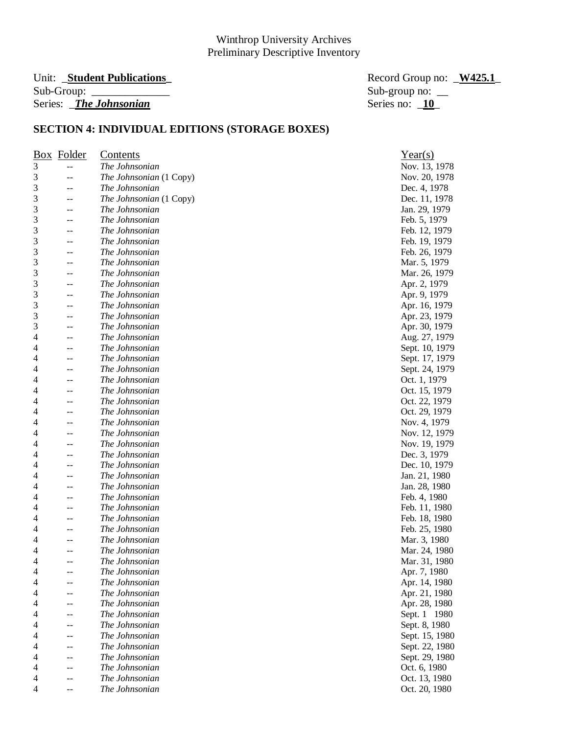Winthrop University Archives
Preliminary Descriptive Inventory

Unit: _**Student Publications**_ Record Group no: _**W425.1**_
Sub-Group: ______________ Sub-group no: __
Series: _***The Johnsonian*** Series no: _**10**_

## SECTION 4: INDIVIDUAL EDITIONS (STORAGE BOXES)

| Box | Folder | Contents | Year(s) |
|---|---|---|---|
| 3 | -- | *The Johnsonian* | Nov. 13, 1978 |
| 3 | -- | *The Johnsonian* (1 Copy) | Nov. 20, 1978 |
| 3 | -- | *The Johnsonian* | Dec. 4, 1978 |
| 3 | -- | *The Johnsonian* (1 Copy) | Dec. 11, 1978 |
| 3 | -- | *The Johnsonian* | Jan. 29, 1979 |
| 3 | -- | *The Johnsonian* | Feb. 5, 1979 |
| 3 | -- | *The Johnsonian* | Feb. 12, 1979 |
| 3 | -- | *The Johnsonian* | Feb. 19, 1979 |
| 3 | -- | *The Johnsonian* | Feb. 26, 1979 |
| 3 | -- | *The Johnsonian* | Mar. 5, 1979 |
| 3 | -- | *The Johnsonian* | Mar. 26, 1979 |
| 3 | -- | *The Johnsonian* | Apr. 2, 1979 |
| 3 | -- | *The Johnsonian* | Apr. 9, 1979 |
| 3 | -- | *The Johnsonian* | Apr. 16, 1979 |
| 3 | -- | *The Johnsonian* | Apr. 23, 1979 |
| 3 | -- | *The Johnsonian* | Apr. 30, 1979 |
| 4 | -- | *The Johnsonian* | Aug. 27, 1979 |
| 4 | -- | *The Johnsonian* | Sept. 10, 1979 |
| 4 | -- | *The Johnsonian* | Sept. 17, 1979 |
| 4 | -- | *The Johnsonian* | Sept. 24, 1979 |
| 4 | -- | *The Johnsonian* | Oct. 1, 1979 |
| 4 | -- | *The Johnsonian* | Oct. 15, 1979 |
| 4 | -- | *The Johnsonian* | Oct. 22, 1979 |
| 4 | -- | *The Johnsonian* | Oct. 29, 1979 |
| 4 | -- | *The Johnsonian* | Nov. 4, 1979 |
| 4 | -- | *The Johnsonian* | Nov. 12, 1979 |
| 4 | -- | *The Johnsonian* | Nov. 19, 1979 |
| 4 | -- | *The Johnsonian* | Dec. 3, 1979 |
| 4 | -- | *The Johnsonian* | Dec. 10, 1979 |
| 4 | -- | *The Johnsonian* | Jan. 21, 1980 |
| 4 | -- | *The Johnsonian* | Jan. 28, 1980 |
| 4 | -- | *The Johnsonian* | Feb. 4, 1980 |
| 4 | -- | *The Johnsonian* | Feb. 11, 1980 |
| 4 | -- | *The Johnsonian* | Feb. 18, 1980 |
| 4 | -- | *The Johnsonian* | Feb. 25, 1980 |
| 4 | -- | *The Johnsonian* | Mar. 3, 1980 |
| 4 | -- | *The Johnsonian* | Mar. 24, 1980 |
| 4 | -- | *The Johnsonian* | Mar. 31, 1980 |
| 4 | -- | *The Johnsonian* | Apr. 7, 1980 |
| 4 | -- | *The Johnsonian* | Apr. 14, 1980 |
| 4 | -- | *The Johnsonian* | Apr. 21, 1980 |
| 4 | -- | *The Johnsonian* | Apr. 28, 1980 |
| 4 | -- | *The Johnsonian* | Sept. 1 1980 |
| 4 | -- | *The Johnsonian* | Sept. 8, 1980 |
| 4 | -- | *The Johnsonian* | Sept. 15, 1980 |
| 4 | -- | *The Johnsonian* | Sept. 22, 1980 |
| 4 | -- | *The Johnsonian* | Sept. 29, 1980 |
| 4 | -- | *The Johnsonian* | Oct. 6, 1980 |
| 4 | -- | *The Johnsonian* | Oct. 13, 1980 |
| 4 | -- | *The Johnsonian* | Oct. 20, 1980 |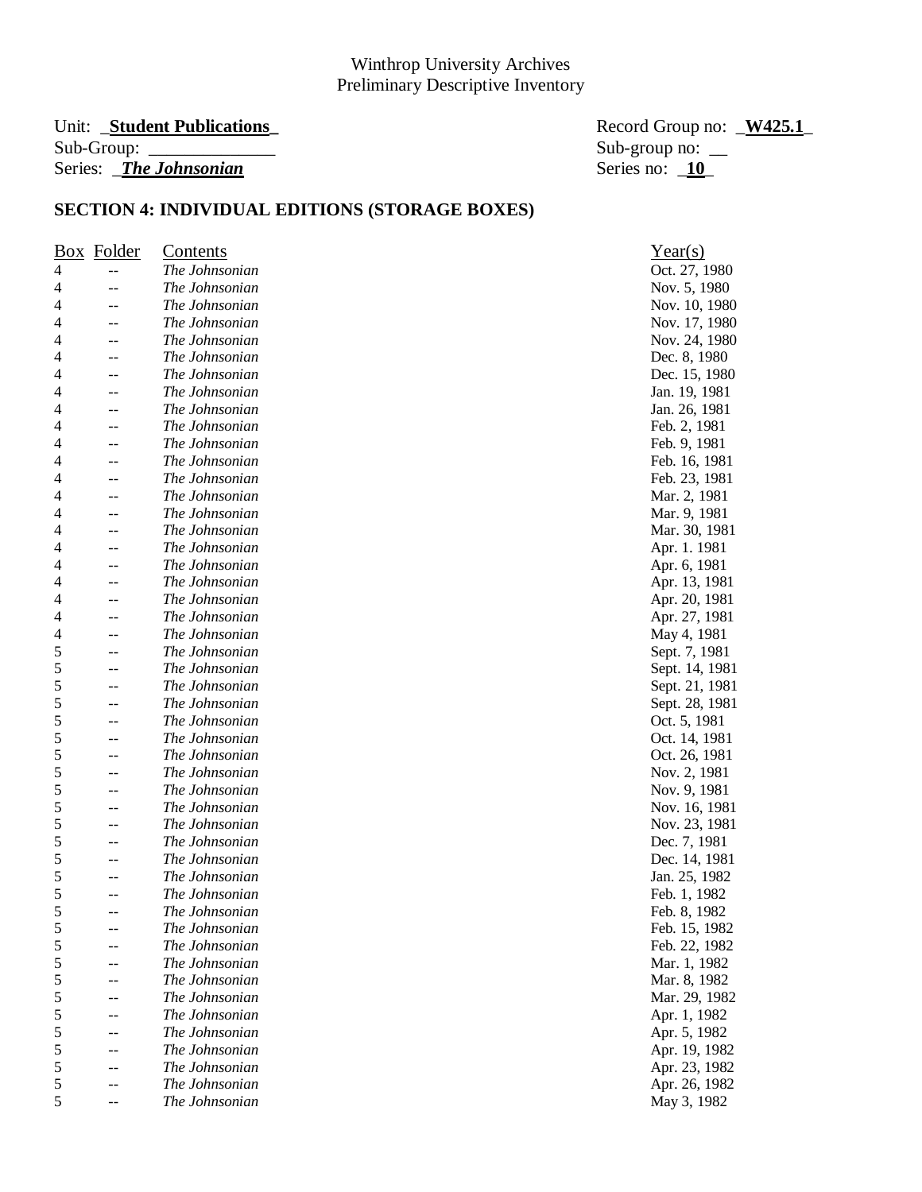Winthrop University Archives
Preliminary Descriptive Inventory

Unit: _**Student Publications**_ Record Group no: _**W425.1**_
Sub-Group: ______________ Sub-group no: __
Series: _***The Johnsonian*** Series no: _**10**_

## SECTION 4: INDIVIDUAL EDITIONS (STORAGE BOXES)

| Box | Folder | Contents | Year(s) |
|---|---|---|---|
| 4 | -- | *The Johnsonian* | Oct. 27, 1980 |
| 4 | -- | *The Johnsonian* | Nov. 5, 1980 |
| 4 | -- | *The Johnsonian* | Nov. 10, 1980 |
| 4 | -- | *The Johnsonian* | Nov. 17, 1980 |
| 4 | -- | *The Johnsonian* | Nov. 24, 1980 |
| 4 | -- | *The Johnsonian* | Dec. 8, 1980 |
| 4 | -- | *The Johnsonian* | Dec. 15, 1980 |
| 4 | -- | *The Johnsonian* | Jan. 19, 1981 |
| 4 | -- | *The Johnsonian* | Jan. 26, 1981 |
| 4 | -- | *The Johnsonian* | Feb. 2, 1981 |
| 4 | -- | *The Johnsonian* | Feb. 9, 1981 |
| 4 | -- | *The Johnsonian* | Feb. 16, 1981 |
| 4 | -- | *The Johnsonian* | Feb. 23, 1981 |
| 4 | -- | *The Johnsonian* | Mar. 2, 1981 |
| 4 | -- | *The Johnsonian* | Mar. 9, 1981 |
| 4 | -- | *The Johnsonian* | Mar. 30, 1981 |
| 4 | -- | *The Johnsonian* | Apr. 1. 1981 |
| 4 | -- | *The Johnsonian* | Apr. 6, 1981 |
| 4 | -- | *The Johnsonian* | Apr. 13, 1981 |
| 4 | -- | *The Johnsonian* | Apr. 20, 1981 |
| 4 | -- | *The Johnsonian* | Apr. 27, 1981 |
| 4 | -- | *The Johnsonian* | May 4, 1981 |
| 5 | -- | *The Johnsonian* | Sept. 7, 1981 |
| 5 | -- | *The Johnsonian* | Sept. 14, 1981 |
| 5 | -- | *The Johnsonian* | Sept. 21, 1981 |
| 5 | -- | *The Johnsonian* | Sept. 28, 1981 |
| 5 | -- | *The Johnsonian* | Oct. 5, 1981 |
| 5 | -- | *The Johnsonian* | Oct. 14, 1981 |
| 5 | -- | *The Johnsonian* | Oct. 26, 1981 |
| 5 | -- | *The Johnsonian* | Nov. 2, 1981 |
| 5 | -- | *The Johnsonian* | Nov. 9, 1981 |
| 5 | -- | *The Johnsonian* | Nov. 16, 1981 |
| 5 | -- | *The Johnsonian* | Nov. 23, 1981 |
| 5 | -- | *The Johnsonian* | Dec. 7, 1981 |
| 5 | -- | *The Johnsonian* | Dec. 14, 1981 |
| 5 | -- | *The Johnsonian* | Jan. 25, 1982 |
| 5 | -- | *The Johnsonian* | Feb. 1, 1982 |
| 5 | -- | *The Johnsonian* | Feb. 8, 1982 |
| 5 | -- | *The Johnsonian* | Feb. 15, 1982 |
| 5 | -- | *The Johnsonian* | Feb. 22, 1982 |
| 5 | -- | *The Johnsonian* | Mar. 1, 1982 |
| 5 | -- | *The Johnsonian* | Mar. 8, 1982 |
| 5 | -- | *The Johnsonian* | Mar. 29, 1982 |
| 5 | -- | *The Johnsonian* | Apr. 1, 1982 |
| 5 | -- | *The Johnsonian* | Apr. 5, 1982 |
| 5 | -- | *The Johnsonian* | Apr. 19, 1982 |
| 5 | -- | *The Johnsonian* | Apr. 23, 1982 |
| 5 | -- | *The Johnsonian* | Apr. 26, 1982 |
| 5 | -- | *The Johnsonian* | May 3, 1982 |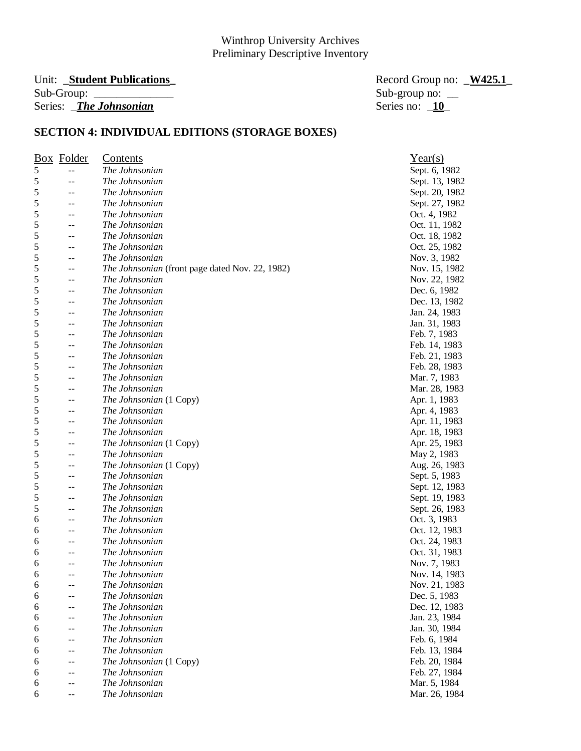Winthrop University Archives
Preliminary Descriptive Inventory

Unit: **Student Publications** Record Group no: **W425.1**
Sub-Group: ______________ Sub-group no: __
Series: ***The Johnsonian*** Series no: **10**

**SECTION 4: INDIVIDUAL EDITIONS (STORAGE BOXES)**

| Box | Folder | Contents | Year(s) |
|---|---|---|---|
| 5 | -- | *The Johnsonian* | Sept. 6, 1982 |
| 5 | -- | *The Johnsonian* | Sept. 13, 1982 |
| 5 | -- | *The Johnsonian* | Sept. 20, 1982 |
| 5 | -- | *The Johnsonian* | Sept. 27, 1982 |
| 5 | -- | *The Johnsonian* | Oct. 4, 1982 |
| 5 | -- | *The Johnsonian* | Oct. 11, 1982 |
| 5 | -- | *The Johnsonian* | Oct. 18, 1982 |
| 5 | -- | *The Johnsonian* | Oct. 25, 1982 |
| 5 | -- | *The Johnsonian* | Nov. 3, 1982 |
| 5 | -- | *The Johnsonian* (front page dated Nov. 22, 1982) | Nov. 15, 1982 |
| 5 | -- | *The Johnsonian* | Nov. 22, 1982 |
| 5 | -- | *The Johnsonian* | Dec. 6, 1982 |
| 5 | -- | *The Johnsonian* | Dec. 13, 1982 |
| 5 | -- | *The Johnsonian* | Jan. 24, 1983 |
| 5 | -- | *The Johnsonian* | Jan. 31, 1983 |
| 5 | -- | *The Johnsonian* | Feb. 7, 1983 |
| 5 | -- | *The Johnsonian* | Feb. 14, 1983 |
| 5 | -- | *The Johnsonian* | Feb. 21, 1983 |
| 5 | -- | *The Johnsonian* | Feb. 28, 1983 |
| 5 | -- | *The Johnsonian* | Mar. 7, 1983 |
| 5 | -- | *The Johnsonian* | Mar. 28, 1983 |
| 5 | -- | *The Johnsonian* (1 Copy) | Apr. 1, 1983 |
| 5 | -- | *The Johnsonian* | Apr. 4, 1983 |
| 5 | -- | *The Johnsonian* | Apr. 11, 1983 |
| 5 | -- | *The Johnsonian* | Apr. 18, 1983 |
| 5 | -- | *The Johnsonian* (1 Copy) | Apr. 25, 1983 |
| 5 | -- | *The Johnsonian* | May 2, 1983 |
| 5 | -- | *The Johnsonian* (1 Copy) | Aug. 26, 1983 |
| 5 | -- | *The Johnsonian* | Sept. 5, 1983 |
| 5 | -- | *The Johnsonian* | Sept. 12, 1983 |
| 5 | -- | *The Johnsonian* | Sept. 19, 1983 |
| 5 | -- | *The Johnsonian* | Sept. 26, 1983 |
| 6 | -- | *The Johnsonian* | Oct. 3, 1983 |
| 6 | -- | *The Johnsonian* | Oct. 12, 1983 |
| 6 | -- | *The Johnsonian* | Oct. 24, 1983 |
| 6 | -- | *The Johnsonian* | Oct. 31, 1983 |
| 6 | -- | *The Johnsonian* | Nov. 7, 1983 |
| 6 | -- | *The Johnsonian* | Nov. 14, 1983 |
| 6 | -- | *The Johnsonian* | Nov. 21, 1983 |
| 6 | -- | *The Johnsonian* | Dec. 5, 1983 |
| 6 | -- | *The Johnsonian* | Dec. 12, 1983 |
| 6 | -- | *The Johnsonian* | Jan. 23, 1984 |
| 6 | -- | *The Johnsonian* | Jan. 30, 1984 |
| 6 | -- | *The Johnsonian* | Feb. 6, 1984 |
| 6 | -- | *The Johnsonian* | Feb. 13, 1984 |
| 6 | -- | *The Johnsonian* (1 Copy) | Feb. 20, 1984 |
| 6 | -- | *The Johnsonian* | Feb. 27, 1984 |
| 6 | -- | *The Johnsonian* | Mar. 5, 1984 |
| 6 | -- | *The Johnsonian* | Mar. 26, 1984 |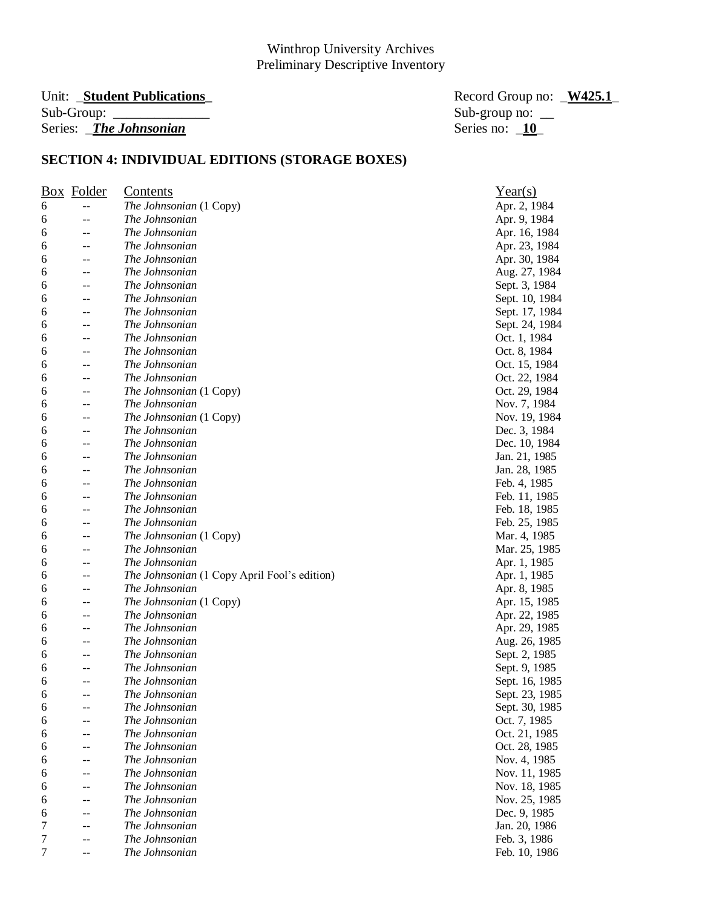Winthrop University Archives
Preliminary Descriptive Inventory

Unit: **Student Publications** Record Group no: **W425.1**
Sub-Group: ______________ Sub-group no: __
Series: ***The Johnsonian*** Series no: **10**

## SECTION 4: INDIVIDUAL EDITIONS (STORAGE BOXES)

| Box | Folder | Contents | Year(s) |
|---|---|---|---|
| 6 | -- | *The Johnsonian* (1 Copy) | Apr. 2, 1984 |
| 6 | -- | *The Johnsonian* | Apr. 9, 1984 |
| 6 | -- | *The Johnsonian* | Apr. 16, 1984 |
| 6 | -- | *The Johnsonian* | Apr. 23, 1984 |
| 6 | -- | *The Johnsonian* | Apr. 30, 1984 |
| 6 | -- | *The Johnsonian* | Aug. 27, 1984 |
| 6 | -- | *The Johnsonian* | Sept. 3, 1984 |
| 6 | -- | *The Johnsonian* | Sept. 10, 1984 |
| 6 | -- | *The Johnsonian* | Sept. 17, 1984 |
| 6 | -- | *The Johnsonian* | Sept. 24, 1984 |
| 6 | -- | *The Johnsonian* | Oct. 1, 1984 |
| 6 | -- | *The Johnsonian* | Oct. 8, 1984 |
| 6 | -- | *The Johnsonian* | Oct. 15, 1984 |
| 6 | -- | *The Johnsonian* | Oct. 22, 1984 |
| 6 | -- | *The Johnsonian* (1 Copy) | Oct. 29, 1984 |
| 6 | -- | *The Johnsonian* | Nov. 7, 1984 |
| 6 | -- | *The Johnsonian* (1 Copy) | Nov. 19, 1984 |
| 6 | -- | *The Johnsonian* | Dec. 3, 1984 |
| 6 | -- | *The Johnsonian* | Dec. 10, 1984 |
| 6 | -- | *The Johnsonian* | Jan. 21, 1985 |
| 6 | -- | *The Johnsonian* | Jan. 28, 1985 |
| 6 | -- | *The Johnsonian* | Feb. 4, 1985 |
| 6 | -- | *The Johnsonian* | Feb. 11, 1985 |
| 6 | -- | *The Johnsonian* | Feb. 18, 1985 |
| 6 | -- | *The Johnsonian* | Feb. 25, 1985 |
| 6 | -- | *The Johnsonian* (1 Copy) | Mar. 4, 1985 |
| 6 | -- | *The Johnsonian* | Mar. 25, 1985 |
| 6 | -- | *The Johnsonian* | Apr. 1, 1985 |
| 6 | -- | *The Johnsonian* (1 Copy April Fool's edition) | Apr. 1, 1985 |
| 6 | -- | *The Johnsonian* | Apr. 8, 1985 |
| 6 | -- | *The Johnsonian* (1 Copy) | Apr. 15, 1985 |
| 6 | -- | *The Johnsonian* | Apr. 22, 1985 |
| 6 | -- | *The Johnsonian* | Apr. 29, 1985 |
| 6 | -- | *The Johnsonian* | Aug. 26, 1985 |
| 6 | -- | *The Johnsonian* | Sept. 2, 1985 |
| 6 | -- | *The Johnsonian* | Sept. 9, 1985 |
| 6 | -- | *The Johnsonian* | Sept. 16, 1985 |
| 6 | -- | *The Johnsonian* | Sept. 23, 1985 |
| 6 | -- | *The Johnsonian* | Sept. 30, 1985 |
| 6 | -- | *The Johnsonian* | Oct. 7, 1985 |
| 6 | -- | *The Johnsonian* | Oct. 21, 1985 |
| 6 | -- | *The Johnsonian* | Oct. 28, 1985 |
| 6 | -- | *The Johnsonian* | Nov. 4, 1985 |
| 6 | -- | *The Johnsonian* | Nov. 11, 1985 |
| 6 | -- | *The Johnsonian* | Nov. 18, 1985 |
| 6 | -- | *The Johnsonian* | Nov. 25, 1985 |
| 6 | -- | *The Johnsonian* | Dec. 9, 1985 |
| 7 | -- | *The Johnsonian* | Jan. 20, 1986 |
| 7 | -- | *The Johnsonian* | Feb. 3, 1986 |
| 7 | -- | *The Johnsonian* | Feb. 10, 1986 |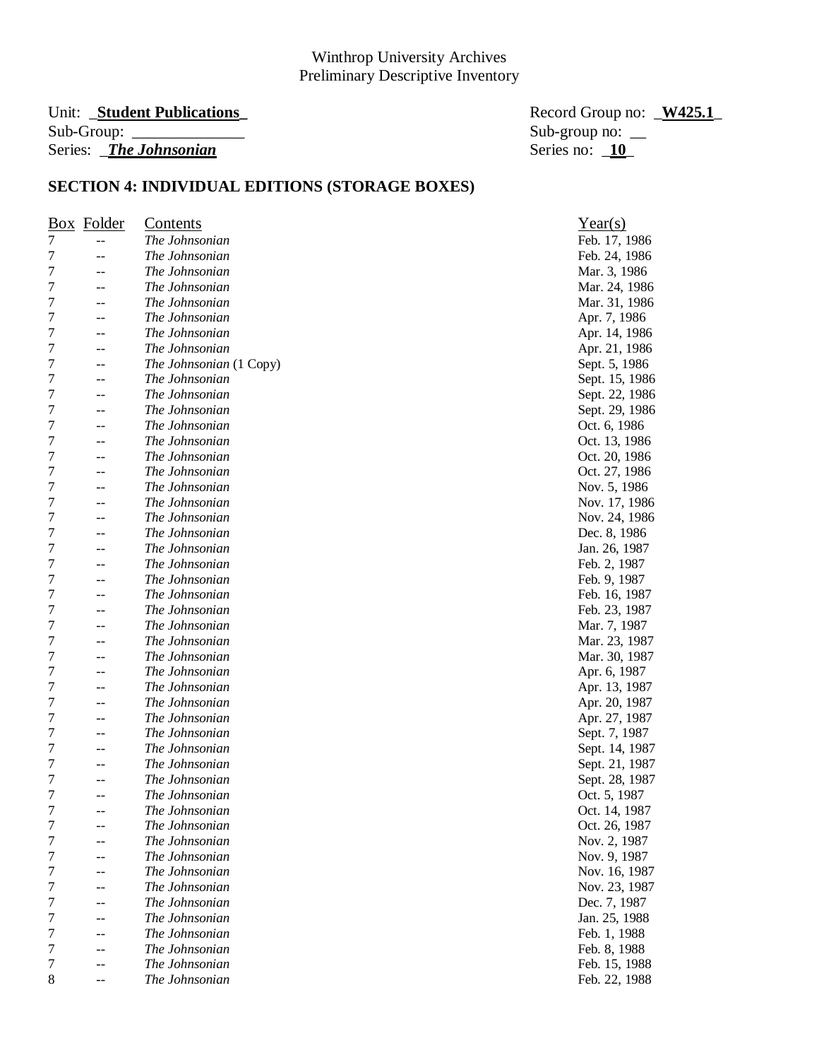Winthrop University Archives
Preliminary Descriptive Inventory

Unit: **Student Publications** | Record Group no: **W425.1**
Sub-Group: ______________ | Sub-group no: __
Series: ***The Johnsonian*** | Series no: **10**

## SECTION 4: INDIVIDUAL EDITIONS (STORAGE BOXES)

| Box | Folder | Contents | Year(s) |
|---|---|---|---|
| 7 | -- | *The Johnsonian* | Feb. 17, 1986 |
| 7 | -- | *The Johnsonian* | Feb. 24, 1986 |
| 7 | -- | *The Johnsonian* | Mar. 3, 1986 |
| 7 | -- | *The Johnsonian* | Mar. 24, 1986 |
| 7 | -- | *The Johnsonian* | Mar. 31, 1986 |
| 7 | -- | *The Johnsonian* | Apr. 7, 1986 |
| 7 | -- | *The Johnsonian* | Apr. 14, 1986 |
| 7 | -- | *The Johnsonian* | Apr. 21, 1986 |
| 7 | -- | *The Johnsonian* (1 Copy) | Sept. 5, 1986 |
| 7 | -- | *The Johnsonian* | Sept. 15, 1986 |
| 7 | -- | *The Johnsonian* | Sept. 22, 1986 |
| 7 | -- | *The Johnsonian* | Sept. 29, 1986 |
| 7 | -- | *The Johnsonian* | Oct. 6, 1986 |
| 7 | -- | *The Johnsonian* | Oct. 13, 1986 |
| 7 | -- | *The Johnsonian* | Oct. 20, 1986 |
| 7 | -- | *The Johnsonian* | Oct. 27, 1986 |
| 7 | -- | *The Johnsonian* | Nov. 5, 1986 |
| 7 | -- | *The Johnsonian* | Nov. 17, 1986 |
| 7 | -- | *The Johnsonian* | Nov. 24, 1986 |
| 7 | -- | *The Johnsonian* | Dec. 8, 1986 |
| 7 | -- | *The Johnsonian* | Jan. 26, 1987 |
| 7 | -- | *The Johnsonian* | Feb. 2, 1987 |
| 7 | -- | *The Johnsonian* | Feb. 9, 1987 |
| 7 | -- | *The Johnsonian* | Feb. 16, 1987 |
| 7 | -- | *The Johnsonian* | Feb. 23, 1987 |
| 7 | -- | *The Johnsonian* | Mar. 7, 1987 |
| 7 | -- | *The Johnsonian* | Mar. 23, 1987 |
| 7 | -- | *The Johnsonian* | Mar. 30, 1987 |
| 7 | -- | *The Johnsonian* | Apr. 6, 1987 |
| 7 | -- | *The Johnsonian* | Apr. 13, 1987 |
| 7 | -- | *The Johnsonian* | Apr. 20, 1987 |
| 7 | -- | *The Johnsonian* | Apr. 27, 1987 |
| 7 | -- | *The Johnsonian* | Sept. 7, 1987 |
| 7 | -- | *The Johnsonian* | Sept. 14, 1987 |
| 7 | -- | *The Johnsonian* | Sept. 21, 1987 |
| 7 | -- | *The Johnsonian* | Sept. 28, 1987 |
| 7 | -- | *The Johnsonian* | Oct. 5, 1987 |
| 7 | -- | *The Johnsonian* | Oct. 14, 1987 |
| 7 | -- | *The Johnsonian* | Oct. 26, 1987 |
| 7 | -- | *The Johnsonian* | Nov. 2, 1987 |
| 7 | -- | *The Johnsonian* | Nov. 9, 1987 |
| 7 | -- | *The Johnsonian* | Nov. 16, 1987 |
| 7 | -- | *The Johnsonian* | Nov. 23, 1987 |
| 7 | -- | *The Johnsonian* | Dec. 7, 1987 |
| 7 | -- | *The Johnsonian* | Jan. 25, 1988 |
| 7 | -- | *The Johnsonian* | Feb. 1, 1988 |
| 7 | -- | *The Johnsonian* | Feb. 8, 1988 |
| 7 | -- | *The Johnsonian* | Feb. 15, 1988 |
| 8 | -- | *The Johnsonian* | Feb. 22, 1988 |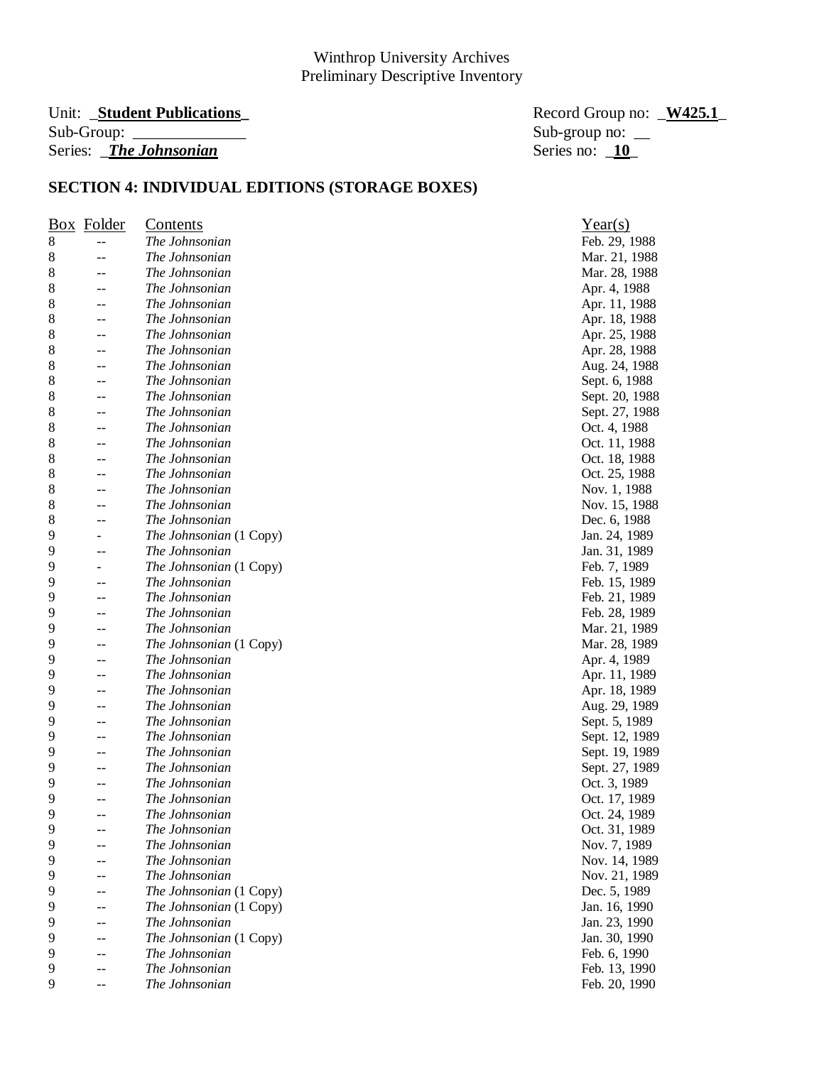Winthrop University Archives
Preliminary Descriptive Inventory

Unit: _**Student Publications**_ Record Group no: _**W425.1**_
Sub-Group: ______________ Sub-group no: __
Series: _***The Johnsonian***_ Series no: _**10**_

## SECTION 4: INDIVIDUAL EDITIONS (STORAGE BOXES)

| Box | Folder | Contents | Year(s) |
|---|---|---|---|
| 8 | -- | *The Johnsonian* | Feb. 29, 1988 |
| 8 | -- | *The Johnsonian* | Mar. 21, 1988 |
| 8 | -- | *The Johnsonian* | Mar. 28, 1988 |
| 8 | -- | *The Johnsonian* | Apr. 4, 1988 |
| 8 | -- | *The Johnsonian* | Apr. 11, 1988 |
| 8 | -- | *The Johnsonian* | Apr. 18, 1988 |
| 8 | -- | *The Johnsonian* | Apr. 25, 1988 |
| 8 | -- | *The Johnsonian* | Apr. 28, 1988 |
| 8 | -- | *The Johnsonian* | Aug. 24, 1988 |
| 8 | -- | *The Johnsonian* | Sept. 6, 1988 |
| 8 | -- | *The Johnsonian* | Sept. 20, 1988 |
| 8 | -- | *The Johnsonian* | Sept. 27, 1988 |
| 8 | -- | *The Johnsonian* | Oct. 4, 1988 |
| 8 | -- | *The Johnsonian* | Oct. 11, 1988 |
| 8 | -- | *The Johnsonian* | Oct. 18, 1988 |
| 8 | -- | *The Johnsonian* | Oct. 25, 1988 |
| 8 | -- | *The Johnsonian* | Nov. 1, 1988 |
| 8 | -- | *The Johnsonian* | Nov. 15, 1988 |
| 8 | -- | *The Johnsonian* | Dec. 6, 1988 |
| 9 | - | *The Johnsonian* (1 Copy) | Jan. 24, 1989 |
| 9 | -- | *The Johnsonian* | Jan. 31, 1989 |
| 9 | - | *The Johnsonian* (1 Copy) | Feb. 7, 1989 |
| 9 | -- | *The Johnsonian* | Feb. 15, 1989 |
| 9 | -- | *The Johnsonian* | Feb. 21, 1989 |
| 9 | -- | *The Johnsonian* | Feb. 28, 1989 |
| 9 | -- | *The Johnsonian* | Mar. 21, 1989 |
| 9 | -- | *The Johnsonian* (1 Copy) | Mar. 28, 1989 |
| 9 | -- | *The Johnsonian* | Apr. 4, 1989 |
| 9 | -- | *The Johnsonian* | Apr. 11, 1989 |
| 9 | -- | *The Johnsonian* | Apr. 18, 1989 |
| 9 | -- | *The Johnsonian* | Aug. 29, 1989 |
| 9 | -- | *The Johnsonian* | Sept. 5, 1989 |
| 9 | -- | *The Johnsonian* | Sept. 12, 1989 |
| 9 | -- | *The Johnsonian* | Sept. 19, 1989 |
| 9 | -- | *The Johnsonian* | Sept. 27, 1989 |
| 9 | -- | *The Johnsonian* | Oct. 3, 1989 |
| 9 | -- | *The Johnsonian* | Oct. 17, 1989 |
| 9 | -- | *The Johnsonian* | Oct. 24, 1989 |
| 9 | -- | *The Johnsonian* | Oct. 31, 1989 |
| 9 | -- | *The Johnsonian* | Nov. 7, 1989 |
| 9 | -- | *The Johnsonian* | Nov. 14, 1989 |
| 9 | -- | *The Johnsonian* | Nov. 21, 1989 |
| 9 | -- | *The Johnsonian* (1 Copy) | Dec. 5, 1989 |
| 9 | -- | *The Johnsonian* (1 Copy) | Jan. 16, 1990 |
| 9 | -- | *The Johnsonian* | Jan. 23, 1990 |
| 9 | -- | *The Johnsonian* (1 Copy) | Jan. 30, 1990 |
| 9 | -- | *The Johnsonian* | Feb. 6, 1990 |
| 9 | -- | *The Johnsonian* | Feb. 13, 1990 |
| 9 | -- | *The Johnsonian* | Feb. 20, 1990 |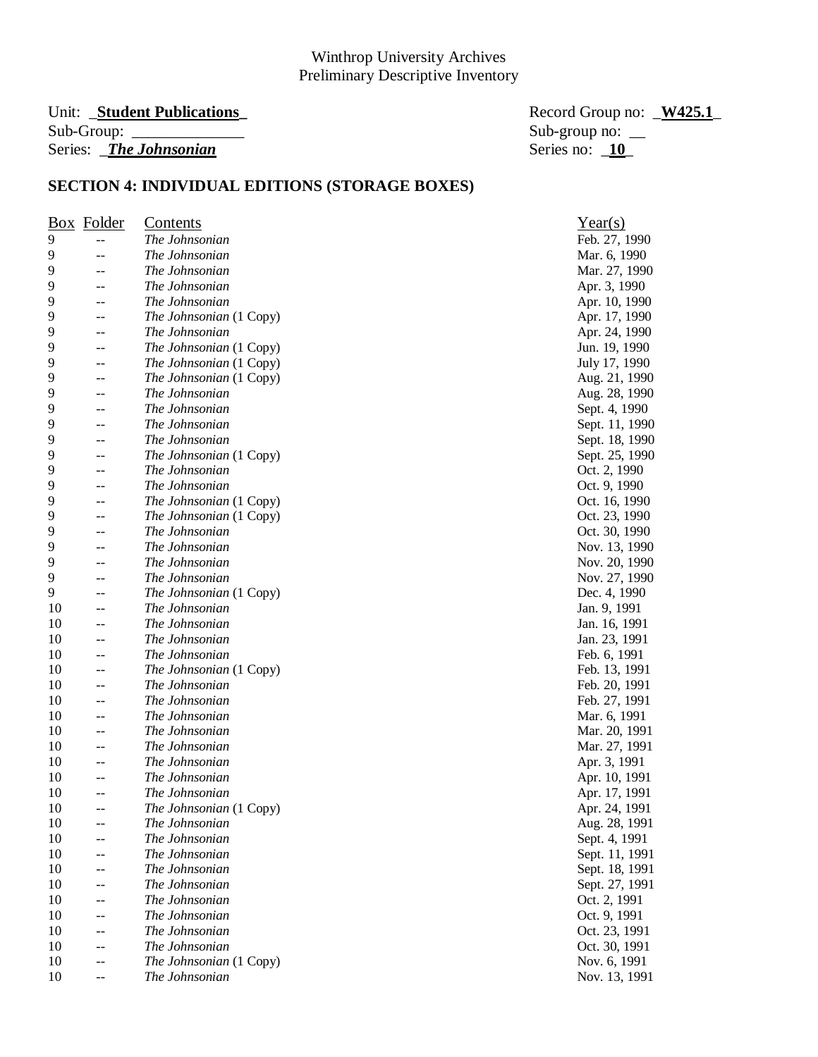Winthrop University Archives
Preliminary Descriptive Inventory

Unit: **Student Publications** Record Group no: **W425.1**
Sub-Group: ______________ Sub-group no: __
Series: ***The Johnsonian*** Series no: **10**

## SECTION 4: INDIVIDUAL EDITIONS (STORAGE BOXES)

| Box | Folder | Contents | Year(s) |
|---|---|---|---|
| 9 | -- | *The Johnsonian* | Feb. 27, 1990 |
| 9 | -- | *The Johnsonian* | Mar. 6, 1990 |
| 9 | -- | *The Johnsonian* | Mar. 27, 1990 |
| 9 | -- | *The Johnsonian* | Apr. 3, 1990 |
| 9 | -- | *The Johnsonian* | Apr. 10, 1990 |
| 9 | -- | *The Johnsonian* (1 Copy) | Apr. 17, 1990 |
| 9 | -- | *The Johnsonian* | Apr. 24, 1990 |
| 9 | -- | *The Johnsonian* (1 Copy) | Jun. 19, 1990 |
| 9 | -- | *The Johnsonian* (1 Copy) | July 17, 1990 |
| 9 | -- | *The Johnsonian* (1 Copy) | Aug. 21, 1990 |
| 9 | -- | *The Johnsonian* | Aug. 28, 1990 |
| 9 | -- | *The Johnsonian* | Sept. 4, 1990 |
| 9 | -- | *The Johnsonian* | Sept. 11, 1990 |
| 9 | -- | *The Johnsonian* | Sept. 18, 1990 |
| 9 | -- | *The Johnsonian* (1 Copy) | Sept. 25, 1990 |
| 9 | -- | *The Johnsonian* | Oct. 2, 1990 |
| 9 | -- | *The Johnsonian* | Oct. 9, 1990 |
| 9 | -- | *The Johnsonian* (1 Copy) | Oct. 16, 1990 |
| 9 | -- | *The Johnsonian* (1 Copy) | Oct. 23, 1990 |
| 9 | -- | *The Johnsonian* | Oct. 30, 1990 |
| 9 | -- | *The Johnsonian* | Nov. 13, 1990 |
| 9 | -- | *The Johnsonian* | Nov. 20, 1990 |
| 9 | -- | *The Johnsonian* | Nov. 27, 1990 |
| 9 | -- | *The Johnsonian* (1 Copy) | Dec. 4, 1990 |
| 10 | -- | *The Johnsonian* | Jan. 9, 1991 |
| 10 | -- | *The Johnsonian* | Jan. 16, 1991 |
| 10 | -- | *The Johnsonian* | Jan. 23, 1991 |
| 10 | -- | *The Johnsonian* | Feb. 6, 1991 |
| 10 | -- | *The Johnsonian* (1 Copy) | Feb. 13, 1991 |
| 10 | -- | *The Johnsonian* | Feb. 20, 1991 |
| 10 | -- | *The Johnsonian* | Feb. 27, 1991 |
| 10 | -- | *The Johnsonian* | Mar. 6, 1991 |
| 10 | -- | *The Johnsonian* | Mar. 20, 1991 |
| 10 | -- | *The Johnsonian* | Mar. 27, 1991 |
| 10 | -- | *The Johnsonian* | Apr. 3, 1991 |
| 10 | -- | *The Johnsonian* | Apr. 10, 1991 |
| 10 | -- | *The Johnsonian* | Apr. 17, 1991 |
| 10 | -- | *The Johnsonian* (1 Copy) | Apr. 24, 1991 |
| 10 | -- | *The Johnsonian* | Aug. 28, 1991 |
| 10 | -- | *The Johnsonian* | Sept. 4, 1991 |
| 10 | -- | *The Johnsonian* | Sept. 11, 1991 |
| 10 | -- | *The Johnsonian* | Sept. 18, 1991 |
| 10 | -- | *The Johnsonian* | Sept. 27, 1991 |
| 10 | -- | *The Johnsonian* | Oct. 2, 1991 |
| 10 | -- | *The Johnsonian* | Oct. 9, 1991 |
| 10 | -- | *The Johnsonian* | Oct. 23, 1991 |
| 10 | -- | *The Johnsonian* | Oct. 30, 1991 |
| 10 | -- | *The Johnsonian* (1 Copy) | Nov. 6, 1991 |
| 10 | -- | *The Johnsonian* | Nov. 13, 1991 |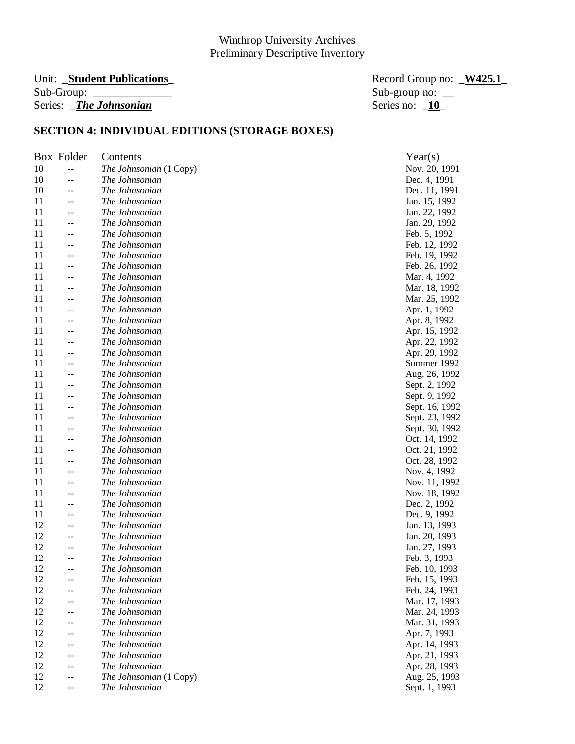Winthrop University Archives
Preliminary Descriptive Inventory

Unit: **Student Publications** Record Group no: **W425.1**
Sub-Group: ______________ Sub-group no: __
Series: ***The Johnsonian*** Series no: **10**

## SECTION 4: INDIVIDUAL EDITIONS (STORAGE BOXES)

| Box | Folder | Contents | Year(s) |
|---|---|---|---|
| 10 | -- | *The Johnsonian* (1 Copy) | Nov. 20, 1991 |
| 10 | -- | *The Johnsonian* | Dec. 4, 1991 |
| 10 | -- | *The Johnsonian* | Dec. 11, 1991 |
| 11 | -- | *The Johnsonian* | Jan. 15, 1992 |
| 11 | -- | *The Johnsonian* | Jan. 22, 1992 |
| 11 | -- | *The Johnsonian* | Jan. 29, 1992 |
| 11 | -- | *The Johnsonian* | Feb. 5, 1992 |
| 11 | -- | *The Johnsonian* | Feb. 12, 1992 |
| 11 | -- | *The Johnsonian* | Feb. 19, 1992 |
| 11 | -- | *The Johnsonian* | Feb. 26, 1992 |
| 11 | -- | *The Johnsonian* | Mar. 4, 1992 |
| 11 | -- | *The Johnsonian* | Mar. 18, 1992 |
| 11 | -- | *The Johnsonian* | Mar. 25, 1992 |
| 11 | -- | *The Johnsonian* | Apr. 1, 1992 |
| 11 | -- | *The Johnsonian* | Apr. 8, 1992 |
| 11 | -- | *The Johnsonian* | Apr. 15, 1992 |
| 11 | -- | *The Johnsonian* | Apr. 22, 1992 |
| 11 | -- | *The Johnsonian* | Apr. 29, 1992 |
| 11 | -- | *The Johnsonian* | Summer 1992 |
| 11 | -- | *The Johnsonian* | Aug. 26, 1992 |
| 11 | -- | *The Johnsonian* | Sept. 2, 1992 |
| 11 | -- | *The Johnsonian* | Sept. 9, 1992 |
| 11 | -- | *The Johnsonian* | Sept. 16, 1992 |
| 11 | -- | *The Johnsonian* | Sept. 23, 1992 |
| 11 | -- | *The Johnsonian* | Sept. 30, 1992 |
| 11 | -- | *The Johnsonian* | Oct. 14, 1992 |
| 11 | -- | *The Johnsonian* | Oct. 21, 1992 |
| 11 | -- | *The Johnsonian* | Oct. 28, 1992 |
| 11 | -- | *The Johnsonian* | Nov. 4, 1992 |
| 11 | -- | *The Johnsonian* | Nov. 11, 1992 |
| 11 | -- | *The Johnsonian* | Nov. 18, 1992 |
| 11 | -- | *The Johnsonian* | Dec. 2, 1992 |
| 11 | -- | *The Johnsonian* | Dec. 9, 1992 |
| 12 | -- | *The Johnsonian* | Jan. 13, 1993 |
| 12 | -- | *The Johnsonian* | Jan. 20, 1993 |
| 12 | -- | *The Johnsonian* | Jan. 27, 1993 |
| 12 | -- | *The Johnsonian* | Feb. 3, 1993 |
| 12 | -- | *The Johnsonian* | Feb. 10, 1993 |
| 12 | -- | *The Johnsonian* | Feb. 15, 1993 |
| 12 | -- | *The Johnsonian* | Feb. 24, 1993 |
| 12 | -- | *The Johnsonian* | Mar. 17, 1993 |
| 12 | -- | *The Johnsonian* | Mar. 24, 1993 |
| 12 | -- | *The Johnsonian* | Mar. 31, 1993 |
| 12 | -- | *The Johnsonian* | Apr. 7, 1993 |
| 12 | -- | *The Johnsonian* | Apr. 14, 1993 |
| 12 | -- | *The Johnsonian* | Apr. 21, 1993 |
| 12 | -- | *The Johnsonian* | Apr. 28, 1993 |
| 12 | -- | *The Johnsonian* (1 Copy) | Aug. 25, 1993 |
| 12 | -- | *The Johnsonian* | Sept. 1, 1993 |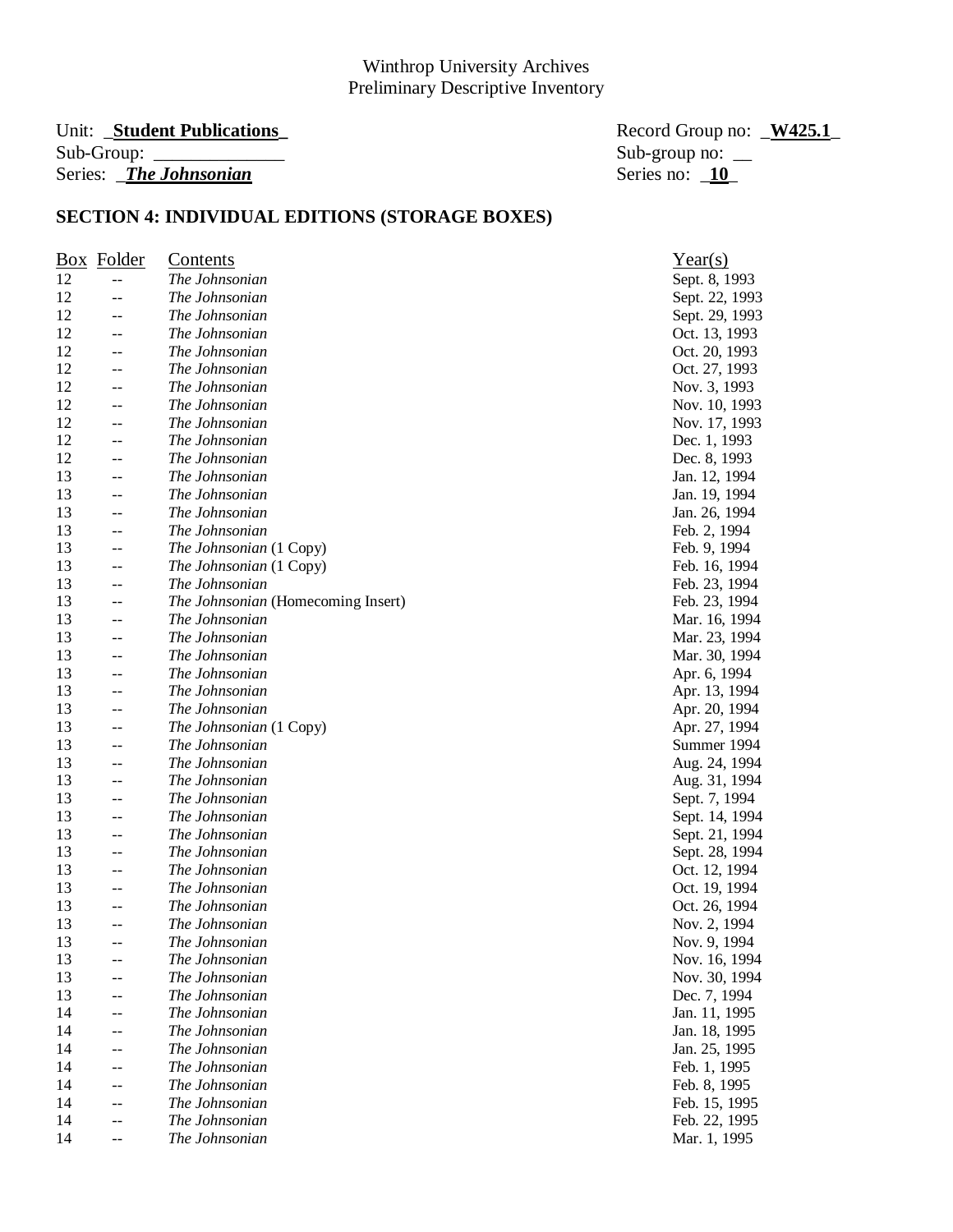Winthrop University Archives
Preliminary Descriptive Inventory

Unit: **Student Publications** Record Group no: **W425.1**
Sub-Group: ______________ Sub-group no: __
Series: ***The Johnsonian*** Series no: **10**

## SECTION 4: INDIVIDUAL EDITIONS (STORAGE BOXES)

| Box | Folder | Contents | Year(s) |
|---|---|---|---|
| 12 | -- | *The Johnsonian* | Sept. 8, 1993 |
| 12 | -- | *The Johnsonian* | Sept. 22, 1993 |
| 12 | -- | *The Johnsonian* | Sept. 29, 1993 |
| 12 | -- | *The Johnsonian* | Oct. 13, 1993 |
| 12 | -- | *The Johnsonian* | Oct. 20, 1993 |
| 12 | -- | *The Johnsonian* | Oct. 27, 1993 |
| 12 | -- | *The Johnsonian* | Nov. 3, 1993 |
| 12 | -- | *The Johnsonian* | Nov. 10, 1993 |
| 12 | -- | *The Johnsonian* | Nov. 17, 1993 |
| 12 | -- | *The Johnsonian* | Dec. 1, 1993 |
| 12 | -- | *The Johnsonian* | Dec. 8, 1993 |
| 13 | -- | *The Johnsonian* | Jan. 12, 1994 |
| 13 | -- | *The Johnsonian* | Jan. 19, 1994 |
| 13 | -- | *The Johnsonian* | Jan. 26, 1994 |
| 13 | -- | *The Johnsonian* | Feb. 2, 1994 |
| 13 | -- | *The Johnsonian* (1 Copy) | Feb. 9, 1994 |
| 13 | -- | *The Johnsonian* (1 Copy) | Feb. 16, 1994 |
| 13 | -- | *The Johnsonian* | Feb. 23, 1994 |
| 13 | -- | *The Johnsonian* (Homecoming Insert) | Feb. 23, 1994 |
| 13 | -- | *The Johnsonian* | Mar. 16, 1994 |
| 13 | -- | *The Johnsonian* | Mar. 23, 1994 |
| 13 | -- | *The Johnsonian* | Mar. 30, 1994 |
| 13 | -- | *The Johnsonian* | Apr. 6, 1994 |
| 13 | -- | *The Johnsonian* | Apr. 13, 1994 |
| 13 | -- | *The Johnsonian* | Apr. 20, 1994 |
| 13 | -- | *The Johnsonian* (1 Copy) | Apr. 27, 1994 |
| 13 | -- | *The Johnsonian* | Summer 1994 |
| 13 | -- | *The Johnsonian* | Aug. 24, 1994 |
| 13 | -- | *The Johnsonian* | Aug. 31, 1994 |
| 13 | -- | *The Johnsonian* | Sept. 7, 1994 |
| 13 | -- | *The Johnsonian* | Sept. 14, 1994 |
| 13 | -- | *The Johnsonian* | Sept. 21, 1994 |
| 13 | -- | *The Johnsonian* | Sept. 28, 1994 |
| 13 | -- | *The Johnsonian* | Oct. 12, 1994 |
| 13 | -- | *The Johnsonian* | Oct. 19, 1994 |
| 13 | -- | *The Johnsonian* | Oct. 26, 1994 |
| 13 | -- | *The Johnsonian* | Nov. 2, 1994 |
| 13 | -- | *The Johnsonian* | Nov. 9, 1994 |
| 13 | -- | *The Johnsonian* | Nov. 16, 1994 |
| 13 | -- | *The Johnsonian* | Nov. 30, 1994 |
| 13 | -- | *The Johnsonian* | Dec. 7, 1994 |
| 14 | -- | *The Johnsonian* | Jan. 11, 1995 |
| 14 | -- | *The Johnsonian* | Jan. 18, 1995 |
| 14 | -- | *The Johnsonian* | Jan. 25, 1995 |
| 14 | -- | *The Johnsonian* | Feb. 1, 1995 |
| 14 | -- | *The Johnsonian* | Feb. 8, 1995 |
| 14 | -- | *The Johnsonian* | Feb. 15, 1995 |
| 14 | -- | *The Johnsonian* | Feb. 22, 1995 |
| 14 | -- | *The Johnsonian* | Mar. 1, 1995 |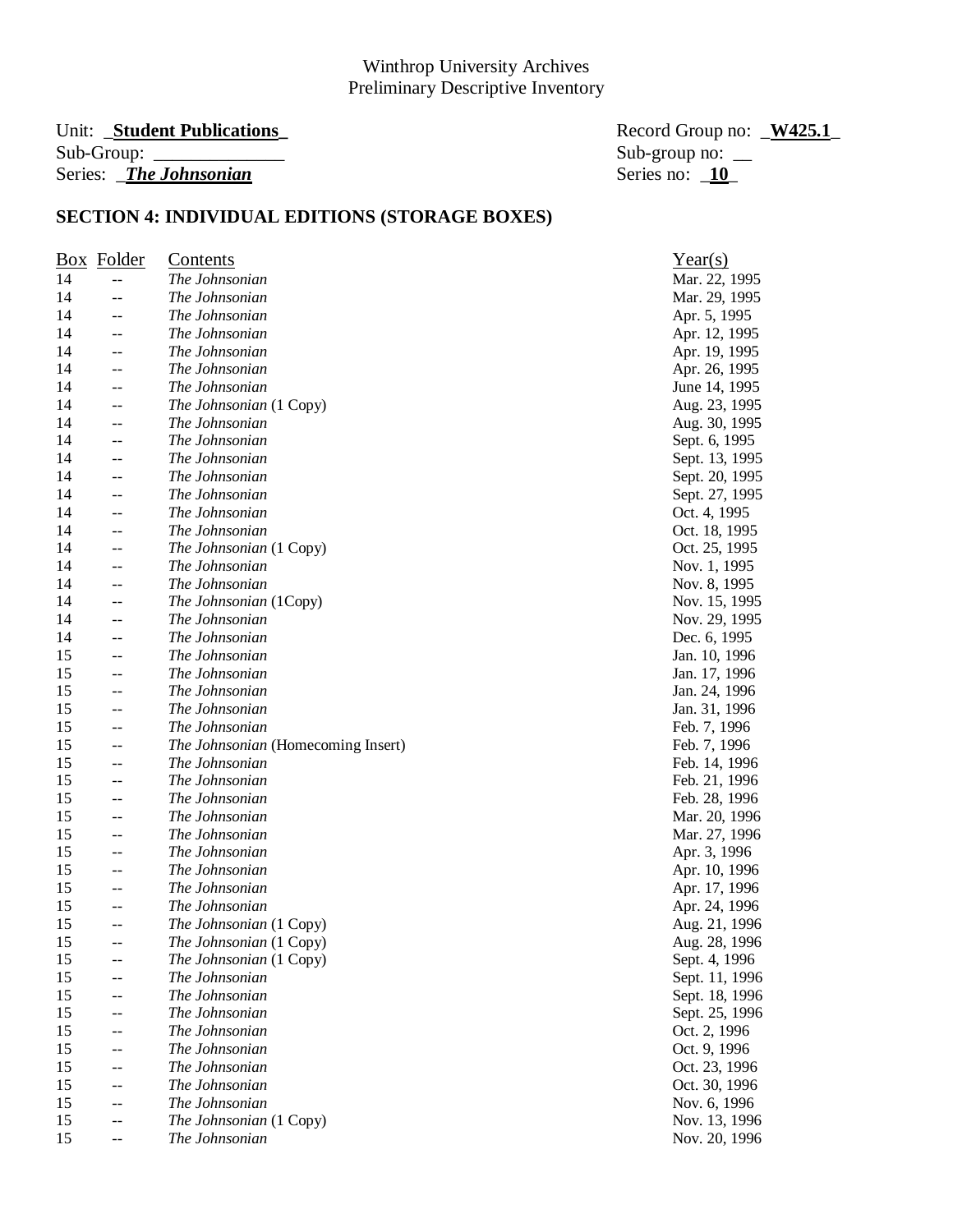Winthrop University Archives
Preliminary Descriptive Inventory

Unit: _**Student Publications**_ Record Group no: _**W425.1**_
Sub-Group: ______________ Sub-group no: __
Series: _***The Johnsonian*** Series no: _**10**_

## SECTION 4: INDIVIDUAL EDITIONS (STORAGE BOXES)

| Box | Folder | Contents | Year(s) |
|---|---|---|---|
| 14 | -- | *The Johnsonian* | Mar. 22, 1995 |
| 14 | -- | *The Johnsonian* | Mar. 29, 1995 |
| 14 | -- | *The Johnsonian* | Apr. 5, 1995 |
| 14 | -- | *The Johnsonian* | Apr. 12, 1995 |
| 14 | -- | *The Johnsonian* | Apr. 19, 1995 |
| 14 | -- | *The Johnsonian* | Apr. 26, 1995 |
| 14 | -- | *The Johnsonian* | June 14, 1995 |
| 14 | -- | *The Johnsonian* (1 Copy) | Aug. 23, 1995 |
| 14 | -- | *The Johnsonian* | Aug. 30, 1995 |
| 14 | -- | *The Johnsonian* | Sept. 6, 1995 |
| 14 | -- | *The Johnsonian* | Sept. 13, 1995 |
| 14 | -- | *The Johnsonian* | Sept. 20, 1995 |
| 14 | -- | *The Johnsonian* | Sept. 27, 1995 |
| 14 | -- | *The Johnsonian* | Oct. 4, 1995 |
| 14 | -- | *The Johnsonian* | Oct. 18, 1995 |
| 14 | -- | *The Johnsonian* (1 Copy) | Oct. 25, 1995 |
| 14 | -- | *The Johnsonian* | Nov. 1, 1995 |
| 14 | -- | *The Johnsonian* | Nov. 8, 1995 |
| 14 | -- | *The Johnsonian* (1Copy) | Nov. 15, 1995 |
| 14 | -- | *The Johnsonian* | Nov. 29, 1995 |
| 14 | -- | *The Johnsonian* | Dec. 6, 1995 |
| 15 | -- | *The Johnsonian* | Jan. 10, 1996 |
| 15 | -- | *The Johnsonian* | Jan. 17, 1996 |
| 15 | -- | *The Johnsonian* | Jan. 24, 1996 |
| 15 | -- | *The Johnsonian* | Jan. 31, 1996 |
| 15 | -- | *The Johnsonian* | Feb. 7, 1996 |
| 15 | -- | *The Johnsonian* (Homecoming Insert) | Feb. 7, 1996 |
| 15 | -- | *The Johnsonian* | Feb. 14, 1996 |
| 15 | -- | *The Johnsonian* | Feb. 21, 1996 |
| 15 | -- | *The Johnsonian* | Feb. 28, 1996 |
| 15 | -- | *The Johnsonian* | Mar. 20, 1996 |
| 15 | -- | *The Johnsonian* | Mar. 27, 1996 |
| 15 | -- | *The Johnsonian* | Apr. 3, 1996 |
| 15 | -- | *The Johnsonian* | Apr. 10, 1996 |
| 15 | -- | *The Johnsonian* | Apr. 17, 1996 |
| 15 | -- | *The Johnsonian* | Apr. 24, 1996 |
| 15 | -- | *The Johnsonian* (1 Copy) | Aug. 21, 1996 |
| 15 | -- | *The Johnsonian* (1 Copy) | Aug. 28, 1996 |
| 15 | -- | *The Johnsonian* (1 Copy) | Sept. 4, 1996 |
| 15 | -- | *The Johnsonian* | Sept. 11, 1996 |
| 15 | -- | *The Johnsonian* | Sept. 18, 1996 |
| 15 | -- | *The Johnsonian* | Sept. 25, 1996 |
| 15 | -- | *The Johnsonian* | Oct. 2, 1996 |
| 15 | -- | *The Johnsonian* | Oct. 9, 1996 |
| 15 | -- | *The Johnsonian* | Oct. 23, 1996 |
| 15 | -- | *The Johnsonian* | Oct. 30, 1996 |
| 15 | -- | *The Johnsonian* | Nov. 6, 1996 |
| 15 | -- | *The Johnsonian* (1 Copy) | Nov. 13, 1996 |
| 15 | -- | *The Johnsonian* | Nov. 20, 1996 |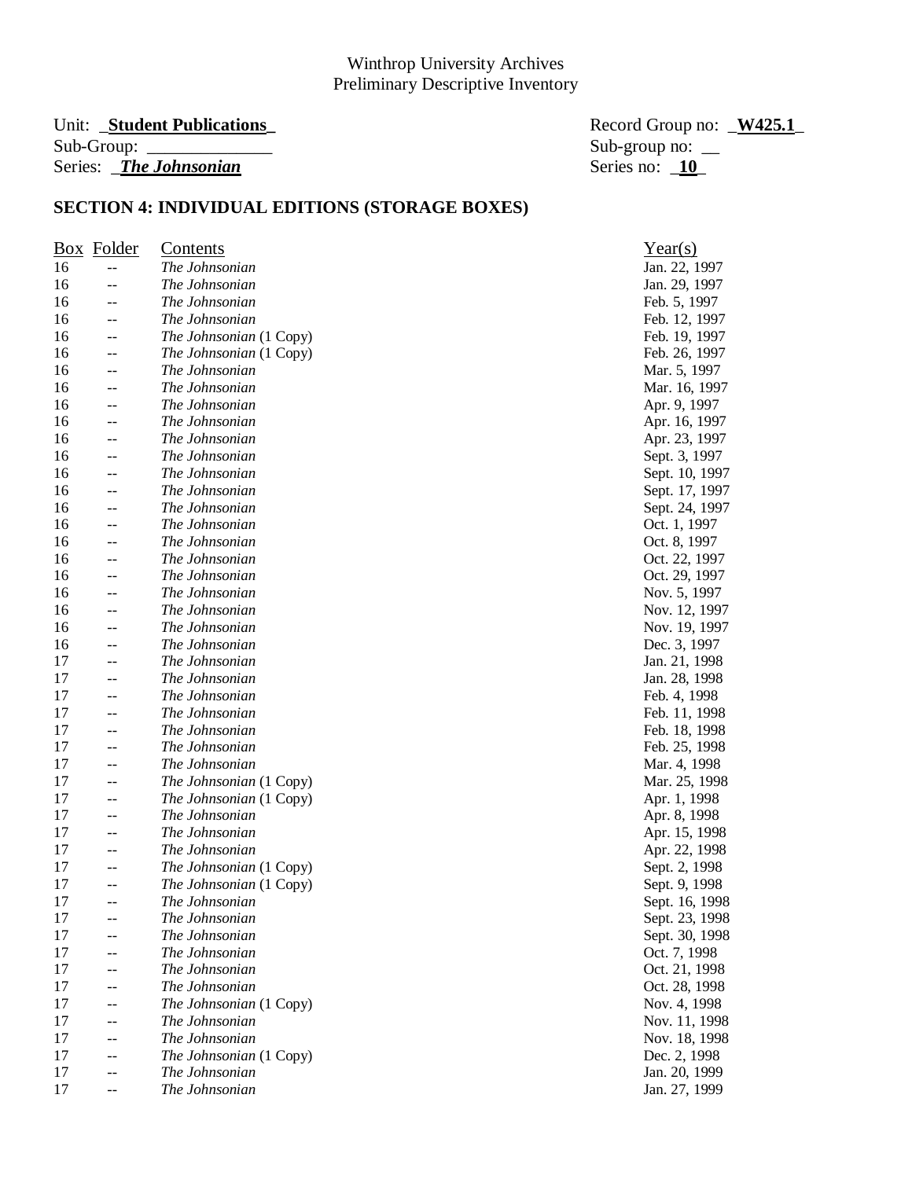Winthrop University Archives
Preliminary Descriptive Inventory

Unit: **Student Publications** | Record Group no: **W425.1**
Sub-Group: ______________ | Sub-group no: __
Series: ***The Johnsonian*** | Series no: **10**

## SECTION 4: INDIVIDUAL EDITIONS (STORAGE BOXES)

| Box | Folder | Contents | Year(s) |
|---|---|---|---|
| 16 | -- | *The Johnsonian* | Jan. 22, 1997 |
| 16 | -- | *The Johnsonian* | Jan. 29, 1997 |
| 16 | -- | *The Johnsonian* | Feb. 5, 1997 |
| 16 | -- | *The Johnsonian* | Feb. 12, 1997 |
| 16 | -- | *The Johnsonian* (1 Copy) | Feb. 19, 1997 |
| 16 | -- | *The Johnsonian* (1 Copy) | Feb. 26, 1997 |
| 16 | -- | *The Johnsonian* | Mar. 5, 1997 |
| 16 | -- | *The Johnsonian* | Mar. 16, 1997 |
| 16 | -- | *The Johnsonian* | Apr. 9, 1997 |
| 16 | -- | *The Johnsonian* | Apr. 16, 1997 |
| 16 | -- | *The Johnsonian* | Apr. 23, 1997 |
| 16 | -- | *The Johnsonian* | Sept. 3, 1997 |
| 16 | -- | *The Johnsonian* | Sept. 10, 1997 |
| 16 | -- | *The Johnsonian* | Sept. 17, 1997 |
| 16 | -- | *The Johnsonian* | Sept. 24, 1997 |
| 16 | -- | *The Johnsonian* | Oct. 1, 1997 |
| 16 | -- | *The Johnsonian* | Oct. 8, 1997 |
| 16 | -- | *The Johnsonian* | Oct. 22, 1997 |
| 16 | -- | *The Johnsonian* | Oct. 29, 1997 |
| 16 | -- | *The Johnsonian* | Nov. 5, 1997 |
| 16 | -- | *The Johnsonian* | Nov. 12, 1997 |
| 16 | -- | *The Johnsonian* | Nov. 19, 1997 |
| 16 | -- | *The Johnsonian* | Dec. 3, 1997 |
| 17 | -- | *The Johnsonian* | Jan. 21, 1998 |
| 17 | -- | *The Johnsonian* | Jan. 28, 1998 |
| 17 | -- | *The Johnsonian* | Feb. 4, 1998 |
| 17 | -- | *The Johnsonian* | Feb. 11, 1998 |
| 17 | -- | *The Johnsonian* | Feb. 18, 1998 |
| 17 | -- | *The Johnsonian* | Feb. 25, 1998 |
| 17 | -- | *The Johnsonian* | Mar. 4, 1998 |
| 17 | -- | *The Johnsonian* (1 Copy) | Mar. 25, 1998 |
| 17 | -- | *The Johnsonian* (1 Copy) | Apr. 1, 1998 |
| 17 | -- | *The Johnsonian* | Apr. 8, 1998 |
| 17 | -- | *The Johnsonian* | Apr. 15, 1998 |
| 17 | -- | *The Johnsonian* | Apr. 22, 1998 |
| 17 | -- | *The Johnsonian* (1 Copy) | Sept. 2, 1998 |
| 17 | -- | *The Johnsonian* (1 Copy) | Sept. 9, 1998 |
| 17 | -- | *The Johnsonian* | Sept. 16, 1998 |
| 17 | -- | *The Johnsonian* | Sept. 23, 1998 |
| 17 | -- | *The Johnsonian* | Sept. 30, 1998 |
| 17 | -- | *The Johnsonian* | Oct. 7, 1998 |
| 17 | -- | *The Johnsonian* | Oct. 21, 1998 |
| 17 | -- | *The Johnsonian* | Oct. 28, 1998 |
| 17 | -- | *The Johnsonian* (1 Copy) | Nov. 4, 1998 |
| 17 | -- | *The Johnsonian* | Nov. 11, 1998 |
| 17 | -- | *The Johnsonian* | Nov. 18, 1998 |
| 17 | -- | *The Johnsonian* (1 Copy) | Dec. 2, 1998 |
| 17 | -- | *The Johnsonian* | Jan. 20, 1999 |
| 17 | -- | *The Johnsonian* | Jan. 27, 1999 |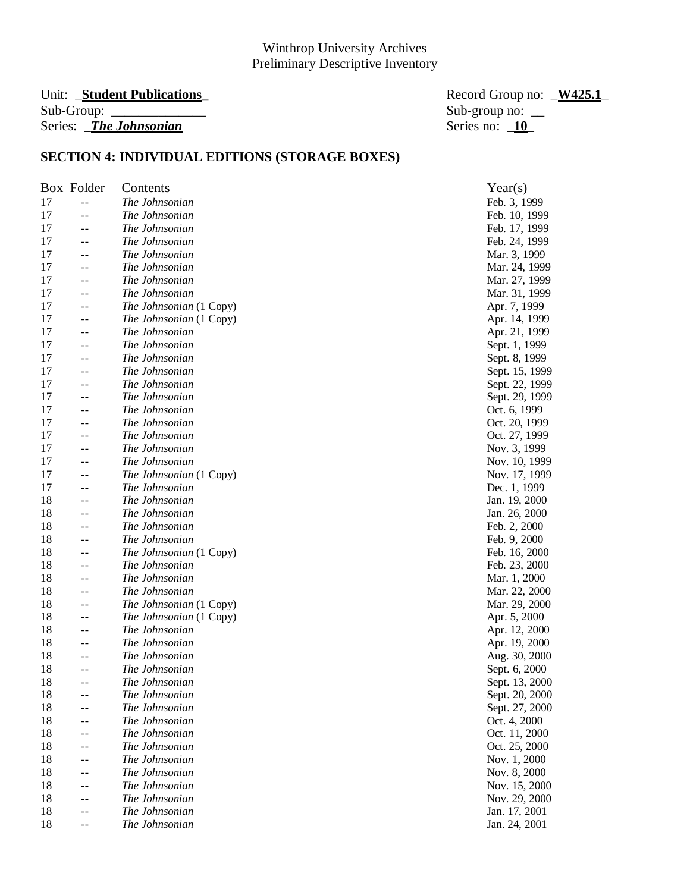Winthrop University Archives
Preliminary Descriptive Inventory

Unit: _**Student Publications**_ Record Group no: _**W425.1**_
Sub-Group: ______________ Sub-group no: __
Series: _***The Johnsonian*** Series no: _**10**_

## SECTION 4: INDIVIDUAL EDITIONS (STORAGE BOXES)

| Box | Folder | Contents | Year(s) |
|---|---|---|---|
| 17 | -- | *The Johnsonian* | Feb. 3, 1999 |
| 17 | -- | *The Johnsonian* | Feb. 10, 1999 |
| 17 | -- | *The Johnsonian* | Feb. 17, 1999 |
| 17 | -- | *The Johnsonian* | Feb. 24, 1999 |
| 17 | -- | *The Johnsonian* | Mar. 3, 1999 |
| 17 | -- | *The Johnsonian* | Mar. 24, 1999 |
| 17 | -- | *The Johnsonian* | Mar. 27, 1999 |
| 17 | -- | *The Johnsonian* | Mar. 31, 1999 |
| 17 | -- | *The Johnsonian* (1 Copy) | Apr. 7, 1999 |
| 17 | -- | *The Johnsonian* (1 Copy) | Apr. 14, 1999 |
| 17 | -- | *The Johnsonian* | Apr. 21, 1999 |
| 17 | -- | *The Johnsonian* | Sept. 1, 1999 |
| 17 | -- | *The Johnsonian* | Sept. 8, 1999 |
| 17 | -- | *The Johnsonian* | Sept. 15, 1999 |
| 17 | -- | *The Johnsonian* | Sept. 22, 1999 |
| 17 | -- | *The Johnsonian* | Sept. 29, 1999 |
| 17 | -- | *The Johnsonian* | Oct. 6, 1999 |
| 17 | -- | *The Johnsonian* | Oct. 20, 1999 |
| 17 | -- | *The Johnsonian* | Oct. 27, 1999 |
| 17 | -- | *The Johnsonian* | Nov. 3, 1999 |
| 17 | -- | *The Johnsonian* | Nov. 10, 1999 |
| 17 | -- | *The Johnsonian* (1 Copy) | Nov. 17, 1999 |
| 17 | -- | *The Johnsonian* | Dec. 1, 1999 |
| 18 | -- | *The Johnsonian* | Jan. 19, 2000 |
| 18 | -- | *The Johnsonian* | Jan. 26, 2000 |
| 18 | -- | *The Johnsonian* | Feb. 2, 2000 |
| 18 | -- | *The Johnsonian* | Feb. 9, 2000 |
| 18 | -- | *The Johnsonian* (1 Copy) | Feb. 16, 2000 |
| 18 | -- | *The Johnsonian* | Feb. 23, 2000 |
| 18 | -- | *The Johnsonian* | Mar. 1, 2000 |
| 18 | -- | *The Johnsonian* | Mar. 22, 2000 |
| 18 | -- | *The Johnsonian* (1 Copy) | Mar. 29, 2000 |
| 18 | -- | *The Johnsonian* (1 Copy) | Apr. 5, 2000 |
| 18 | -- | *The Johnsonian* | Apr. 12, 2000 |
| 18 | -- | *The Johnsonian* | Apr. 19, 2000 |
| 18 | -- | *The Johnsonian* | Aug. 30, 2000 |
| 18 | -- | *The Johnsonian* | Sept. 6, 2000 |
| 18 | -- | *The Johnsonian* | Sept. 13, 2000 |
| 18 | -- | *The Johnsonian* | Sept. 20, 2000 |
| 18 | -- | *The Johnsonian* | Sept. 27, 2000 |
| 18 | -- | *The Johnsonian* | Oct. 4, 2000 |
| 18 | -- | *The Johnsonian* | Oct. 11, 2000 |
| 18 | -- | *The Johnsonian* | Oct. 25, 2000 |
| 18 | -- | *The Johnsonian* | Nov. 1, 2000 |
| 18 | -- | *The Johnsonian* | Nov. 8, 2000 |
| 18 | -- | *The Johnsonian* | Nov. 15, 2000 |
| 18 | -- | *The Johnsonian* | Nov. 29, 2000 |
| 18 | -- | *The Johnsonian* | Jan. 17, 2001 |
| 18 | -- | *The Johnsonian* | Jan. 24, 2001 |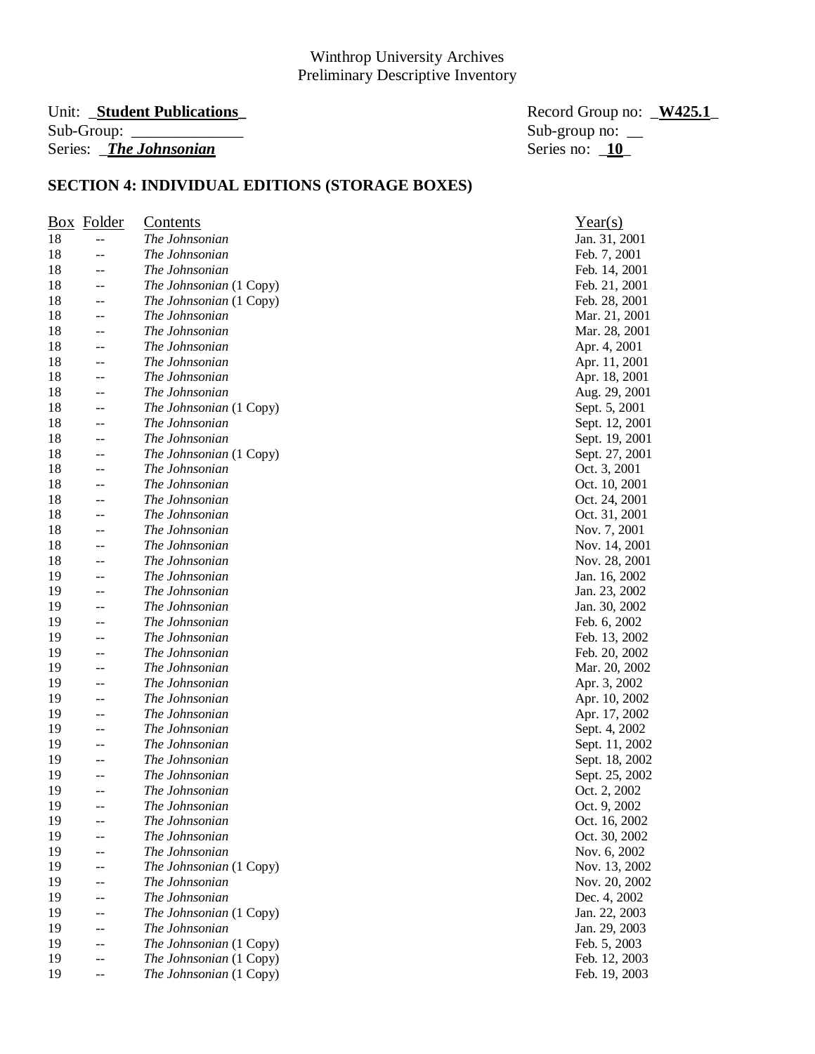Winthrop University Archives
Preliminary Descriptive Inventory

Unit: **Student Publications** Record Group no: **W425.1**
Sub-Group: ______________ Sub-group no: __
Series: ***The Johnsonian*** Series no: **10**

## SECTION 4: INDIVIDUAL EDITIONS (STORAGE BOXES)

| Box | Folder | Contents | Year(s) |
|---|---|---|---|
| 18 | -- | *The Johnsonian* | Jan. 31, 2001 |
| 18 | -- | *The Johnsonian* | Feb. 7, 2001 |
| 18 | -- | *The Johnsonian* | Feb. 14, 2001 |
| 18 | -- | *The Johnsonian* (1 Copy) | Feb. 21, 2001 |
| 18 | -- | *The Johnsonian* (1 Copy) | Feb. 28, 2001 |
| 18 | -- | *The Johnsonian* | Mar. 21, 2001 |
| 18 | -- | *The Johnsonian* | Mar. 28, 2001 |
| 18 | -- | *The Johnsonian* | Apr. 4, 2001 |
| 18 | -- | *The Johnsonian* | Apr. 11, 2001 |
| 18 | -- | *The Johnsonian* | Apr. 18, 2001 |
| 18 | -- | *The Johnsonian* | Aug. 29, 2001 |
| 18 | -- | *The Johnsonian* (1 Copy) | Sept. 5, 2001 |
| 18 | -- | *The Johnsonian* | Sept. 12, 2001 |
| 18 | -- | *The Johnsonian* | Sept. 19, 2001 |
| 18 | -- | *The Johnsonian* (1 Copy) | Sept. 27, 2001 |
| 18 | -- | *The Johnsonian* | Oct. 3, 2001 |
| 18 | -- | *The Johnsonian* | Oct. 10, 2001 |
| 18 | -- | *The Johnsonian* | Oct. 24, 2001 |
| 18 | -- | *The Johnsonian* | Oct. 31, 2001 |
| 18 | -- | *The Johnsonian* | Nov. 7, 2001 |
| 18 | -- | *The Johnsonian* | Nov. 14, 2001 |
| 18 | -- | *The Johnsonian* | Nov. 28, 2001 |
| 19 | -- | *The Johnsonian* | Jan. 16, 2002 |
| 19 | -- | *The Johnsonian* | Jan. 23, 2002 |
| 19 | -- | *The Johnsonian* | Jan. 30, 2002 |
| 19 | -- | *The Johnsonian* | Feb. 6, 2002 |
| 19 | -- | *The Johnsonian* | Feb. 13, 2002 |
| 19 | -- | *The Johnsonian* | Feb. 20, 2002 |
| 19 | -- | *The Johnsonian* | Mar. 20, 2002 |
| 19 | -- | *The Johnsonian* | Apr. 3, 2002 |
| 19 | -- | *The Johnsonian* | Apr. 10, 2002 |
| 19 | -- | *The Johnsonian* | Apr. 17, 2002 |
| 19 | -- | *The Johnsonian* | Sept. 4, 2002 |
| 19 | -- | *The Johnsonian* | Sept. 11, 2002 |
| 19 | -- | *The Johnsonian* | Sept. 18, 2002 |
| 19 | -- | *The Johnsonian* | Sept. 25, 2002 |
| 19 | -- | *The Johnsonian* | Oct. 2, 2002 |
| 19 | -- | *The Johnsonian* | Oct. 9, 2002 |
| 19 | -- | *The Johnsonian* | Oct. 16, 2002 |
| 19 | -- | *The Johnsonian* | Oct. 30, 2002 |
| 19 | -- | *The Johnsonian* | Nov. 6, 2002 |
| 19 | -- | *The Johnsonian* (1 Copy) | Nov. 13, 2002 |
| 19 | -- | *The Johnsonian* | Nov. 20, 2002 |
| 19 | -- | *The Johnsonian* | Dec. 4, 2002 |
| 19 | -- | *The Johnsonian* (1 Copy) | Jan. 22, 2003 |
| 19 | -- | *The Johnsonian* | Jan. 29, 2003 |
| 19 | -- | *The Johnsonian* (1 Copy) | Feb. 5, 2003 |
| 19 | -- | *The Johnsonian* (1 Copy) | Feb. 12, 2003 |
| 19 | -- | *The Johnsonian* (1 Copy) | Feb. 19, 2003 |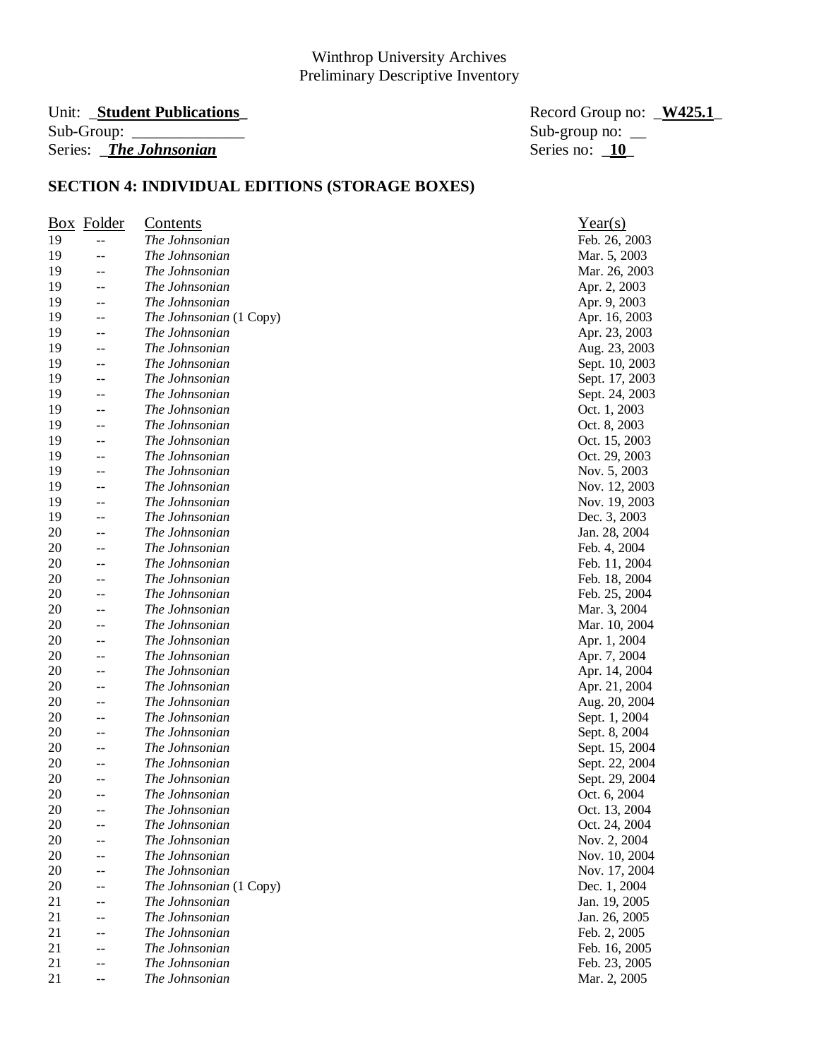Winthrop University Archives
Preliminary Descriptive Inventory

Unit: _**Student Publications**_ Record Group no: _**W425.1**_
Sub-Group: ______________ Sub-group no: __
Series: _***The Johnsonian*** Series no: _**10**_

## SECTION 4: INDIVIDUAL EDITIONS (STORAGE BOXES)

| Box | Folder | Contents | Year(s) |
|---|---|---|---|
| 19 | -- | *The Johnsonian* | Feb. 26, 2003 |
| 19 | -- | *The Johnsonian* | Mar. 5, 2003 |
| 19 | -- | *The Johnsonian* | Mar. 26, 2003 |
| 19 | -- | *The Johnsonian* | Apr. 2, 2003 |
| 19 | -- | *The Johnsonian* | Apr. 9, 2003 |
| 19 | -- | *The Johnsonian* (1 Copy) | Apr. 16, 2003 |
| 19 | -- | *The Johnsonian* | Apr. 23, 2003 |
| 19 | -- | *The Johnsonian* | Aug. 23, 2003 |
| 19 | -- | *The Johnsonian* | Sept. 10, 2003 |
| 19 | -- | *The Johnsonian* | Sept. 17, 2003 |
| 19 | -- | *The Johnsonian* | Sept. 24, 2003 |
| 19 | -- | *The Johnsonian* | Oct. 1, 2003 |
| 19 | -- | *The Johnsonian* | Oct. 8, 2003 |
| 19 | -- | *The Johnsonian* | Oct. 15, 2003 |
| 19 | -- | *The Johnsonian* | Oct. 29, 2003 |
| 19 | -- | *The Johnsonian* | Nov. 5, 2003 |
| 19 | -- | *The Johnsonian* | Nov. 12, 2003 |
| 19 | -- | *The Johnsonian* | Nov. 19, 2003 |
| 19 | -- | *The Johnsonian* | Dec. 3, 2003 |
| 20 | -- | *The Johnsonian* | Jan. 28, 2004 |
| 20 | -- | *The Johnsonian* | Feb. 4, 2004 |
| 20 | -- | *The Johnsonian* | Feb. 11, 2004 |
| 20 | -- | *The Johnsonian* | Feb. 18, 2004 |
| 20 | -- | *The Johnsonian* | Feb. 25, 2004 |
| 20 | -- | *The Johnsonian* | Mar. 3, 2004 |
| 20 | -- | *The Johnsonian* | Mar. 10, 2004 |
| 20 | -- | *The Johnsonian* | Apr. 1, 2004 |
| 20 | -- | *The Johnsonian* | Apr. 7, 2004 |
| 20 | -- | *The Johnsonian* | Apr. 14, 2004 |
| 20 | -- | *The Johnsonian* | Apr. 21, 2004 |
| 20 | -- | *The Johnsonian* | Aug. 20, 2004 |
| 20 | -- | *The Johnsonian* | Sept. 1, 2004 |
| 20 | -- | *The Johnsonian* | Sept. 8, 2004 |
| 20 | -- | *The Johnsonian* | Sept. 15, 2004 |
| 20 | -- | *The Johnsonian* | Sept. 22, 2004 |
| 20 | -- | *The Johnsonian* | Sept. 29, 2004 |
| 20 | -- | *The Johnsonian* | Oct. 6, 2004 |
| 20 | -- | *The Johnsonian* | Oct. 13, 2004 |
| 20 | -- | *The Johnsonian* | Oct. 24, 2004 |
| 20 | -- | *The Johnsonian* | Nov. 2, 2004 |
| 20 | -- | *The Johnsonian* | Nov. 10, 2004 |
| 20 | -- | *The Johnsonian* | Nov. 17, 2004 |
| 20 | -- | *The Johnsonian* (1 Copy) | Dec. 1, 2004 |
| 21 | -- | *The Johnsonian* | Jan. 19, 2005 |
| 21 | -- | *The Johnsonian* | Jan. 26, 2005 |
| 21 | -- | *The Johnsonian* | Feb. 2, 2005 |
| 21 | -- | *The Johnsonian* | Feb. 16, 2005 |
| 21 | -- | *The Johnsonian* | Feb. 23, 2005 |
| 21 | -- | *The Johnsonian* | Mar. 2, 2005 |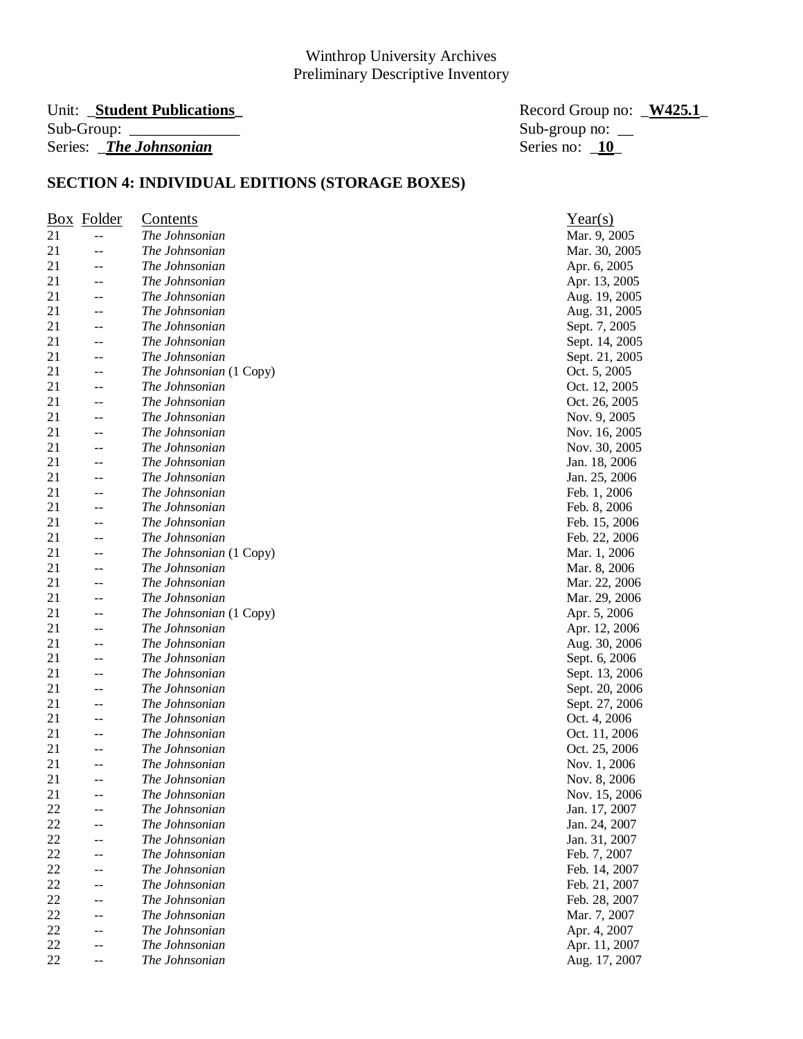Winthrop University Archives
Preliminary Descriptive Inventory

Unit: _**Student Publications**_ Record Group no: _**W425.1**_
Sub-Group: _____________ Sub-group no: __
Series: _***The Johnsonian*** Series no: _**10**_

## SECTION 4: INDIVIDUAL EDITIONS (STORAGE BOXES)

| Box | Folder | Contents | Year(s) |
|---|---|---|---|
| 21 | -- | *The Johnsonian* | Mar. 9, 2005 |
| 21 | -- | *The Johnsonian* | Mar. 30, 2005 |
| 21 | -- | *The Johnsonian* | Apr. 6, 2005 |
| 21 | -- | *The Johnsonian* | Apr. 13, 2005 |
| 21 | -- | *The Johnsonian* | Aug. 19, 2005 |
| 21 | -- | *The Johnsonian* | Aug. 31, 2005 |
| 21 | -- | *The Johnsonian* | Sept. 7, 2005 |
| 21 | -- | *The Johnsonian* | Sept. 14, 2005 |
| 21 | -- | *The Johnsonian* | Sept. 21, 2005 |
| 21 | -- | *The Johnsonian* (1 Copy) | Oct. 5, 2005 |
| 21 | -- | *The Johnsonian* | Oct. 12, 2005 |
| 21 | -- | *The Johnsonian* | Oct. 26, 2005 |
| 21 | -- | *The Johnsonian* | Nov. 9, 2005 |
| 21 | -- | *The Johnsonian* | Nov. 16, 2005 |
| 21 | -- | *The Johnsonian* | Nov. 30, 2005 |
| 21 | -- | *The Johnsonian* | Jan. 18, 2006 |
| 21 | -- | *The Johnsonian* | Jan. 25, 2006 |
| 21 | -- | *The Johnsonian* | Feb. 1, 2006 |
| 21 | -- | *The Johnsonian* | Feb. 8, 2006 |
| 21 | -- | *The Johnsonian* | Feb. 15, 2006 |
| 21 | -- | *The Johnsonian* | Feb. 22, 2006 |
| 21 | -- | *The Johnsonian* (1 Copy) | Mar. 1, 2006 |
| 21 | -- | *The Johnsonian* | Mar. 8, 2006 |
| 21 | -- | *The Johnsonian* | Mar. 22, 2006 |
| 21 | -- | *The Johnsonian* | Mar. 29, 2006 |
| 21 | -- | *The Johnsonian* (1 Copy) | Apr. 5, 2006 |
| 21 | -- | *The Johnsonian* | Apr. 12, 2006 |
| 21 | -- | *The Johnsonian* | Aug. 30, 2006 |
| 21 | -- | *The Johnsonian* | Sept. 6, 2006 |
| 21 | -- | *The Johnsonian* | Sept. 13, 2006 |
| 21 | -- | *The Johnsonian* | Sept. 20, 2006 |
| 21 | -- | *The Johnsonian* | Sept. 27, 2006 |
| 21 | -- | *The Johnsonian* | Oct. 4, 2006 |
| 21 | -- | *The Johnsonian* | Oct. 11, 2006 |
| 21 | -- | *The Johnsonian* | Oct. 25, 2006 |
| 21 | -- | *The Johnsonian* | Nov. 1, 2006 |
| 21 | -- | *The Johnsonian* | Nov. 8, 2006 |
| 21 | -- | *The Johnsonian* | Nov. 15, 2006 |
| 22 | -- | *The Johnsonian* | Jan. 17, 2007 |
| 22 | -- | *The Johnsonian* | Jan. 24, 2007 |
| 22 | -- | *The Johnsonian* | Jan. 31, 2007 |
| 22 | -- | *The Johnsonian* | Feb. 7, 2007 |
| 22 | -- | *The Johnsonian* | Feb. 14, 2007 |
| 22 | -- | *The Johnsonian* | Feb. 21, 2007 |
| 22 | -- | *The Johnsonian* | Feb. 28, 2007 |
| 22 | -- | *The Johnsonian* | Mar. 7, 2007 |
| 22 | -- | *The Johnsonian* | Apr. 4, 2007 |
| 22 | -- | *The Johnsonian* | Apr. 11, 2007 |
| 22 | -- | *The Johnsonian* | Aug. 17, 2007 |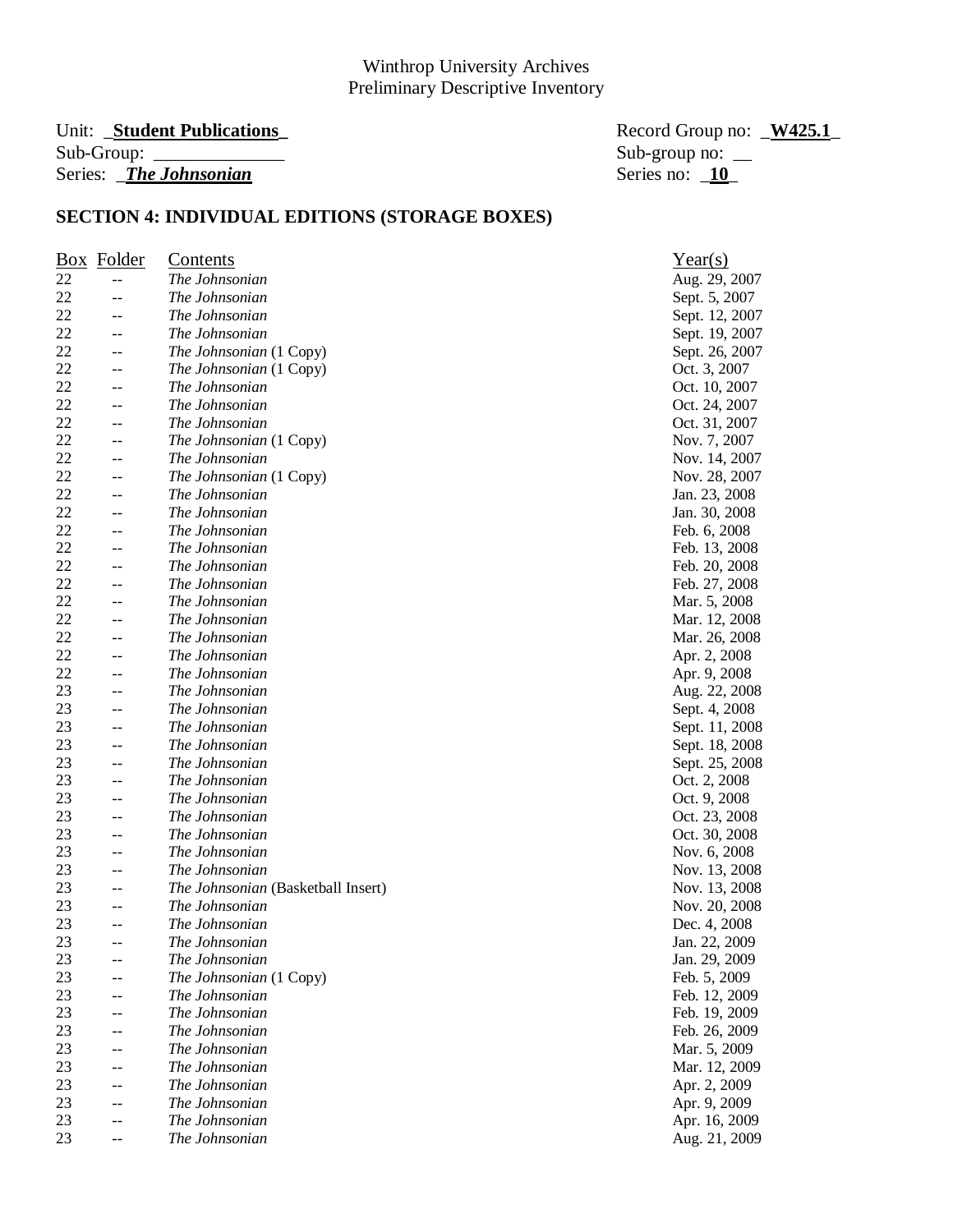Winthrop University Archives
Preliminary Descriptive Inventory

Unit: **Student Publications** — Record Group no: **W425.1**
Sub-Group: ______________ — Sub-group no: __
Series: ***The Johnsonian*** — Series no: **10**

## SECTION 4: INDIVIDUAL EDITIONS (STORAGE BOXES)

| Box | Folder | Contents | Year(s) |
|---|---|---|---|
| 22 | -- | *The Johnsonian* | Aug. 29, 2007 |
| 22 | -- | *The Johnsonian* | Sept. 5, 2007 |
| 22 | -- | *The Johnsonian* | Sept. 12, 2007 |
| 22 | -- | *The Johnsonian* | Sept. 19, 2007 |
| 22 | -- | *The Johnsonian* (1 Copy) | Sept. 26, 2007 |
| 22 | -- | *The Johnsonian* (1 Copy) | Oct. 3, 2007 |
| 22 | -- | *The Johnsonian* | Oct. 10, 2007 |
| 22 | -- | *The Johnsonian* | Oct. 24, 2007 |
| 22 | -- | *The Johnsonian* | Oct. 31, 2007 |
| 22 | -- | *The Johnsonian* (1 Copy) | Nov. 7, 2007 |
| 22 | -- | *The Johnsonian* | Nov. 14, 2007 |
| 22 | -- | *The Johnsonian* (1 Copy) | Nov. 28, 2007 |
| 22 | -- | *The Johnsonian* | Jan. 23, 2008 |
| 22 | -- | *The Johnsonian* | Jan. 30, 2008 |
| 22 | -- | *The Johnsonian* | Feb. 6, 2008 |
| 22 | -- | *The Johnsonian* | Feb. 13, 2008 |
| 22 | -- | *The Johnsonian* | Feb. 20, 2008 |
| 22 | -- | *The Johnsonian* | Feb. 27, 2008 |
| 22 | -- | *The Johnsonian* | Mar. 5, 2008 |
| 22 | -- | *The Johnsonian* | Mar. 12, 2008 |
| 22 | -- | *The Johnsonian* | Mar. 26, 2008 |
| 22 | -- | *The Johnsonian* | Apr. 2, 2008 |
| 22 | -- | *The Johnsonian* | Apr. 9, 2008 |
| 23 | -- | *The Johnsonian* | Aug. 22, 2008 |
| 23 | -- | *The Johnsonian* | Sept. 4, 2008 |
| 23 | -- | *The Johnsonian* | Sept. 11, 2008 |
| 23 | -- | *The Johnsonian* | Sept. 18, 2008 |
| 23 | -- | *The Johnsonian* | Sept. 25, 2008 |
| 23 | -- | *The Johnsonian* | Oct. 2, 2008 |
| 23 | -- | *The Johnsonian* | Oct. 9, 2008 |
| 23 | -- | *The Johnsonian* | Oct. 23, 2008 |
| 23 | -- | *The Johnsonian* | Oct. 30, 2008 |
| 23 | -- | *The Johnsonian* | Nov. 6, 2008 |
| 23 | -- | *The Johnsonian* | Nov. 13, 2008 |
| 23 | -- | *The Johnsonian* (Basketball Insert) | Nov. 13, 2008 |
| 23 | -- | *The Johnsonian* | Nov. 20, 2008 |
| 23 | -- | *The Johnsonian* | Dec. 4, 2008 |
| 23 | -- | *The Johnsonian* | Jan. 22, 2009 |
| 23 | -- | *The Johnsonian* | Jan. 29, 2009 |
| 23 | -- | *The Johnsonian* (1 Copy) | Feb. 5, 2009 |
| 23 | -- | *The Johnsonian* | Feb. 12, 2009 |
| 23 | -- | *The Johnsonian* | Feb. 19, 2009 |
| 23 | -- | *The Johnsonian* | Feb. 26, 2009 |
| 23 | -- | *The Johnsonian* | Mar. 5, 2009 |
| 23 | -- | *The Johnsonian* | Mar. 12, 2009 |
| 23 | -- | *The Johnsonian* | Apr. 2, 2009 |
| 23 | -- | *The Johnsonian* | Apr. 9, 2009 |
| 23 | -- | *The Johnsonian* | Apr. 16, 2009 |
| 23 | -- | *The Johnsonian* | Aug. 21, 2009 |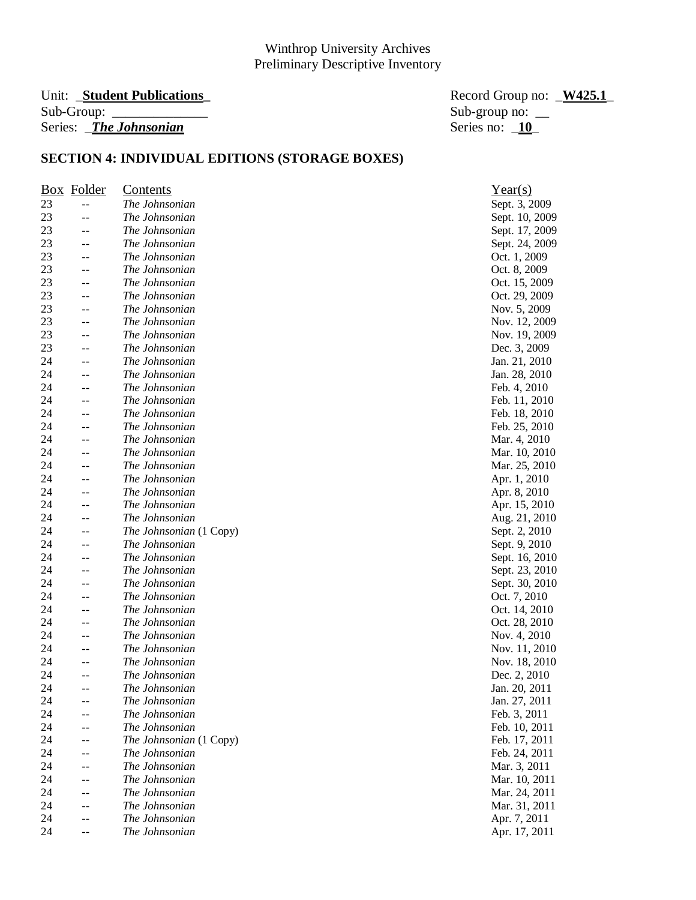Winthrop University Archives
Preliminary Descriptive Inventory

Unit: _**Student Publications**_ Record Group no: _**W425.1**_
Sub-Group: ______________ Sub-group no: __
Series: _***The Johnsonian***_ Series no: _**10**_

## SECTION 4: INDIVIDUAL EDITIONS (STORAGE BOXES)

| Box | Folder | Contents | Year(s) |
|---|---|---|---|
| 23 | -- | *The Johnsonian* | Sept. 3, 2009 |
| 23 | -- | *The Johnsonian* | Sept. 10, 2009 |
| 23 | -- | *The Johnsonian* | Sept. 17, 2009 |
| 23 | -- | *The Johnsonian* | Sept. 24, 2009 |
| 23 | -- | *The Johnsonian* | Oct. 1, 2009 |
| 23 | -- | *The Johnsonian* | Oct. 8, 2009 |
| 23 | -- | *The Johnsonian* | Oct. 15, 2009 |
| 23 | -- | *The Johnsonian* | Oct. 29, 2009 |
| 23 | -- | *The Johnsonian* | Nov. 5, 2009 |
| 23 | -- | *The Johnsonian* | Nov. 12, 2009 |
| 23 | -- | *The Johnsonian* | Nov. 19, 2009 |
| 23 | -- | *The Johnsonian* | Dec. 3, 2009 |
| 24 | -- | *The Johnsonian* | Jan. 21, 2010 |
| 24 | -- | *The Johnsonian* | Jan. 28, 2010 |
| 24 | -- | *The Johnsonian* | Feb. 4, 2010 |
| 24 | -- | *The Johnsonian* | Feb. 11, 2010 |
| 24 | -- | *The Johnsonian* | Feb. 18, 2010 |
| 24 | -- | *The Johnsonian* | Feb. 25, 2010 |
| 24 | -- | *The Johnsonian* | Mar. 4, 2010 |
| 24 | -- | *The Johnsonian* | Mar. 10, 2010 |
| 24 | -- | *The Johnsonian* | Mar. 25, 2010 |
| 24 | -- | *The Johnsonian* | Apr. 1, 2010 |
| 24 | -- | *The Johnsonian* | Apr. 8, 2010 |
| 24 | -- | *The Johnsonian* | Apr. 15, 2010 |
| 24 | -- | *The Johnsonian* | Aug. 21, 2010 |
| 24 | -- | *The Johnsonian* (1 Copy) | Sept. 2, 2010 |
| 24 | -- | *The Johnsonian* | Sept. 9, 2010 |
| 24 | -- | *The Johnsonian* | Sept. 16, 2010 |
| 24 | -- | *The Johnsonian* | Sept. 23, 2010 |
| 24 | -- | *The Johnsonian* | Sept. 30, 2010 |
| 24 | -- | *The Johnsonian* | Oct. 7, 2010 |
| 24 | -- | *The Johnsonian* | Oct. 14, 2010 |
| 24 | -- | *The Johnsonian* | Oct. 28, 2010 |
| 24 | -- | *The Johnsonian* | Nov. 4, 2010 |
| 24 | -- | *The Johnsonian* | Nov. 11, 2010 |
| 24 | -- | *The Johnsonian* | Nov. 18, 2010 |
| 24 | -- | *The Johnsonian* | Dec. 2, 2010 |
| 24 | -- | *The Johnsonian* | Jan. 20, 2011 |
| 24 | -- | *The Johnsonian* | Jan. 27, 2011 |
| 24 | -- | *The Johnsonian* | Feb. 3, 2011 |
| 24 | -- | *The Johnsonian* | Feb. 10, 2011 |
| 24 | -- | *The Johnsonian* (1 Copy) | Feb. 17, 2011 |
| 24 | -- | *The Johnsonian* | Feb. 24, 2011 |
| 24 | -- | *The Johnsonian* | Mar. 3, 2011 |
| 24 | -- | *The Johnsonian* | Mar. 10, 2011 |
| 24 | -- | *The Johnsonian* | Mar. 24, 2011 |
| 24 | -- | *The Johnsonian* | Mar. 31, 2011 |
| 24 | -- | *The Johnsonian* | Apr. 7, 2011 |
| 24 | -- | *The Johnsonian* | Apr. 17, 2011 |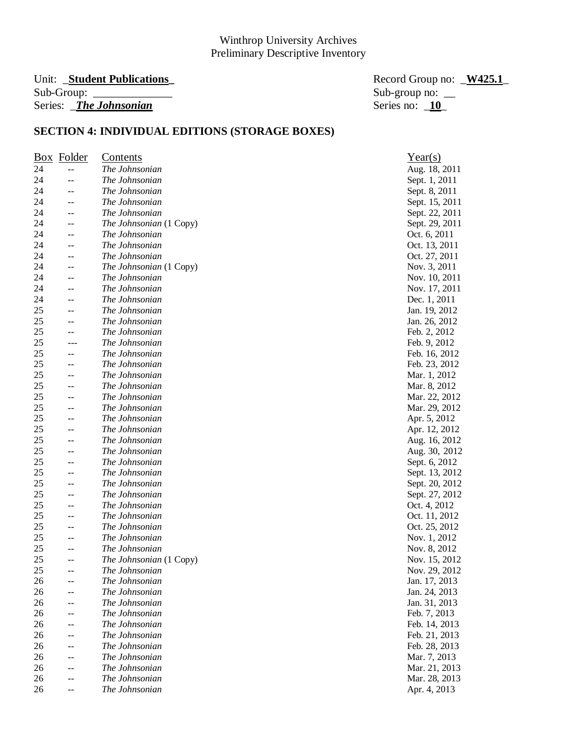Winthrop University Archives
Preliminary Descriptive Inventory

Unit: _**Student Publications**_ Record Group no: _**W425.1**_
Sub-Group: ______________ Sub-group no: __
Series: _***The Johnsonian*** Series no: _**10**_

## SECTION 4: INDIVIDUAL EDITIONS (STORAGE BOXES)

| Box | Folder | Contents | Year(s) |
|---|---|---|---|
| 24 | -- | *The Johnsonian* | Aug. 18, 2011 |
| 24 | -- | *The Johnsonian* | Sept. 1, 2011 |
| 24 | -- | *The Johnsonian* | Sept. 8, 2011 |
| 24 | -- | *The Johnsonian* | Sept. 15, 2011 |
| 24 | -- | *The Johnsonian* | Sept. 22, 2011 |
| 24 | -- | *The Johnsonian* (1 Copy) | Sept. 29, 2011 |
| 24 | -- | *The Johnsonian* | Oct. 6, 2011 |
| 24 | -- | *The Johnsonian* | Oct. 13, 2011 |
| 24 | -- | *The Johnsonian* | Oct. 27, 2011 |
| 24 | -- | *The Johnsonian* (1 Copy) | Nov. 3, 2011 |
| 24 | -- | *The Johnsonian* | Nov. 10, 2011 |
| 24 | -- | *The Johnsonian* | Nov. 17, 2011 |
| 24 | -- | *The Johnsonian* | Dec. 1, 2011 |
| 25 | -- | *The Johnsonian* | Jan. 19, 2012 |
| 25 | -- | *The Johnsonian* | Jan. 26, 2012 |
| 25 | -- | *The Johnsonian* | Feb. 2, 2012 |
| 25 | --- | *The Johnsonian* | Feb. 9, 2012 |
| 25 | -- | *The Johnsonian* | Feb. 16, 2012 |
| 25 | -- | *The Johnsonian* | Feb. 23, 2012 |
| 25 | -- | *The Johnsonian* | Mar. 1, 2012 |
| 25 | -- | *The Johnsonian* | Mar. 8, 2012 |
| 25 | -- | *The Johnsonian* | Mar. 22, 2012 |
| 25 | -- | *The Johnsonian* | Mar. 29, 2012 |
| 25 | -- | *The Johnsonian* | Apr. 5, 2012 |
| 25 | -- | *The Johnsonian* | Apr. 12, 2012 |
| 25 | -- | *The Johnsonian* | Aug. 16, 2012 |
| 25 | -- | *The Johnsonian* | Aug. 30, 2012 |
| 25 | -- | *The Johnsonian* | Sept. 6, 2012 |
| 25 | -- | *The Johnsonian* | Sept. 13, 2012 |
| 25 | -- | *The Johnsonian* | Sept. 20, 2012 |
| 25 | -- | *The Johnsonian* | Sept. 27, 2012 |
| 25 | -- | *The Johnsonian* | Oct. 4, 2012 |
| 25 | -- | *The Johnsonian* | Oct. 11, 2012 |
| 25 | -- | *The Johnsonian* | Oct. 25, 2012 |
| 25 | -- | *The Johnsonian* | Nov. 1, 2012 |
| 25 | -- | *The Johnsonian* | Nov. 8, 2012 |
| 25 | -- | *The Johnsonian* (1 Copy) | Nov. 15, 2012 |
| 25 | -- | *The Johnsonian* | Nov. 29, 2012 |
| 26 | -- | *The Johnsonian* | Jan. 17, 2013 |
| 26 | -- | *The Johnsonian* | Jan. 24, 2013 |
| 26 | -- | *The Johnsonian* | Jan. 31, 2013 |
| 26 | -- | *The Johnsonian* | Feb. 7, 2013 |
| 26 | -- | *The Johnsonian* | Feb. 14, 2013 |
| 26 | -- | *The Johnsonian* | Feb. 21, 2013 |
| 26 | -- | *The Johnsonian* | Feb. 28, 2013 |
| 26 | -- | *The Johnsonian* | Mar. 7, 2013 |
| 26 | -- | *The Johnsonian* | Mar. 21, 2013 |
| 26 | -- | *The Johnsonian* | Mar. 28, 2013 |
| 26 | -- | *The Johnsonian* | Apr. 4, 2013 |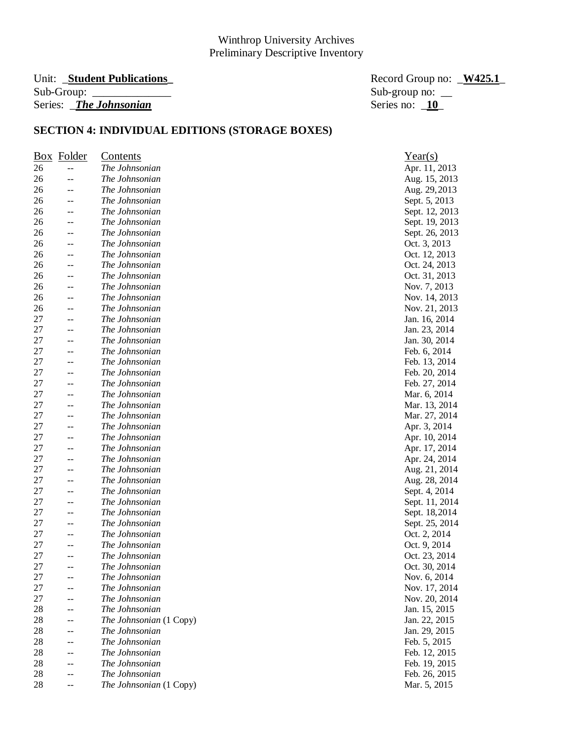Winthrop University Archives
Preliminary Descriptive Inventory

Unit: **Student Publications** Record Group no: **W425.1**
Sub-Group: ______________ Sub-group no: __
Series: ***The Johnsonian*** Series no: **10**

## SECTION 4: INDIVIDUAL EDITIONS (STORAGE BOXES)

| Box | Folder | Contents | Year(s) |
|---|---|---|---|
| 26 | -- | *The Johnsonian* | Apr. 11, 2013 |
| 26 | -- | *The Johnsonian* | Aug. 15, 2013 |
| 26 | -- | *The Johnsonian* | Aug. 29, 2013 |
| 26 | -- | *The Johnsonian* | Sept. 5, 2013 |
| 26 | -- | *The Johnsonian* | Sept. 12, 2013 |
| 26 | -- | *The Johnsonian* | Sept. 19, 2013 |
| 26 | -- | *The Johnsonian* | Sept. 26, 2013 |
| 26 | -- | *The Johnsonian* | Oct. 3, 2013 |
| 26 | -- | *The Johnsonian* | Oct. 12, 2013 |
| 26 | -- | *The Johnsonian* | Oct. 24, 2013 |
| 26 | -- | *The Johnsonian* | Oct. 31, 2013 |
| 26 | -- | *The Johnsonian* | Nov. 7, 2013 |
| 26 | -- | *The Johnsonian* | Nov. 14, 2013 |
| 26 | -- | *The Johnsonian* | Nov. 21, 2013 |
| 27 | -- | *The Johnsonian* | Jan. 16, 2014 |
| 27 | -- | *The Johnsonian* | Jan. 23, 2014 |
| 27 | -- | *The Johnsonian* | Jan. 30, 2014 |
| 27 | -- | *The Johnsonian* | Feb. 6, 2014 |
| 27 | -- | *The Johnsonian* | Feb. 13, 2014 |
| 27 | -- | *The Johnsonian* | Feb. 20, 2014 |
| 27 | -- | *The Johnsonian* | Feb. 27, 2014 |
| 27 | -- | *The Johnsonian* | Mar. 6, 2014 |
| 27 | -- | *The Johnsonian* | Mar. 13, 2014 |
| 27 | -- | *The Johnsonian* | Mar. 27, 2014 |
| 27 | -- | *The Johnsonian* | Apr. 3, 2014 |
| 27 | -- | *The Johnsonian* | Apr. 10, 2014 |
| 27 | -- | *The Johnsonian* | Apr. 17, 2014 |
| 27 | -- | *The Johnsonian* | Apr. 24, 2014 |
| 27 | -- | *The Johnsonian* | Aug. 21, 2014 |
| 27 | -- | *The Johnsonian* | Aug. 28, 2014 |
| 27 | -- | *The Johnsonian* | Sept. 4, 2014 |
| 27 | -- | *The Johnsonian* | Sept. 11, 2014 |
| 27 | -- | *The Johnsonian* | Sept. 18, 2014 |
| 27 | -- | *The Johnsonian* | Sept. 25, 2014 |
| 27 | -- | *The Johnsonian* | Oct. 2, 2014 |
| 27 | -- | *The Johnsonian* | Oct. 9, 2014 |
| 27 | -- | *The Johnsonian* | Oct. 23, 2014 |
| 27 | -- | *The Johnsonian* | Oct. 30, 2014 |
| 27 | -- | *The Johnsonian* | Nov. 6, 2014 |
| 27 | -- | *The Johnsonian* | Nov. 17, 2014 |
| 27 | -- | *The Johnsonian* | Nov. 20, 2014 |
| 28 | -- | *The Johnsonian* | Jan. 15, 2015 |
| 28 | -- | *The Johnsonian* (1 Copy) | Jan. 22, 2015 |
| 28 | -- | *The Johnsonian* | Jan. 29, 2015 |
| 28 | -- | *The Johnsonian* | Feb. 5, 2015 |
| 28 | -- | *The Johnsonian* | Feb. 12, 2015 |
| 28 | -- | *The Johnsonian* | Feb. 19, 2015 |
| 28 | -- | *The Johnsonian* | Feb. 26, 2015 |
| 28 | -- | *The Johnsonian* (1 Copy) | Mar. 5, 2015 |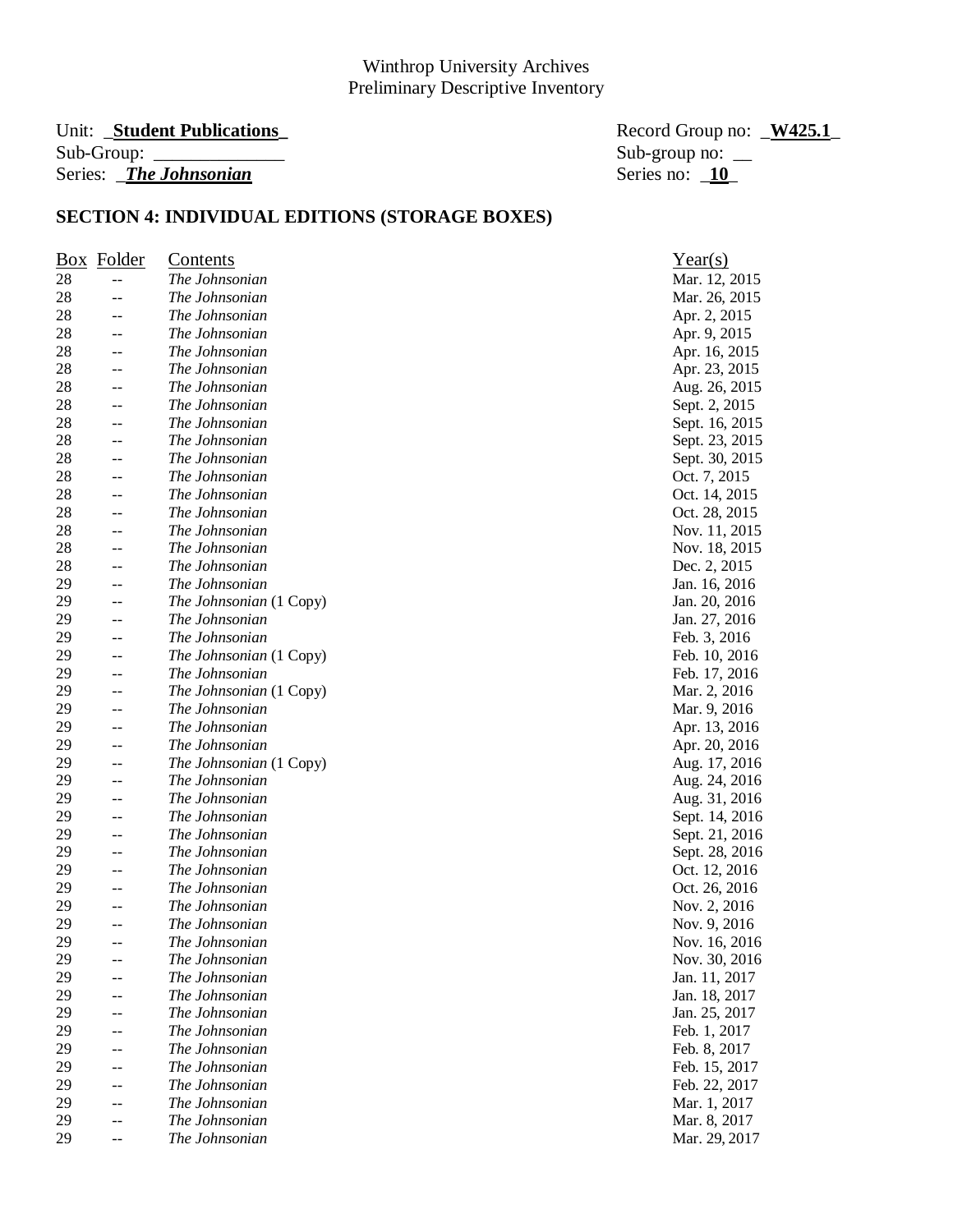Winthrop University Archives
Preliminary Descriptive Inventory

Unit: _**Student Publications**_ Record Group no: _**W425.1**_
Sub-Group: ______________ Sub-group no: __
Series: _***The Johnsonian***_ Series no: _**10**_

## SECTION 4: INDIVIDUAL EDITIONS (STORAGE BOXES)

| Box | Folder | Contents | Year(s) |
|---|---|---|---|
| 28 | -- | *The Johnsonian* | Mar. 12, 2015 |
| 28 | -- | *The Johnsonian* | Mar. 26, 2015 |
| 28 | -- | *The Johnsonian* | Apr. 2, 2015 |
| 28 | -- | *The Johnsonian* | Apr. 9, 2015 |
| 28 | -- | *The Johnsonian* | Apr. 16, 2015 |
| 28 | -- | *The Johnsonian* | Apr. 23, 2015 |
| 28 | -- | *The Johnsonian* | Aug. 26, 2015 |
| 28 | -- | *The Johnsonian* | Sept. 2, 2015 |
| 28 | -- | *The Johnsonian* | Sept. 16, 2015 |
| 28 | -- | *The Johnsonian* | Sept. 23, 2015 |
| 28 | -- | *The Johnsonian* | Sept. 30, 2015 |
| 28 | -- | *The Johnsonian* | Oct. 7, 2015 |
| 28 | -- | *The Johnsonian* | Oct. 14, 2015 |
| 28 | -- | *The Johnsonian* | Oct. 28, 2015 |
| 28 | -- | *The Johnsonian* | Nov. 11, 2015 |
| 28 | -- | *The Johnsonian* | Nov. 18, 2015 |
| 28 | -- | *The Johnsonian* | Dec. 2, 2015 |
| 29 | -- | *The Johnsonian* | Jan. 16, 2016 |
| 29 | -- | *The Johnsonian* (1 Copy) | Jan. 20, 2016 |
| 29 | -- | *The Johnsonian* | Jan. 27, 2016 |
| 29 | -- | *The Johnsonian* | Feb. 3, 2016 |
| 29 | -- | *The Johnsonian* (1 Copy) | Feb. 10, 2016 |
| 29 | -- | *The Johnsonian* | Feb. 17, 2016 |
| 29 | -- | *The Johnsonian* (1 Copy) | Mar. 2, 2016 |
| 29 | -- | *The Johnsonian* | Mar. 9, 2016 |
| 29 | -- | *The Johnsonian* | Apr. 13, 2016 |
| 29 | -- | *The Johnsonian* | Apr. 20, 2016 |
| 29 | -- | *The Johnsonian* (1 Copy) | Aug. 17, 2016 |
| 29 | -- | *The Johnsonian* | Aug. 24, 2016 |
| 29 | -- | *The Johnsonian* | Aug. 31, 2016 |
| 29 | -- | *The Johnsonian* | Sept. 14, 2016 |
| 29 | -- | *The Johnsonian* | Sept. 21, 2016 |
| 29 | -- | *The Johnsonian* | Sept. 28, 2016 |
| 29 | -- | *The Johnsonian* | Oct. 12, 2016 |
| 29 | -- | *The Johnsonian* | Oct. 26, 2016 |
| 29 | -- | *The Johnsonian* | Nov. 2, 2016 |
| 29 | -- | *The Johnsonian* | Nov. 9, 2016 |
| 29 | -- | *The Johnsonian* | Nov. 16, 2016 |
| 29 | -- | *The Johnsonian* | Nov. 30, 2016 |
| 29 | -- | *The Johnsonian* | Jan. 11, 2017 |
| 29 | -- | *The Johnsonian* | Jan. 18, 2017 |
| 29 | -- | *The Johnsonian* | Jan. 25, 2017 |
| 29 | -- | *The Johnsonian* | Feb. 1, 2017 |
| 29 | -- | *The Johnsonian* | Feb. 8, 2017 |
| 29 | -- | *The Johnsonian* | Feb. 15, 2017 |
| 29 | -- | *The Johnsonian* | Feb. 22, 2017 |
| 29 | -- | *The Johnsonian* | Mar. 1, 2017 |
| 29 | -- | *The Johnsonian* | Mar. 8, 2017 |
| 29 | -- | *The Johnsonian* | Mar. 29, 2017 |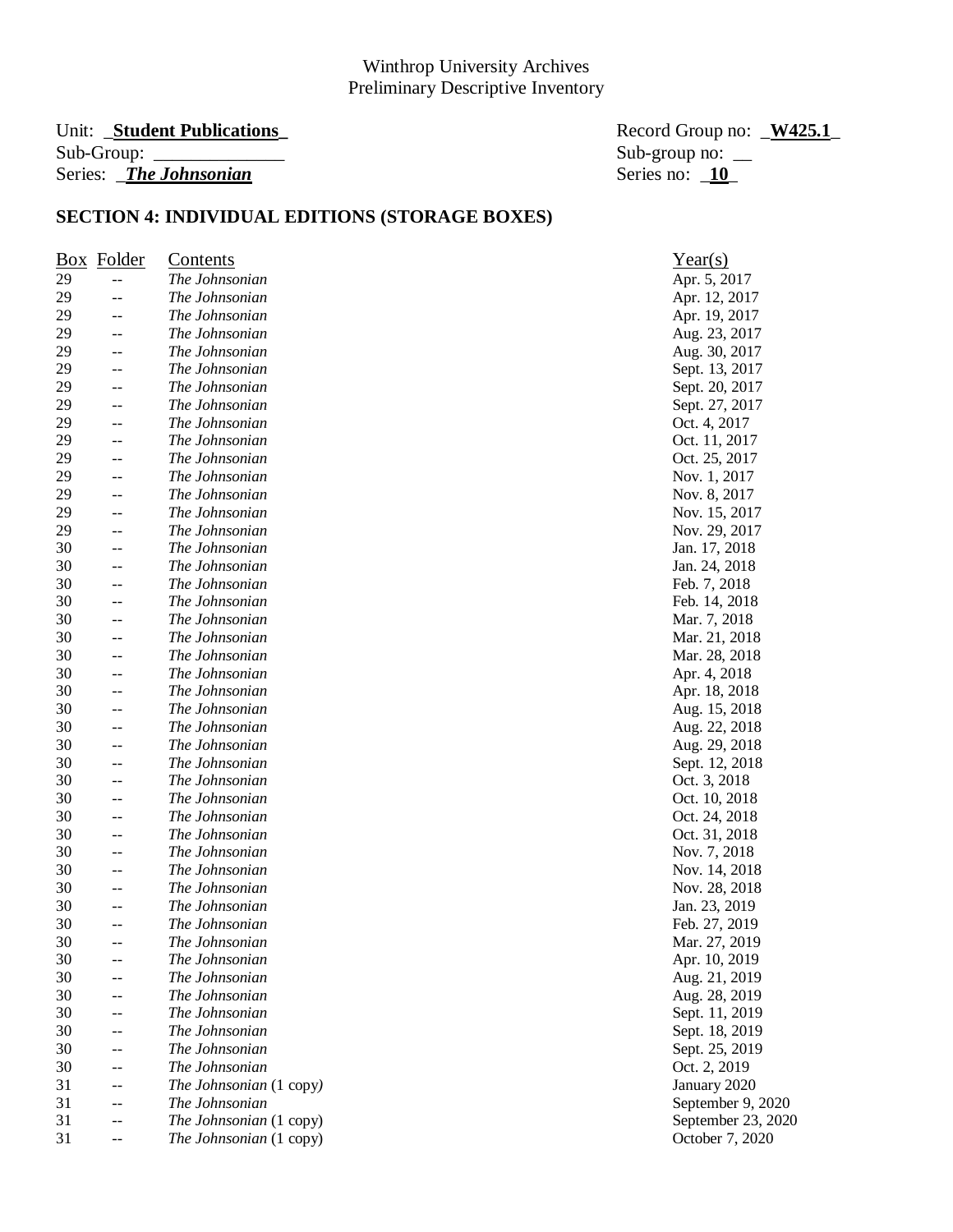Winthrop University Archives
Preliminary Descriptive Inventory

Unit: **Student Publications** Record Group no: **W425.1**
Sub-Group: ______________ Sub-group no: __
Series: ***The Johnsonian*** Series no: **10**

## SECTION 4: INDIVIDUAL EDITIONS (STORAGE BOXES)

| Box | Folder | Contents | Year(s) |
|---|---|---|---|
| 29 | -- | *The Johnsonian* | Apr. 5, 2017 |
| 29 | -- | *The Johnsonian* | Apr. 12, 2017 |
| 29 | -- | *The Johnsonian* | Apr. 19, 2017 |
| 29 | -- | *The Johnsonian* | Aug. 23, 2017 |
| 29 | -- | *The Johnsonian* | Aug. 30, 2017 |
| 29 | -- | *The Johnsonian* | Sept. 13, 2017 |
| 29 | -- | *The Johnsonian* | Sept. 20, 2017 |
| 29 | -- | *The Johnsonian* | Sept. 27, 2017 |
| 29 | -- | *The Johnsonian* | Oct. 4, 2017 |
| 29 | -- | *The Johnsonian* | Oct. 11, 2017 |
| 29 | -- | *The Johnsonian* | Oct. 25, 2017 |
| 29 | -- | *The Johnsonian* | Nov. 1, 2017 |
| 29 | -- | *The Johnsonian* | Nov. 8, 2017 |
| 29 | -- | *The Johnsonian* | Nov. 15, 2017 |
| 29 | -- | *The Johnsonian* | Nov. 29, 2017 |
| 30 | -- | *The Johnsonian* | Jan. 17, 2018 |
| 30 | -- | *The Johnsonian* | Jan. 24, 2018 |
| 30 | -- | *The Johnsonian* | Feb. 7, 2018 |
| 30 | -- | *The Johnsonian* | Feb. 14, 2018 |
| 30 | -- | *The Johnsonian* | Mar. 7, 2018 |
| 30 | -- | *The Johnsonian* | Mar. 21, 2018 |
| 30 | -- | *The Johnsonian* | Mar. 28, 2018 |
| 30 | -- | *The Johnsonian* | Apr. 4, 2018 |
| 30 | -- | *The Johnsonian* | Apr. 18, 2018 |
| 30 | -- | *The Johnsonian* | Aug. 15, 2018 |
| 30 | -- | *The Johnsonian* | Aug. 22, 2018 |
| 30 | -- | *The Johnsonian* | Aug. 29, 2018 |
| 30 | -- | *The Johnsonian* | Sept. 12, 2018 |
| 30 | -- | *The Johnsonian* | Oct. 3, 2018 |
| 30 | -- | *The Johnsonian* | Oct. 10, 2018 |
| 30 | -- | *The Johnsonian* | Oct. 24, 2018 |
| 30 | -- | *The Johnsonian* | Oct. 31, 2018 |
| 30 | -- | *The Johnsonian* | Nov. 7, 2018 |
| 30 | -- | *The Johnsonian* | Nov. 14, 2018 |
| 30 | -- | *The Johnsonian* | Nov. 28, 2018 |
| 30 | -- | *The Johnsonian* | Jan. 23, 2019 |
| 30 | -- | *The Johnsonian* | Feb. 27, 2019 |
| 30 | -- | *The Johnsonian* | Mar. 27, 2019 |
| 30 | -- | *The Johnsonian* | Apr. 10, 2019 |
| 30 | -- | *The Johnsonian* | Aug. 21, 2019 |
| 30 | -- | *The Johnsonian* | Aug. 28, 2019 |
| 30 | -- | *The Johnsonian* | Sept. 11, 2019 |
| 30 | -- | *The Johnsonian* | Sept. 18, 2019 |
| 30 | -- | *The Johnsonian* | Sept. 25, 2019 |
| 30 | -- | *The Johnsonian* | Oct. 2, 2019 |
| 31 | -- | *The Johnsonian* (1 copy) | January 2020 |
| 31 | -- | *The Johnsonian* | September 9, 2020 |
| 31 | -- | *The Johnsonian* (1 copy) | September 23, 2020 |
| 31 | -- | *The Johnsonian* (1 copy) | October 7, 2020 |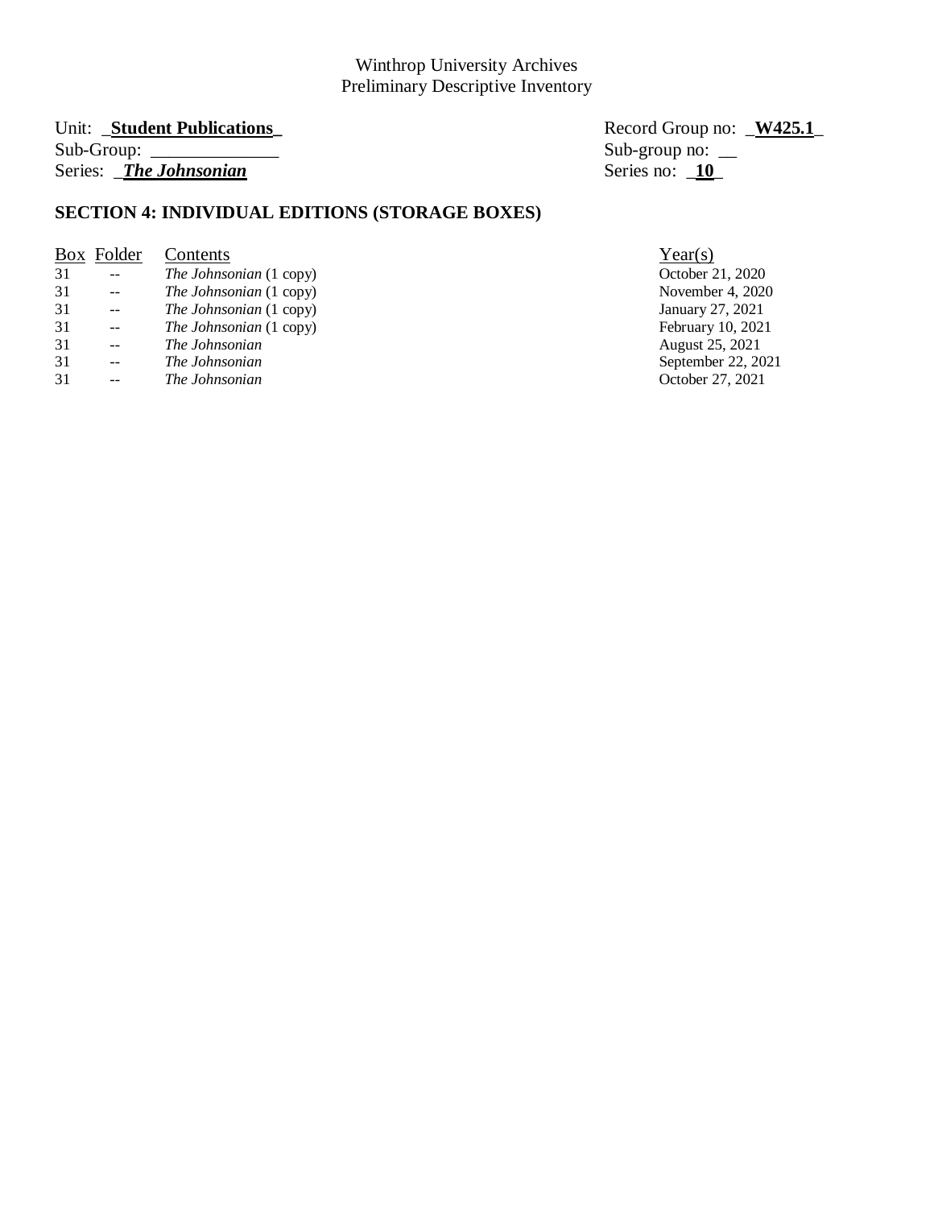Winthrop University Archives
Preliminary Descriptive Inventory

Unit: _**Student Publications**_ Record Group no: _**W425.1**_
Sub-Group: ______________ Sub-group no: __
Series: _***The Johnsonian*** Series no: _**10**_

## SECTION 4: INDIVIDUAL EDITIONS (STORAGE BOXES)

| Box | Folder | Contents | Year(s) |
|---|---|---|---|
| 31 | -- | *The Johnsonian* (1 copy) | October 21, 2020 |
| 31 | -- | *The Johnsonian* (1 copy) | November 4, 2020 |
| 31 | -- | *The Johnsonian* (1 copy) | January 27, 2021 |
| 31 | -- | *The Johnsonian* (1 copy) | February 10, 2021 |
| 31 | -- | *The Johnsonian* | August 25, 2021 |
| 31 | -- | *The Johnsonian* | September 22, 2021 |
| 31 | -- | *The Johnsonian* | October 27, 2021 |